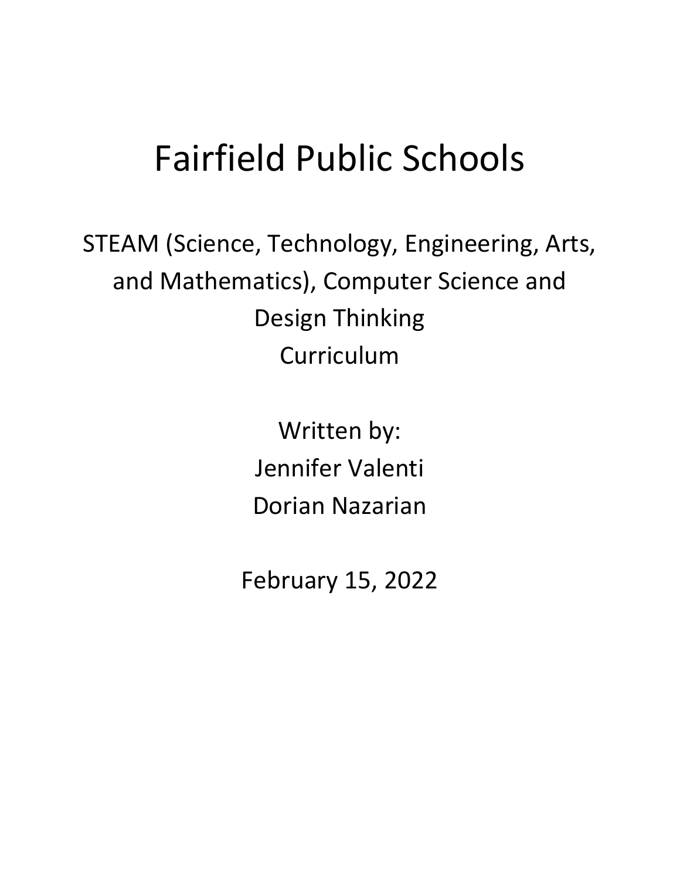# Fairfield Public Schools

STEAM (Science, Technology, Engineering, Arts, and Mathematics), Computer Science and Design Thinking
Curriculum

Written by:
Jennifer Valenti
Dorian Nazarian

February 15, 2022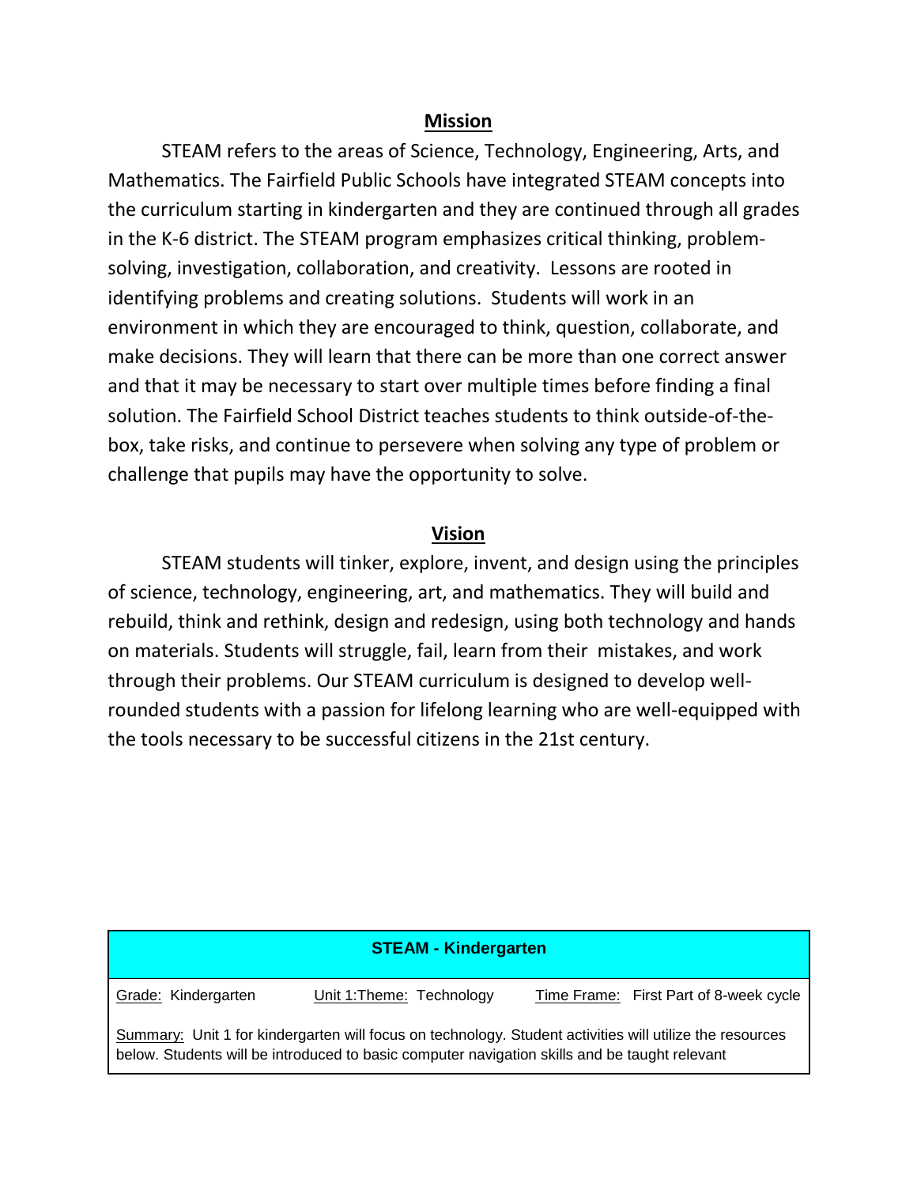## Mission

STEAM refers to the areas of Science, Technology, Engineering, Arts, and Mathematics. The Fairfield Public Schools have integrated STEAM concepts into the curriculum starting in kindergarten and they are continued through all grades in the K-6 district. The STEAM program emphasizes critical thinking, problem-solving, investigation, collaboration, and creativity. Lessons are rooted in identifying problems and creating solutions. Students will work in an environment in which they are encouraged to think, question, collaborate, and make decisions. They will learn that there can be more than one correct answer and that it may be necessary to start over multiple times before finding a final solution. The Fairfield School District teaches students to think outside-of-the-box, take risks, and continue to persevere when solving any type of problem or challenge that pupils may have the opportunity to solve.

## Vision

STEAM students will tinker, explore, invent, and design using the principles of science, technology, engineering, art, and mathematics. They will build and rebuild, think and rethink, design and redesign, using both technology and hands on materials. Students will struggle, fail, learn from their mistakes, and work through their problems. Our STEAM curriculum is designed to develop well-rounded students with a passion for lifelong learning who are well-equipped with the tools necessary to be successful citizens in the 21st century.

| STEAM - Kindergarten | | |
| --- | --- | --- |
| Grade: Kindergarten | Unit 1:Theme: Technology | Time Frame: First Part of 8-week cycle |
| Summary: Unit 1 for kindergarten will focus on technology. Student activities will utilize the resources below. Students will be introduced to basic computer navigation skills and be taught relevant | | |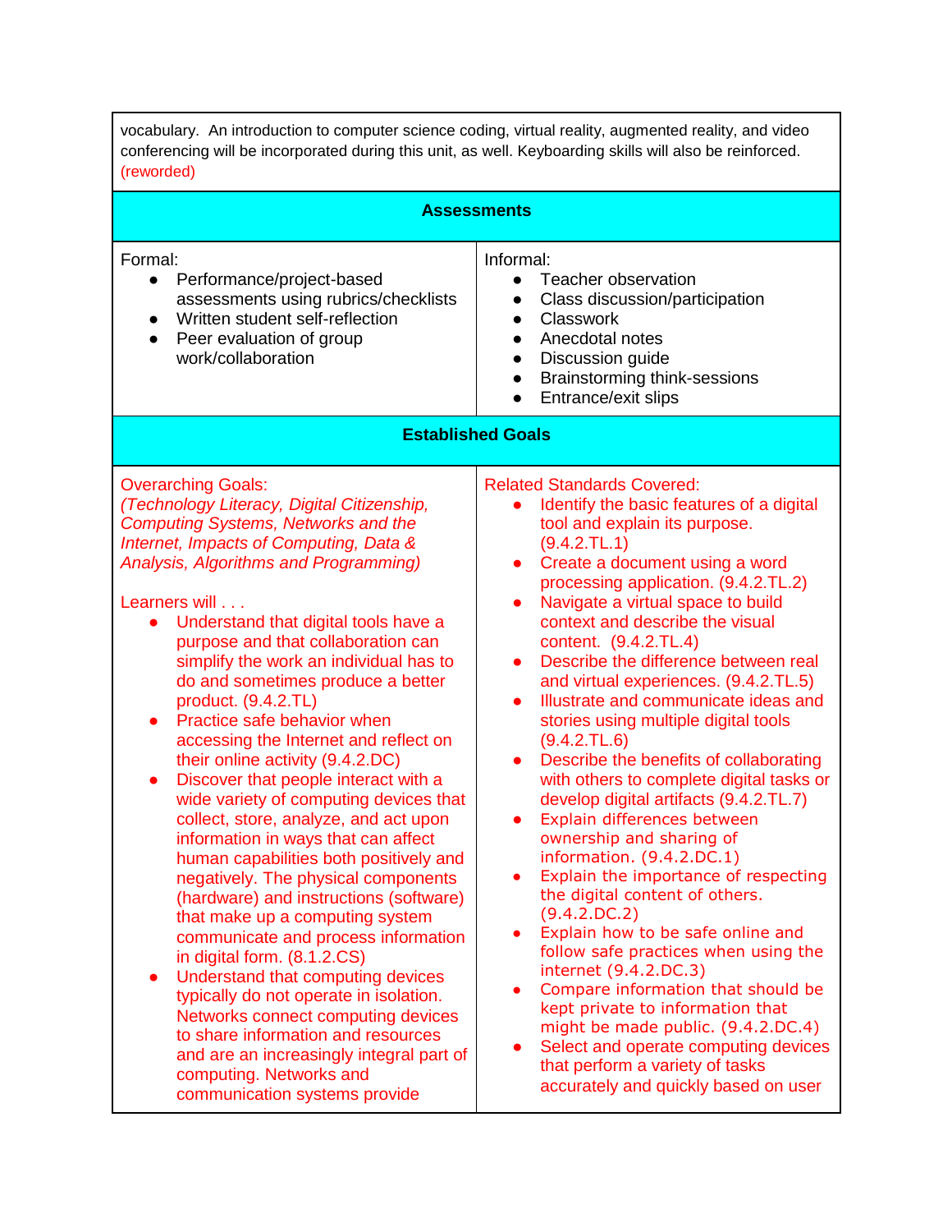vocabulary. An introduction to computer science coding, virtual reality, augmented reality, and video conferencing will be incorporated during this unit, as well. Keyboarding skills will also be reinforced. (reworded)

## Assessments

| Formal: | Informal: |
|---|---|
| • Performance/project-based assessments using rubrics/checklists<br>• Written student self-reflection<br>• Peer evaluation of group work/collaboration | • Teacher observation<br>• Class discussion/participation<br>• Classwork<br>• Anecdotal notes<br>• Discussion guide<br>• Brainstorming think-sessions<br>• Entrance/exit slips |

## Established Goals

| Overarching Goals: | Related Standards Covered: |
|---|---|
| *(Technology Literacy, Digital Citizenship, Computing Systems, Networks and the Internet, Impacts of Computing, Data & Analysis, Algorithms and Programming)*<br><br>Learners will . . .<br>• Understand that digital tools have a purpose and that collaboration can simplify the work an individual has to do and sometimes produce a better product. (9.4.2.TL)<br>• Practice safe behavior when accessing the Internet and reflect on their online activity (9.4.2.DC)<br>• Discover that people interact with a wide variety of computing devices that collect, store, analyze, and act upon information in ways that can affect human capabilities both positively and negatively. The physical components (hardware) and instructions (software) that make up a computing system communicate and process information in digital form. (8.1.2.CS)<br>• Understand that computing devices typically do not operate in isolation. Networks connect computing devices to share information and resources and are an increasingly integral part of computing. Networks and communication systems provide | • Identify the basic features of a digital tool and explain its purpose. (9.4.2.TL.1)<br>• Create a document using a word processing application. (9.4.2.TL.2)<br>• Navigate a virtual space to build context and describe the visual content. (9.4.2.TL.4)<br>• Describe the difference between real and virtual experiences. (9.4.2.TL.5)<br>• Illustrate and communicate ideas and stories using multiple digital tools (9.4.2.TL.6)<br>• Describe the benefits of collaborating with others to complete digital tasks or develop digital artifacts (9.4.2.TL.7)<br>• Explain differences between ownership and sharing of information. (9.4.2.DC.1)<br>• Explain the importance of respecting the digital content of others. (9.4.2.DC.2)<br>• Explain how to be safe online and follow safe practices when using the internet (9.4.2.DC.3)<br>• Compare information that should be kept private to information that might be made public. (9.4.2.DC.4)<br>• Select and operate computing devices that perform a variety of tasks accurately and quickly based on user |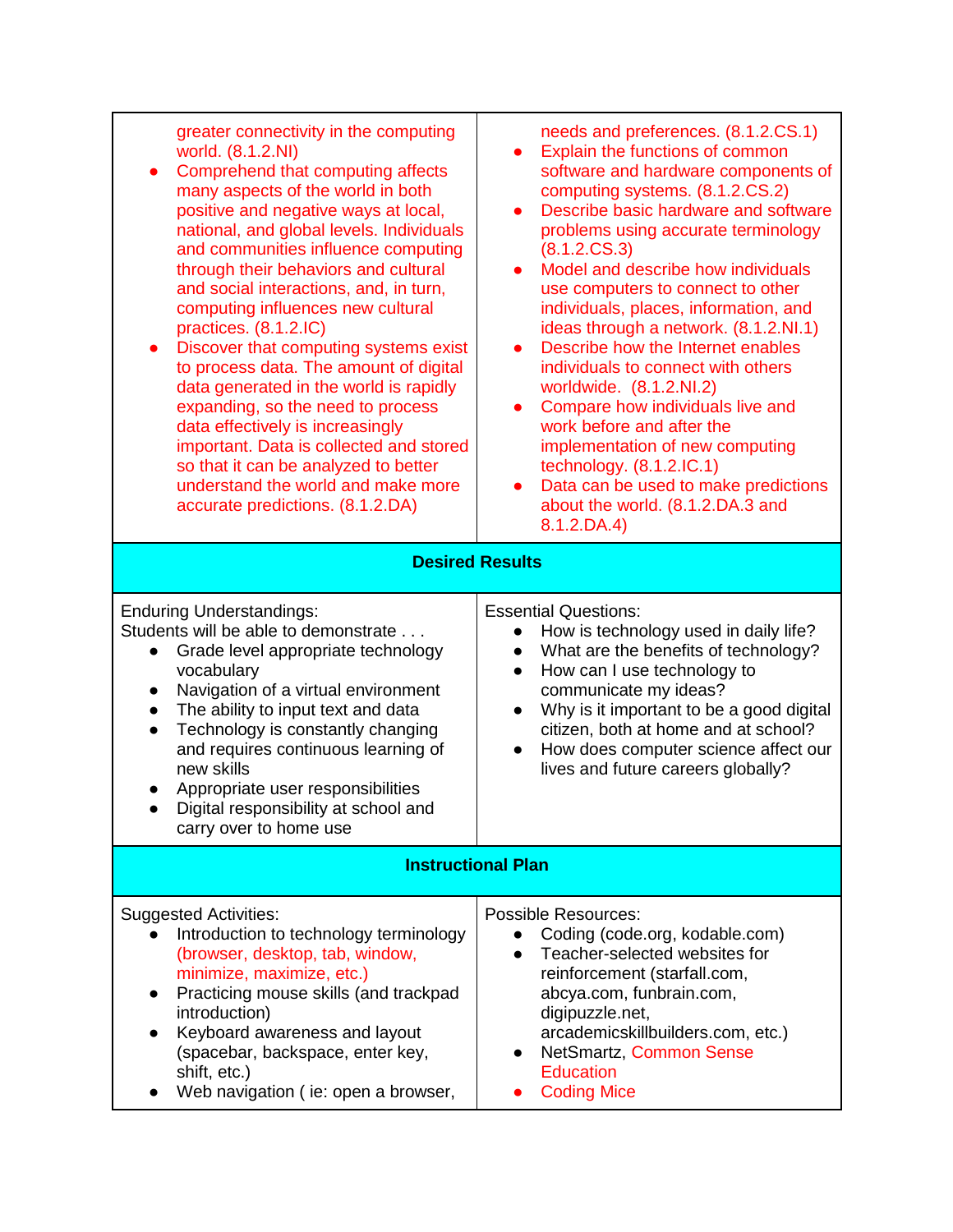| | |
|---|---|
| greater connectivity in the computing world. (8.1.2.NI)<br>● Comprehend that computing affects many aspects of the world in both positive and negative ways at local, national, and global levels. Individuals and communities influence computing through their behaviors and cultural and social interactions, and, in turn, computing influences new cultural practices. (8.1.2.IC)<br>● Discover that computing systems exist to process data. The amount of digital data generated in the world is rapidly expanding, so the need to process data effectively is increasingly important. Data is collected and stored so that it can be analyzed to better understand the world and make more accurate predictions. (8.1.2.DA) | needs and preferences. (8.1.2.CS.1)<br>● Explain the functions of common software and hardware components of computing systems. (8.1.2.CS.2)<br>● Describe basic hardware and software problems using accurate terminology (8.1.2.CS.3)<br>● Model and describe how individuals use computers to connect to other individuals, places, information, and ideas through a network. (8.1.2.NI.1)<br>● Describe how the Internet enables individuals to connect with others worldwide. (8.1.2.NI.2)<br>● Compare how individuals live and work before and after the implementation of new computing technology. (8.1.2.IC.1)<br>● Data can be used to make predictions about the world. (8.1.2.DA.3 and 8.1.2.DA.4) |
| **Desired Results** | |
| Enduring Understandings:<br>Students will be able to demonstrate . . .<br>● Grade level appropriate technology vocabulary<br>● Navigation of a virtual environment<br>● The ability to input text and data<br>● Technology is constantly changing and requires continuous learning of new skills<br>● Appropriate user responsibilities<br>● Digital responsibility at school and carry over to home use | Essential Questions:<br>● How is technology used in daily life?<br>● What are the benefits of technology?<br>● How can I use technology to communicate my ideas?<br>● Why is it important to be a good digital citizen, both at home and at school?<br>● How does computer science affect our lives and future careers globally? |
| **Instructional Plan** | |
| Suggested Activities:<br>● Introduction to technology terminology (browser, desktop, tab, window, minimize, maximize, etc.)<br>● Practicing mouse skills (and trackpad introduction)<br>● Keyboard awareness and layout (spacebar, backspace, enter key, shift, etc.)<br>● Web navigation ( ie: open a browser, | Possible Resources:<br>● Coding (code.org, kodable.com)<br>● Teacher-selected websites for reinforcement (starfall.com, abcya.com, funbrain.com, digipuzzle.net, arcademicskillbuilders.com, etc.)<br>● NetSmartz, Common Sense Education<br>● Coding Mice |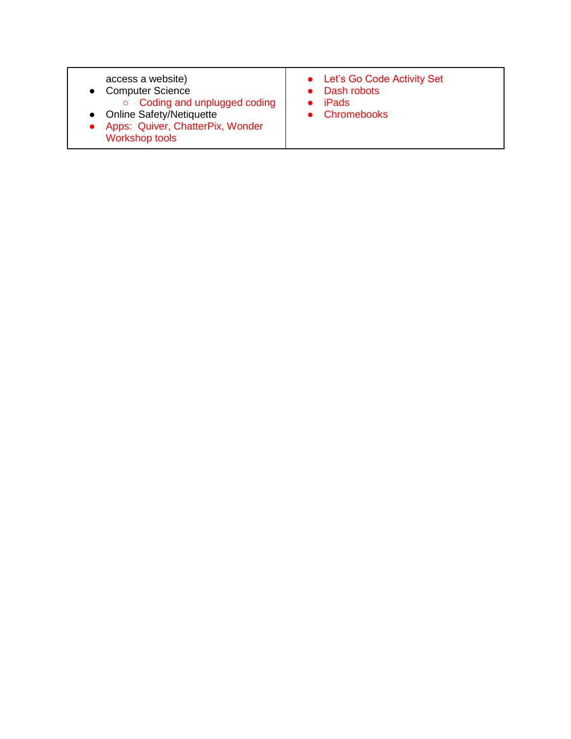| | |
|---|---|
| access a website)<br>• Computer Science<br>&nbsp;&nbsp;&nbsp;&nbsp;○ Coding and unplugged coding<br>• Online Safety/Netiquette<br>• Apps: Quiver, ChatterPix, Wonder Workshop tools | • Let's Go Code Activity Set<br>• Dash robots<br>• iPads<br>• Chromebooks |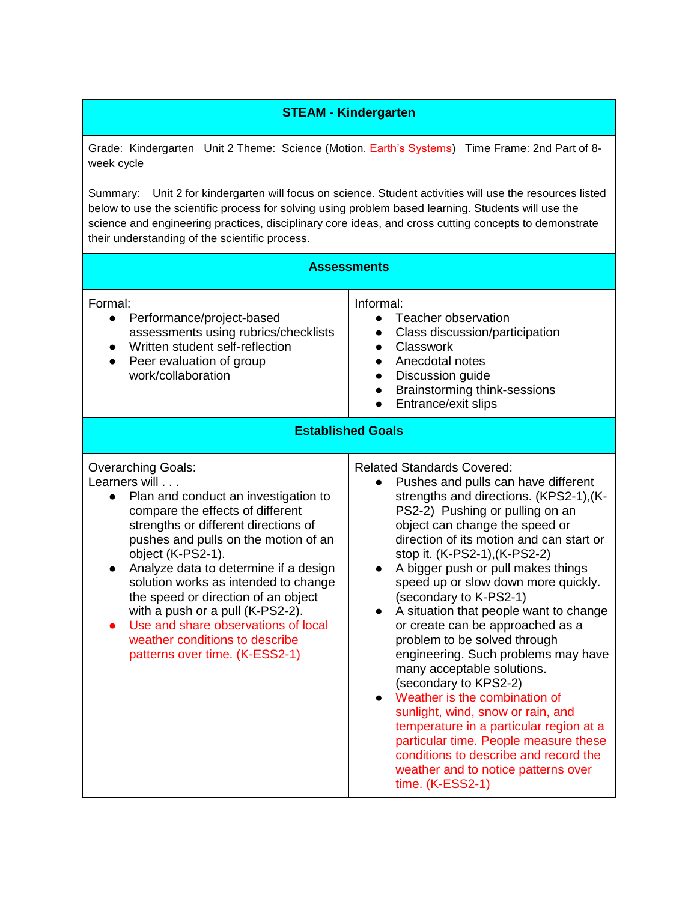## STEAM - Kindergarten

Grade: Kindergarten Unit 2 Theme: Science (Motion. Earth's Systems) Time Frame: 2nd Part of 8-week cycle

Summary: Unit 2 for kindergarten will focus on science. Student activities will use the resources listed below to use the scientific process for solving using problem based learning. Students will use the science and engineering practices, disciplinary core ideas, and cross cutting concepts to demonstrate their understanding of the scientific process.

### Assessments

| Formal | Informal |
| --- | --- |
| • Performance/project-based assessments using rubrics/checklists<br>• Written student self-reflection<br>• Peer evaluation of group work/collaboration | • Teacher observation<br>• Class discussion/participation<br>• Classwork<br>• Anecdotal notes<br>• Discussion guide<br>• Brainstorming think-sessions<br>• Entrance/exit slips |

### Established Goals

| Overarching Goals | Related Standards Covered |
| --- | --- |
| Learners will . . .<br>• Plan and conduct an investigation to compare the effects of different strengths or different directions of pushes and pulls on the motion of an object (K-PS2-1).<br>• Analyze data to determine if a design solution works as intended to change the speed or direction of an object with a push or a pull (K-PS2-2).<br>• Use and share observations of local weather conditions to describe patterns over time. (K-ESS2-1) | • Pushes and pulls can have different strengths and directions. (KPS2-1),(K-PS2-2) Pushing or pulling on an object can change the speed or direction of its motion and can start or stop it. (K-PS2-1),(K-PS2-2)<br>• A bigger push or pull makes things speed up or slow down more quickly. (secondary to K-PS2-1)<br>• A situation that people want to change or create can be approached as a problem to be solved through engineering. Such problems may have many acceptable solutions. (secondary to KPS2-2)<br>• Weather is the combination of sunlight, wind, snow or rain, and temperature in a particular region at a particular time. People measure these conditions to describe and record the weather and to notice patterns over time. (K-ESS2-1) |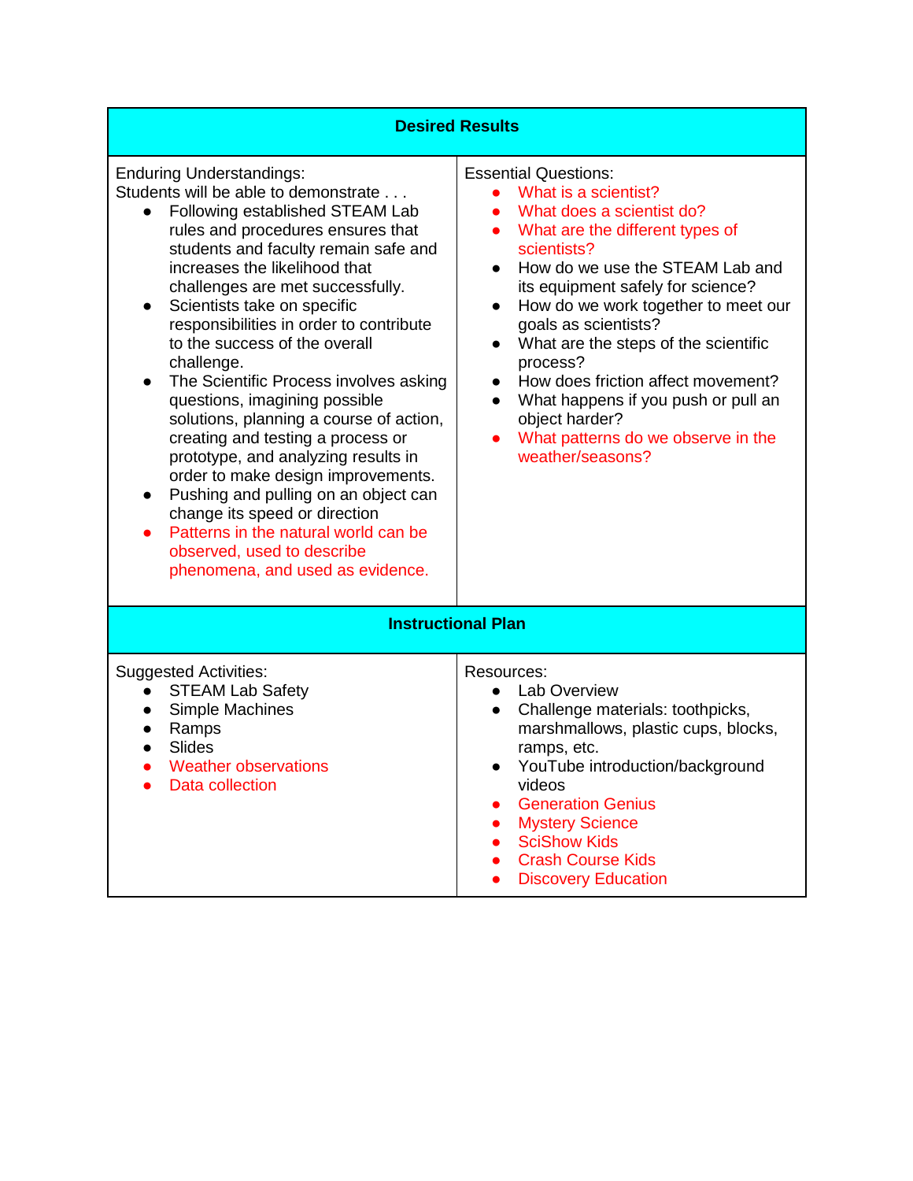| Desired Results | |
|---|---|
| Enduring Understandings:<br>Students will be able to demonstrate . . .<br>• Following established STEAM Lab rules and procedures ensures that students and faculty remain safe and increases the likelihood that challenges are met successfully.<br>• Scientists take on specific responsibilities in order to contribute to the success of the overall challenge.<br>• The Scientific Process involves asking questions, imagining possible solutions, planning a course of action, creating and testing a process or prototype, and analyzing results in order to make design improvements.<br>• Pushing and pulling on an object can change its speed or direction<br>• Patterns in the natural world can be observed, used to describe phenomena, and used as evidence. | Essential Questions:<br>• What is a scientist?<br>• What does a scientist do?<br>• What are the different types of scientists?<br>• How do we use the STEAM Lab and its equipment safely for science?<br>• How do we work together to meet our goals as scientists?<br>• What are the steps of the scientific process?<br>• How does friction affect movement?<br>• What happens if you push or pull an object harder?<br>• What patterns do we observe in the weather/seasons? |
| **Instructional Plan** | |
| Suggested Activities:<br>• STEAM Lab Safety<br>• Simple Machines<br>• Ramps<br>• Slides<br>• Weather observations<br>• Data collection | Resources:<br>• Lab Overview<br>• Challenge materials: toothpicks, marshmallows, plastic cups, blocks, ramps, etc.<br>• YouTube introduction/background videos<br>• Generation Genius<br>• Mystery Science<br>• SciShow Kids<br>• Crash Course Kids<br>• Discovery Education |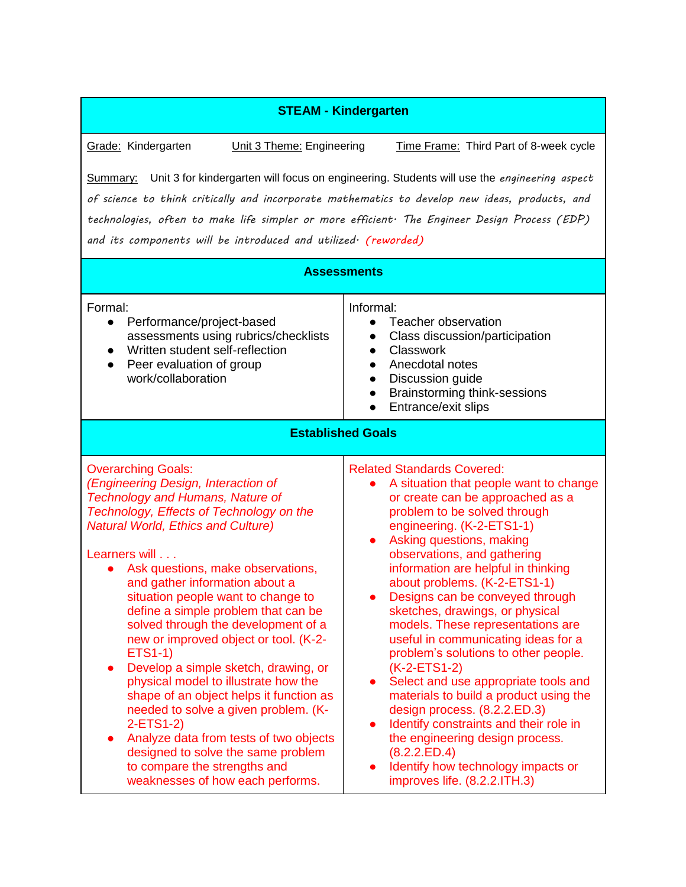## STEAM - Kindergarten

Grade: Kindergarten | Unit 3 Theme: Engineering | Time Frame: Third Part of 8-week cycle

Summary: Unit 3 for kindergarten will focus on engineering. Students will use the *engineering aspect of science to think critically and incorporate mathematics to develop new ideas, products, and technologies, often to make life simpler or more efficient. The Engineer Design Process (EDP) and its components will be introduced and utilized. (reworded)*

### Assessments

| Formal: | Informal: |
|---|---|
| • Performance/project-based assessments using rubrics/checklists<br>• Written student self-reflection<br>• Peer evaluation of group work/collaboration | • Teacher observation<br>• Class discussion/participation<br>• Classwork<br>• Anecdotal notes<br>• Discussion guide<br>• Brainstorming think-sessions<br>• Entrance/exit slips |

### Established Goals

| Overarching Goals: | Related Standards Covered: |
|---|---|
| *(Engineering Design, Interaction of Technology and Humans, Nature of Technology, Effects of Technology on the Natural World, Ethics and Culture)*<br><br>Learners will . . .<br>• Ask questions, make observations, and gather information about a situation people want to change to define a simple problem that can be solved through the development of a new or improved object or tool. (K-2-ETS1-1)<br>• Develop a simple sketch, drawing, or physical model to illustrate how the shape of an object helps it function as needed to solve a given problem. (K-2-ETS1-2)<br>• Analyze data from tests of two objects designed to solve the same problem to compare the strengths and weaknesses of how each performs. | • A situation that people want to change or create can be approached as a problem to be solved through engineering. (K-2-ETS1-1)<br>• Asking questions, making observations, and gathering information are helpful in thinking about problems. (K-2-ETS1-1)<br>• Designs can be conveyed through sketches, drawings, or physical models. These representations are useful in communicating ideas for a problem's solutions to other people. (K-2-ETS1-2)<br>• Select and use appropriate tools and materials to build a product using the design process. (8.2.2.ED.3)<br>• Identify constraints and their role in the engineering design process. (8.2.2.ED.4)<br>• Identify how technology impacts or improves life. (8.2.2.ITH.3) |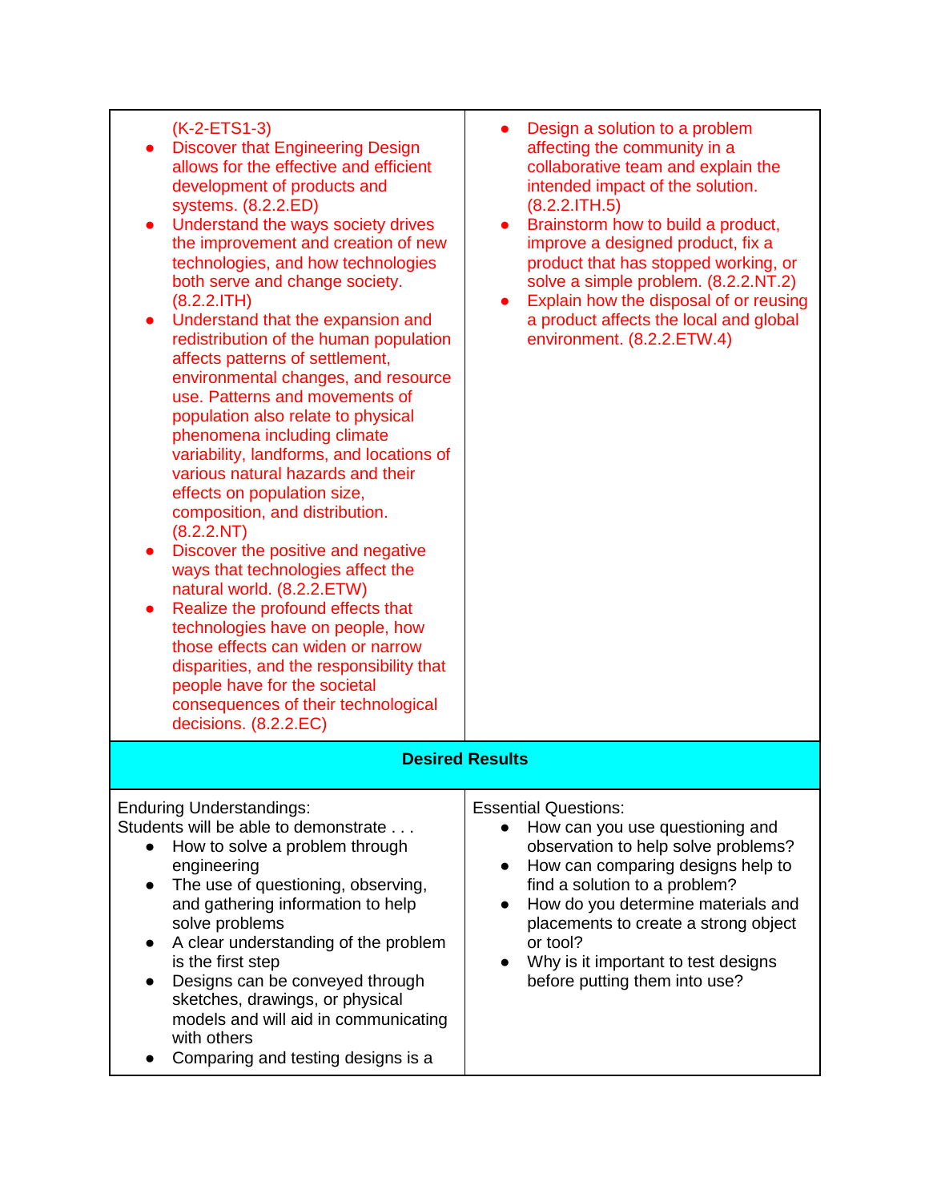| | |
|---|---|
| (K-2-ETS1-3)<br>• Discover that Engineering Design allows for the effective and efficient development of products and systems. (8.2.2.ED)<br>• Understand the ways society drives the improvement and creation of new technologies, and how technologies both serve and change society. (8.2.2.ITH)<br>• Understand that the expansion and redistribution of the human population affects patterns of settlement, environmental changes, and resource use. Patterns and movements of population also relate to physical phenomena including climate variability, landforms, and locations of various natural hazards and their effects on population size, composition, and distribution. (8.2.2.NT)<br>• Discover the positive and negative ways that technologies affect the natural world. (8.2.2.ETW)<br>• Realize the profound effects that technologies have on people, how those effects can widen or narrow disparities, and the responsibility that people have for the societal consequences of their technological decisions. (8.2.2.EC) | • Design a solution to a problem affecting the community in a collaborative team and explain the intended impact of the solution. (8.2.2.ITH.5)<br>• Brainstorm how to build a product, improve a designed product, fix a product that has stopped working, or solve a simple problem. (8.2.2.NT.2)<br>• Explain how the disposal of or reusing a product affects the local and global environment. (8.2.2.ETW.4) |
| **Desired Results** | |
| Enduring Understandings:<br>Students will be able to demonstrate . . .<br>• How to solve a problem through engineering<br>• The use of questioning, observing, and gathering information to help solve problems<br>• A clear understanding of the problem is the first step<br>• Designs can be conveyed through sketches, drawings, or physical models and will aid in communicating with others<br>• Comparing and testing designs is a | Essential Questions:<br>• How can you use questioning and observation to help solve problems?<br>• How can comparing designs help to find a solution to a problem?<br>• How do you determine materials and placements to create a strong object or tool?<br>• Why is it important to test designs before putting them into use? |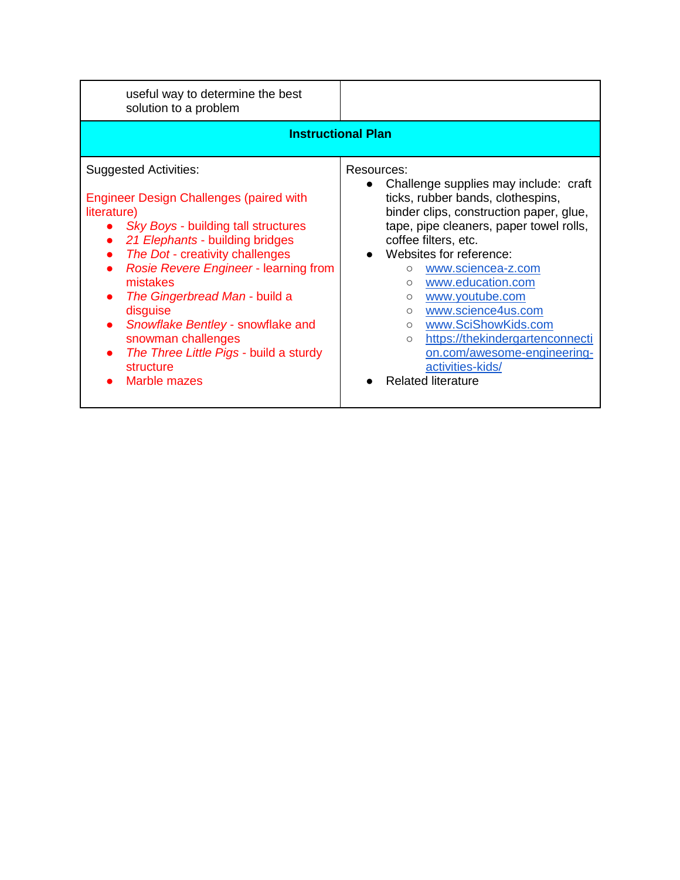| useful way to determine the best solution to a problem | |
|---|---|
| **Instructional Plan** | |
| Suggested Activities:<br><br>Engineer Design Challenges (paired with literature)<br>• *Sky Boys* - building tall structures<br>• *21 Elephants* - building bridges<br>• *The Dot* - creativity challenges<br>• *Rosie Revere Engineer* - learning from mistakes<br>• *The Gingerbread Man* - build a disguise<br>• *Snowflake Bentley* - snowflake and snowman challenges<br>• *The Three Little Pigs* - build a sturdy structure<br>• Marble mazes | Resources:<br>• Challenge supplies may include: craft ticks, rubber bands, clothespins, binder clips, construction paper, glue, tape, pipe cleaners, paper towel rolls, coffee filters, etc.<br>• Websites for reference:<br>  ○ www.sciencea-z.com<br>  ○ www.education.com<br>  ○ www.youtube.com<br>  ○ www.science4us.com<br>  ○ www.SciShowKids.com<br>  ○ https://thekindergartenconnection.com/awesome-engineering-activities-kids/<br>• Related literature |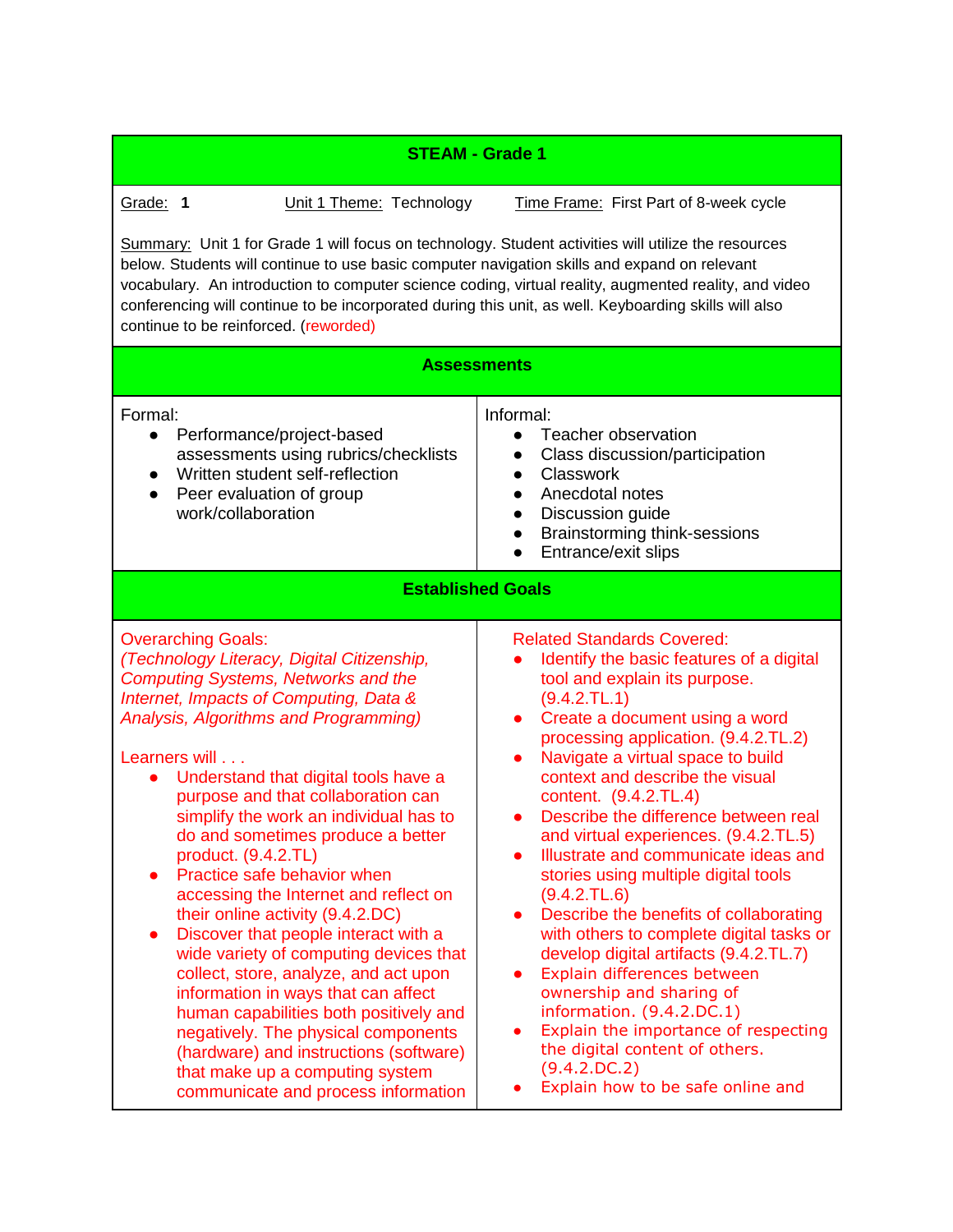## STEAM - Grade 1

Grade: **1** Unit 1 Theme: Technology Time Frame: First Part of 8-week cycle

Summary: Unit 1 for Grade 1 will focus on technology. Student activities will utilize the resources below. Students will continue to use basic computer navigation skills and expand on relevant vocabulary. An introduction to computer science coding, virtual reality, augmented reality, and video conferencing will continue to be incorporated during this unit, as well. Keyboarding skills will also continue to be reinforced. (reworded)

### Assessments

Formal:

- Performance/project-based assessments using rubrics/checklists
- Written student self-reflection
- Peer evaluation of group work/collaboration

Informal:

- Teacher observation
- Class discussion/participation
- Classwork
- Anecdotal notes
- Discussion guide
- Brainstorming think-sessions
- Entrance/exit slips

### Established Goals

Overarching Goals:
*(Technology Literacy, Digital Citizenship, Computing Systems, Networks and the Internet, Impacts of Computing, Data & Analysis, Algorithms and Programming)*

Learners will . . .

- Understand that digital tools have a purpose and that collaboration can simplify the work an individual has to do and sometimes produce a better product. (9.4.2.TL)
- Practice safe behavior when accessing the Internet and reflect on their online activity (9.4.2.DC)
- Discover that people interact with a wide variety of computing devices that collect, store, analyze, and act upon information in ways that can affect human capabilities both positively and negatively. The physical components (hardware) and instructions (software) that make up a computing system communicate and process information

Related Standards Covered:

- Identify the basic features of a digital tool and explain its purpose. (9.4.2.TL.1)
- Create a document using a word processing application. (9.4.2.TL.2)
- Navigate a virtual space to build context and describe the visual content. (9.4.2.TL.4)
- Describe the difference between real and virtual experiences. (9.4.2.TL.5)
- Illustrate and communicate ideas and stories using multiple digital tools (9.4.2.TL.6)
- Describe the benefits of collaborating with others to complete digital tasks or develop digital artifacts (9.4.2.TL.7)
- Explain differences between ownership and sharing of information. (9.4.2.DC.1)
- Explain the importance of respecting the digital content of others. (9.4.2.DC.2)
- Explain how to be safe online and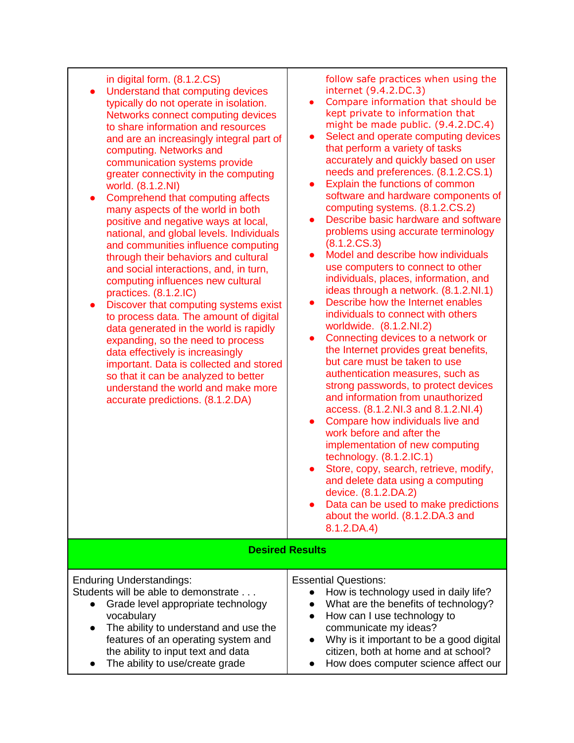| | |
|---|---|
| in digital form. (8.1.2.CS)<br>● Understand that computing devices typically do not operate in isolation. Networks connect computing devices to share information and resources and are an increasingly integral part of computing. Networks and communication systems provide greater connectivity in the computing world. (8.1.2.NI)<br>● Comprehend that computing affects many aspects of the world in both positive and negative ways at local, national, and global levels. Individuals and communities influence computing through their behaviors and cultural and social interactions, and, in turn, computing influences new cultural practices. (8.1.2.IC)<br>● Discover that computing systems exist to process data. The amount of digital data generated in the world is rapidly expanding, so the need to process data effectively is increasingly important. Data is collected and stored so that it can be analyzed to better understand the world and make more accurate predictions. (8.1.2.DA) | follow safe practices when using the internet (9.4.2.DC.3)<br>● Compare information that should be kept private to information that might be made public. (9.4.2.DC.4)<br>● Select and operate computing devices that perform a variety of tasks accurately and quickly based on user needs and preferences. (8.1.2.CS.1)<br>● Explain the functions of common software and hardware components of computing systems. (8.1.2.CS.2)<br>● Describe basic hardware and software problems using accurate terminology (8.1.2.CS.3)<br>● Model and describe how individuals use computers to connect to other individuals, places, information, and ideas through a network. (8.1.2.NI.1)<br>● Describe how the Internet enables individuals to connect with others worldwide. (8.1.2.NI.2)<br>● Connecting devices to a network or the Internet provides great benefits, but care must be taken to use authentication measures, such as strong passwords, to protect devices and information from unauthorized access. (8.1.2.NI.3 and 8.1.2.NI.4)<br>● Compare how individuals live and work before and after the implementation of new computing technology. (8.1.2.IC.1)<br>● Store, copy, search, retrieve, modify, and delete data using a computing device. (8.1.2.DA.2)<br>● Data can be used to make predictions about the world. (8.1.2.DA.3 and 8.1.2.DA.4) |
| **Desired Results** | |
| Enduring Understandings:<br>Students will be able to demonstrate . . .<br>● Grade level appropriate technology vocabulary<br>● The ability to understand and use the features of an operating system and the ability to input text and data<br>● The ability to use/create grade | Essential Questions:<br>● How is technology used in daily life?<br>● What are the benefits of technology?<br>● How can I use technology to communicate my ideas?<br>● Why is it important to be a good digital citizen, both at home and at school?<br>● How does computer science affect our |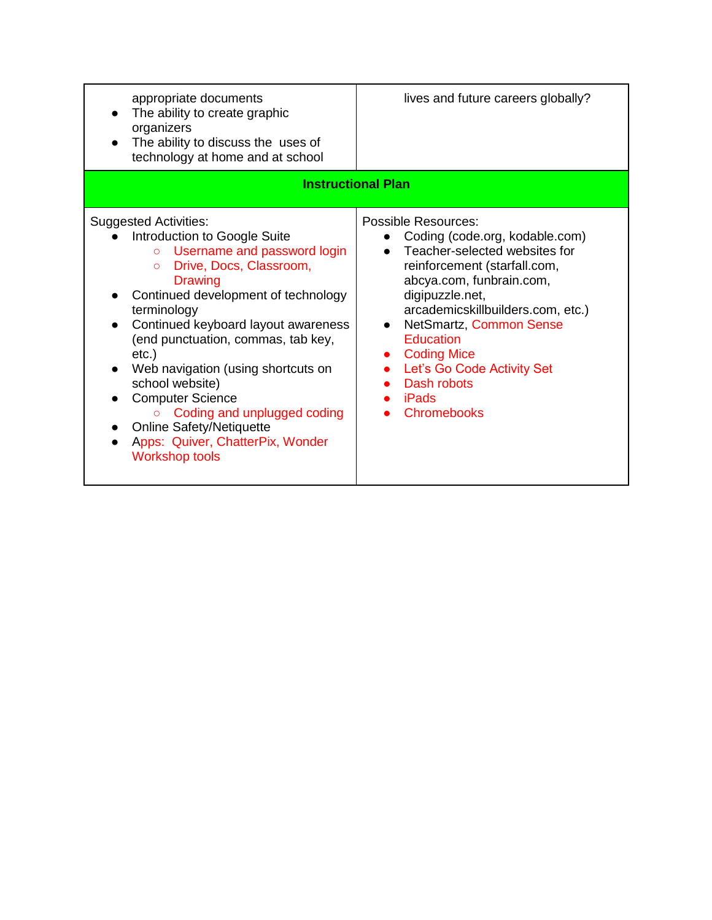| | |
|---|---|
| appropriate documents<br>• The ability to create graphic organizers<br>• The ability to discuss the uses of technology at home and at school | lives and future careers globally? |
| **Instructional Plan** | |
| Suggested Activities:<br>• Introduction to Google Suite<br>&nbsp;&nbsp;&nbsp;&nbsp;○ Username and password login<br>&nbsp;&nbsp;&nbsp;&nbsp;○ Drive, Docs, Classroom, Drawing<br>• Continued development of technology terminology<br>• Continued keyboard layout awareness (end punctuation, commas, tab key, etc.)<br>• Web navigation (using shortcuts on school website)<br>• Computer Science<br>&nbsp;&nbsp;&nbsp;&nbsp;○ Coding and unplugged coding<br>• Online Safety/Netiquette<br>• Apps: Quiver, ChatterPix, Wonder Workshop tools | Possible Resources:<br>• Coding (code.org, kodable.com)<br>• Teacher-selected websites for reinforcement (starfall.com, abcya.com, funbrain.com, digipuzzle.net, arcademicskillbuilders.com, etc.)<br>• NetSmartz, Common Sense Education<br>• Coding Mice<br>• Let's Go Code Activity Set<br>• Dash robots<br>• iPads<br>• Chromebooks |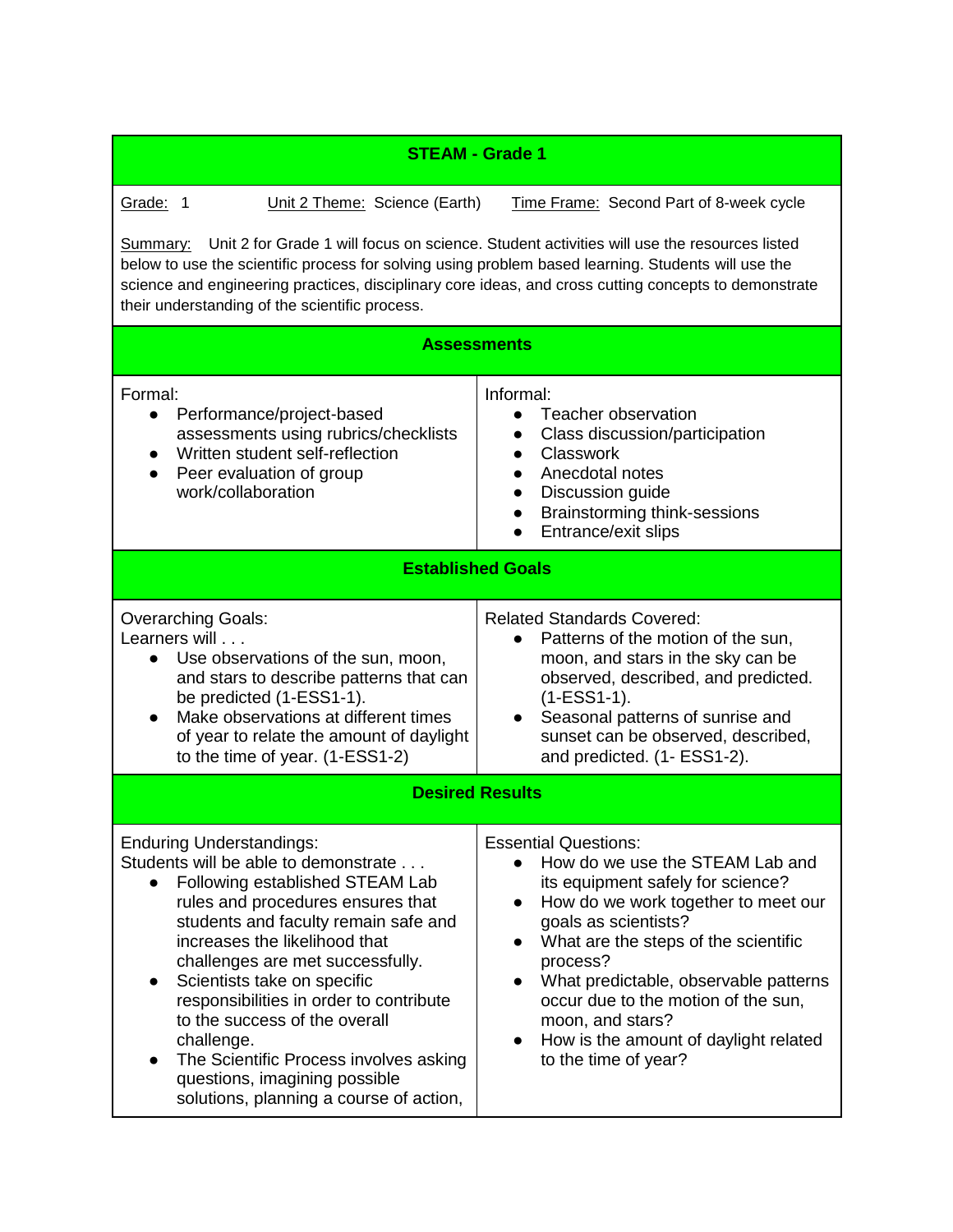## STEAM - Grade 1

Grade: 1 Unit 2 Theme: Science (Earth) Time Frame: Second Part of 8-week cycle

Summary: Unit 2 for Grade 1 will focus on science. Student activities will use the resources listed below to use the scientific process for solving using problem based learning. Students will use the science and engineering practices, disciplinary core ideas, and cross cutting concepts to demonstrate their understanding of the scientific process.

### Assessments

| Formal | Informal |
| --- | --- |
| • Performance/project-based assessments using rubrics/checklists<br>• Written student self-reflection<br>• Peer evaluation of group work/collaboration | • Teacher observation<br>• Class discussion/participation<br>• Classwork<br>• Anecdotal notes<br>• Discussion guide<br>• Brainstorming think-sessions<br>• Entrance/exit slips |

### Established Goals

| Overarching Goals | Related Standards Covered |
| --- | --- |
| Learners will . . .<br>• Use observations of the sun, moon, and stars to describe patterns that can be predicted (1-ESS1-1).<br>• Make observations at different times of year to relate the amount of daylight to the time of year. (1-ESS1-2) | • Patterns of the motion of the sun, moon, and stars in the sky can be observed, described, and predicted. (1-ESS1-1).<br>• Seasonal patterns of sunrise and sunset can be observed, described, and predicted. (1- ESS1-2). |

### Desired Results

| Enduring Understandings | Essential Questions |
| --- | --- |
| Students will be able to demonstrate . . .<br>• Following established STEAM Lab rules and procedures ensures that students and faculty remain safe and increases the likelihood that challenges are met successfully.<br>• Scientists take on specific responsibilities in order to contribute to the success of the overall challenge.<br>• The Scientific Process involves asking questions, imagining possible solutions, planning a course of action, | • How do we use the STEAM Lab and its equipment safely for science?<br>• How do we work together to meet our goals as scientists?<br>• What are the steps of the scientific process?<br>• What predictable, observable patterns occur due to the motion of the sun, moon, and stars?<br>• How is the amount of daylight related to the time of year? |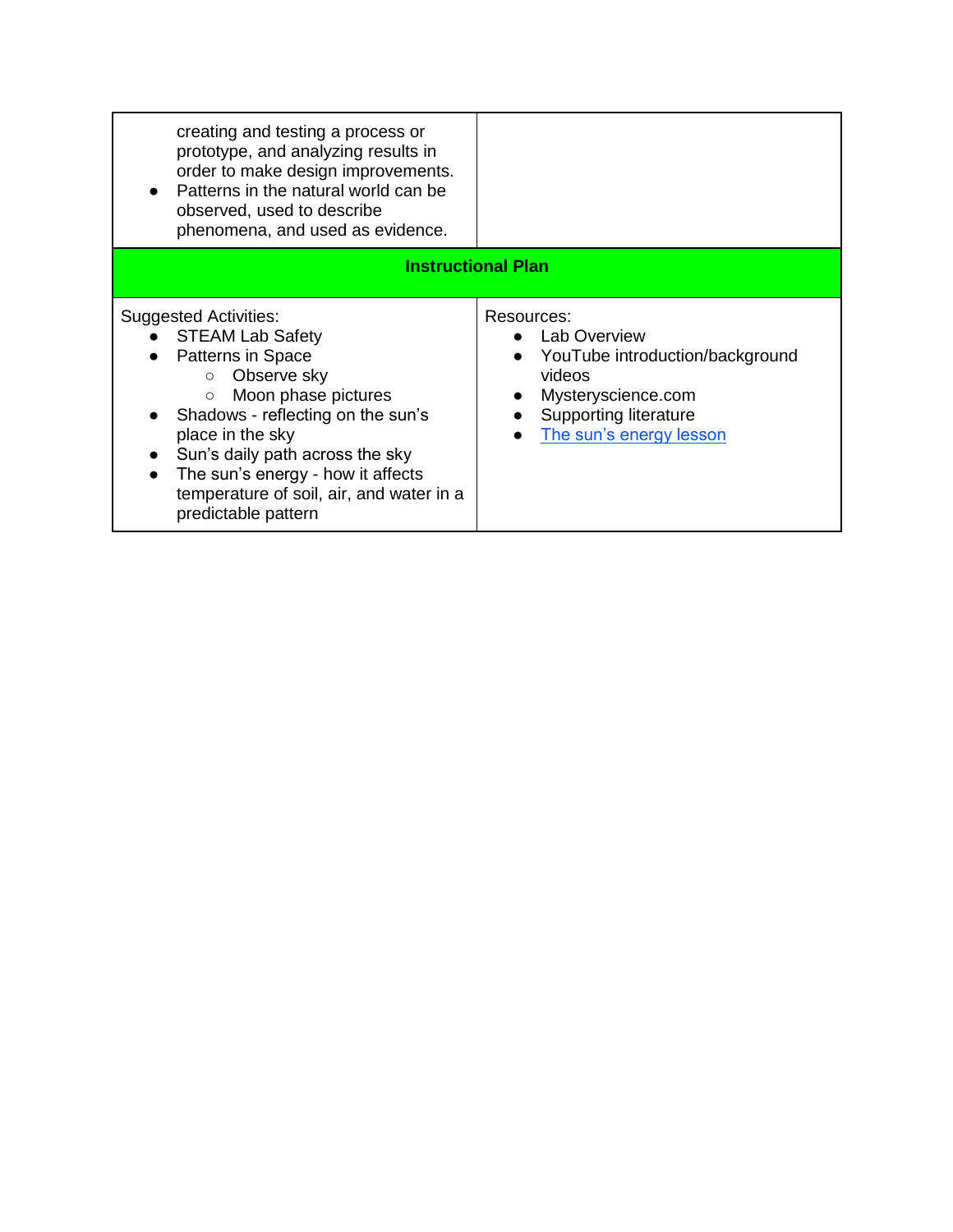| | |
|---|---|
| creating and testing a process or prototype, and analyzing results in order to make design improvements.<br>• Patterns in the natural world can be observed, used to describe phenomena, and used as evidence. | |
| **Instructional Plan** | |
| Suggested Activities:<br>• STEAM Lab Safety<br>• Patterns in Space<br>&nbsp;&nbsp;&nbsp;&nbsp;○ Observe sky<br>&nbsp;&nbsp;&nbsp;&nbsp;○ Moon phase pictures<br>• Shadows - reflecting on the sun's place in the sky<br>• Sun's daily path across the sky<br>• The sun's energy - how it affects temperature of soil, air, and water in a predictable pattern | Resources:<br>• Lab Overview<br>• YouTube introduction/background videos<br>• Mysteryscience.com<br>• Supporting literature<br>• The sun's energy lesson |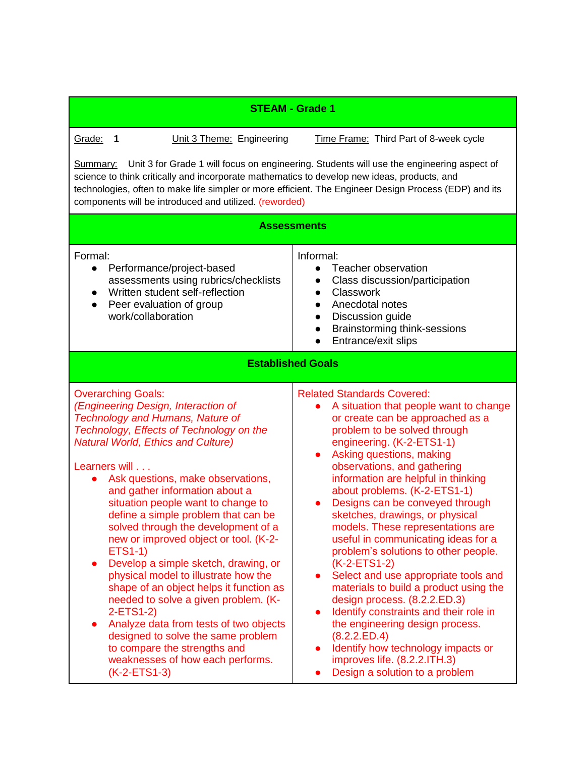## STEAM - Grade 1

Grade: **1** Unit 3 Theme: Engineering Time Frame: Third Part of 8-week cycle

Summary: Unit 3 for Grade 1 will focus on engineering. Students will use the engineering aspect of science to think critically and incorporate mathematics to develop new ideas, products, and technologies, often to make life simpler or more efficient. The Engineer Design Process (EDP) and its components will be introduced and utilized. (reworded)

### Assessments

| Formal: | Informal: |
|---|---|
| • Performance/project-based assessments using rubrics/checklists<br>• Written student self-reflection<br>• Peer evaluation of group work/collaboration | • Teacher observation<br>• Class discussion/participation<br>• Classwork<br>• Anecdotal notes<br>• Discussion guide<br>• Brainstorming think-sessions<br>• Entrance/exit slips |

### Established Goals

| Overarching Goals: | Related Standards Covered: |
|---|---|
| *(Engineering Design, Interaction of Technology and Humans, Nature of Technology, Effects of Technology on the Natural World, Ethics and Culture)*<br><br>Learners will . . .<br>• Ask questions, make observations, and gather information about a situation people want to change to define a simple problem that can be solved through the development of a new or improved object or tool. (K-2-ETS1-1)<br>• Develop a simple sketch, drawing, or physical model to illustrate how the shape of an object helps it function as needed to solve a given problem. (K-2-ETS1-2)<br>• Analyze data from tests of two objects designed to solve the same problem to compare the strengths and weaknesses of how each performs. (K-2-ETS1-3) | • A situation that people want to change or create can be approached as a problem to be solved through engineering. (K-2-ETS1-1)<br>• Asking questions, making observations, and gathering information are helpful in thinking about problems. (K-2-ETS1-1)<br>• Designs can be conveyed through sketches, drawings, or physical models. These representations are useful in communicating ideas for a problem's solutions to other people. (K-2-ETS1-2)<br>• Select and use appropriate tools and materials to build a product using the design process. (8.2.2.ED.3)<br>• Identify constraints and their role in the engineering design process. (8.2.2.ED.4)<br>• Identify how technology impacts or improves life. (8.2.2.ITH.3)<br>• Design a solution to a problem |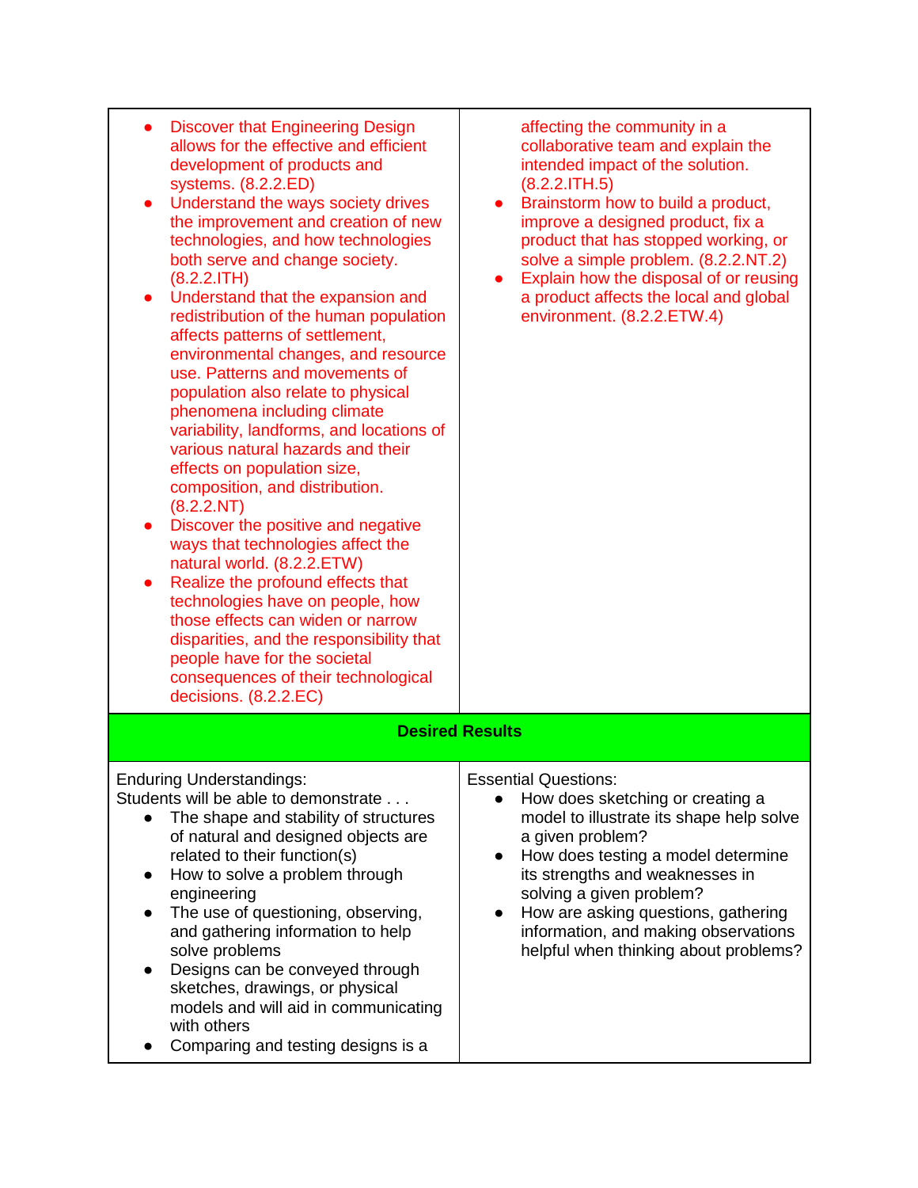| | |
|---|---|
| • Discover that Engineering Design allows for the effective and efficient development of products and systems. (8.2.2.ED)<br>• Understand the ways society drives the improvement and creation of new technologies, and how technologies both serve and change society. (8.2.2.ITH)<br>• Understand that the expansion and redistribution of the human population affects patterns of settlement, environmental changes, and resource use. Patterns and movements of population also relate to physical phenomena including climate variability, landforms, and locations of various natural hazards and their effects on population size, composition, and distribution. (8.2.2.NT)<br>• Discover the positive and negative ways that technologies affect the natural world. (8.2.2.ETW)<br>• Realize the profound effects that technologies have on people, how those effects can widen or narrow disparities, and the responsibility that people have for the societal consequences of their technological decisions. (8.2.2.EC) | affecting the community in a collaborative team and explain the intended impact of the solution. (8.2.2.ITH.5)<br>• Brainstorm how to build a product, improve a designed product, fix a product that has stopped working, or solve a simple problem. (8.2.2.NT.2)<br>• Explain how the disposal of or reusing a product affects the local and global environment. (8.2.2.ETW.4) |
| **Desired Results** | |
| Enduring Understandings:<br>Students will be able to demonstrate . . .<br>• The shape and stability of structures of natural and designed objects are related to their function(s)<br>• How to solve a problem through engineering<br>• The use of questioning, observing, and gathering information to help solve problems<br>• Designs can be conveyed through sketches, drawings, or physical models and will aid in communicating with others<br>• Comparing and testing designs is a | Essential Questions:<br>• How does sketching or creating a model to illustrate its shape help solve a given problem?<br>• How does testing a model determine its strengths and weaknesses in solving a given problem?<br>• How are asking questions, gathering information, and making observations helpful when thinking about problems? |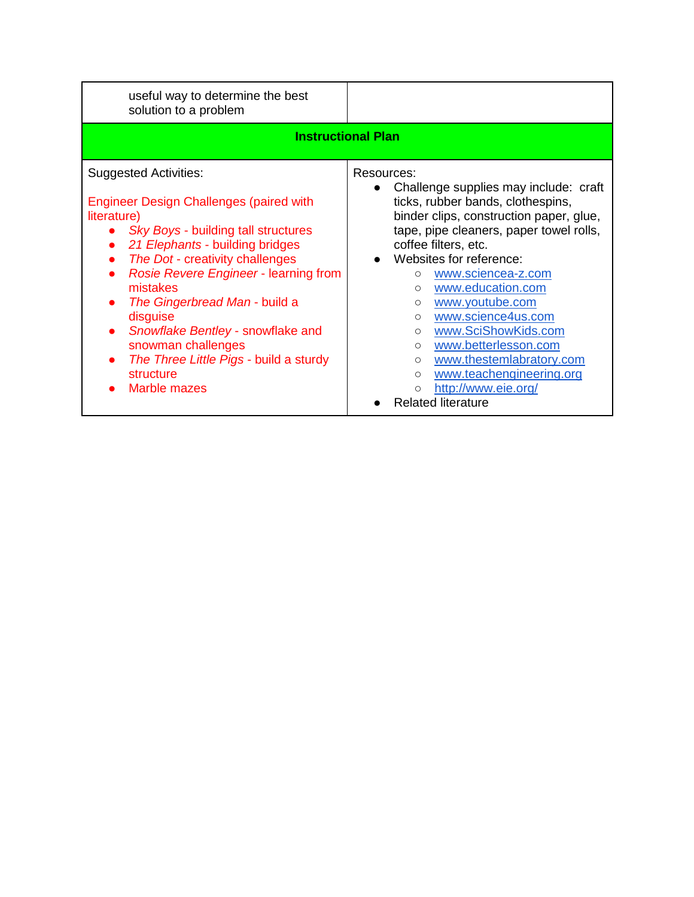| useful way to determine the best solution to a problem | |
|---|---|
| **Instructional Plan** | |
| Suggested Activities:<br><br>Engineer Design Challenges (paired with literature)<br>• *Sky Boys* - building tall structures<br>• *21 Elephants* - building bridges<br>• *The Dot* - creativity challenges<br>• *Rosie Revere Engineer* - learning from mistakes<br>• *The Gingerbread Man* - build a disguise<br>• *Snowflake Bentley* - snowflake and snowman challenges<br>• *The Three Little Pigs* - build a sturdy structure<br>• Marble mazes | Resources:<br>• Challenge supplies may include: craft ticks, rubber bands, clothespins, binder clips, construction paper, glue, tape, pipe cleaners, paper towel rolls, coffee filters, etc.<br>• Websites for reference:<br>  ○ www.sciencea-z.com<br>  ○ www.education.com<br>  ○ www.youtube.com<br>  ○ www.science4us.com<br>  ○ www.SciShowKids.com<br>  ○ www.betterlesson.com<br>  ○ www.thestemlabratory.com<br>  ○ www.teachengineering.org<br>  ○ http://www.eie.org/<br>• Related literature |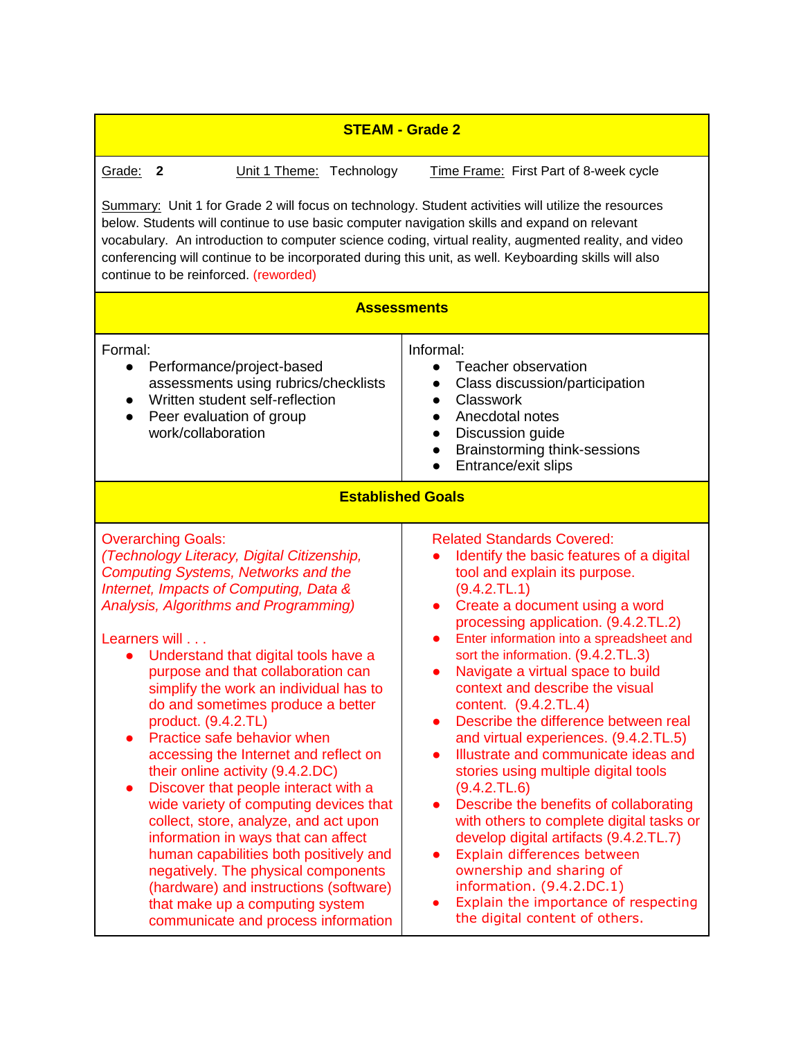## STEAM - Grade 2

Grade: **2**  Unit 1 Theme: Technology  Time Frame: First Part of 8-week cycle

Summary: Unit 1 for Grade 2 will focus on technology. Student activities will utilize the resources below. Students will continue to use basic computer navigation skills and expand on relevant vocabulary. An introduction to computer science coding, virtual reality, augmented reality, and video conferencing will continue to be incorporated during this unit, as well. Keyboarding skills will also continue to be reinforced. (reworded)

### Assessments

| Formal: | Informal: |
|---|---|
| • Performance/project-based assessments using rubrics/checklists<br>• Written student self-reflection<br>• Peer evaluation of group work/collaboration | • Teacher observation<br>• Class discussion/participation<br>• Classwork<br>• Anecdotal notes<br>• Discussion guide<br>• Brainstorming think-sessions<br>• Entrance/exit slips |

### Established Goals

| Overarching Goals: | Related Standards Covered: |
|---|---|
| *(Technology Literacy, Digital Citizenship, Computing Systems, Networks and the Internet, Impacts of Computing, Data & Analysis, Algorithms and Programming)*<br><br>Learners will . . .<br>• Understand that digital tools have a purpose and that collaboration can simplify the work an individual has to do and sometimes produce a better product. (9.4.2.TL)<br>• Practice safe behavior when accessing the Internet and reflect on their online activity (9.4.2.DC)<br>• Discover that people interact with a wide variety of computing devices that collect, store, analyze, and act upon information in ways that can affect human capabilities both positively and negatively. The physical components (hardware) and instructions (software) that make up a computing system communicate and process information | • Identify the basic features of a digital tool and explain its purpose. (9.4.2.TL.1)<br>• Create a document using a word processing application. (9.4.2.TL.2)<br>• Enter information into a spreadsheet and sort the information. (9.4.2.TL.3)<br>• Navigate a virtual space to build context and describe the visual content. (9.4.2.TL.4)<br>• Describe the difference between real and virtual experiences. (9.4.2.TL.5)<br>• Illustrate and communicate ideas and stories using multiple digital tools (9.4.2.TL.6)<br>• Describe the benefits of collaborating with others to complete digital tasks or develop digital artifacts (9.4.2.TL.7)<br>• Explain differences between ownership and sharing of information. (9.4.2.DC.1)<br>• Explain the importance of respecting the digital content of others. |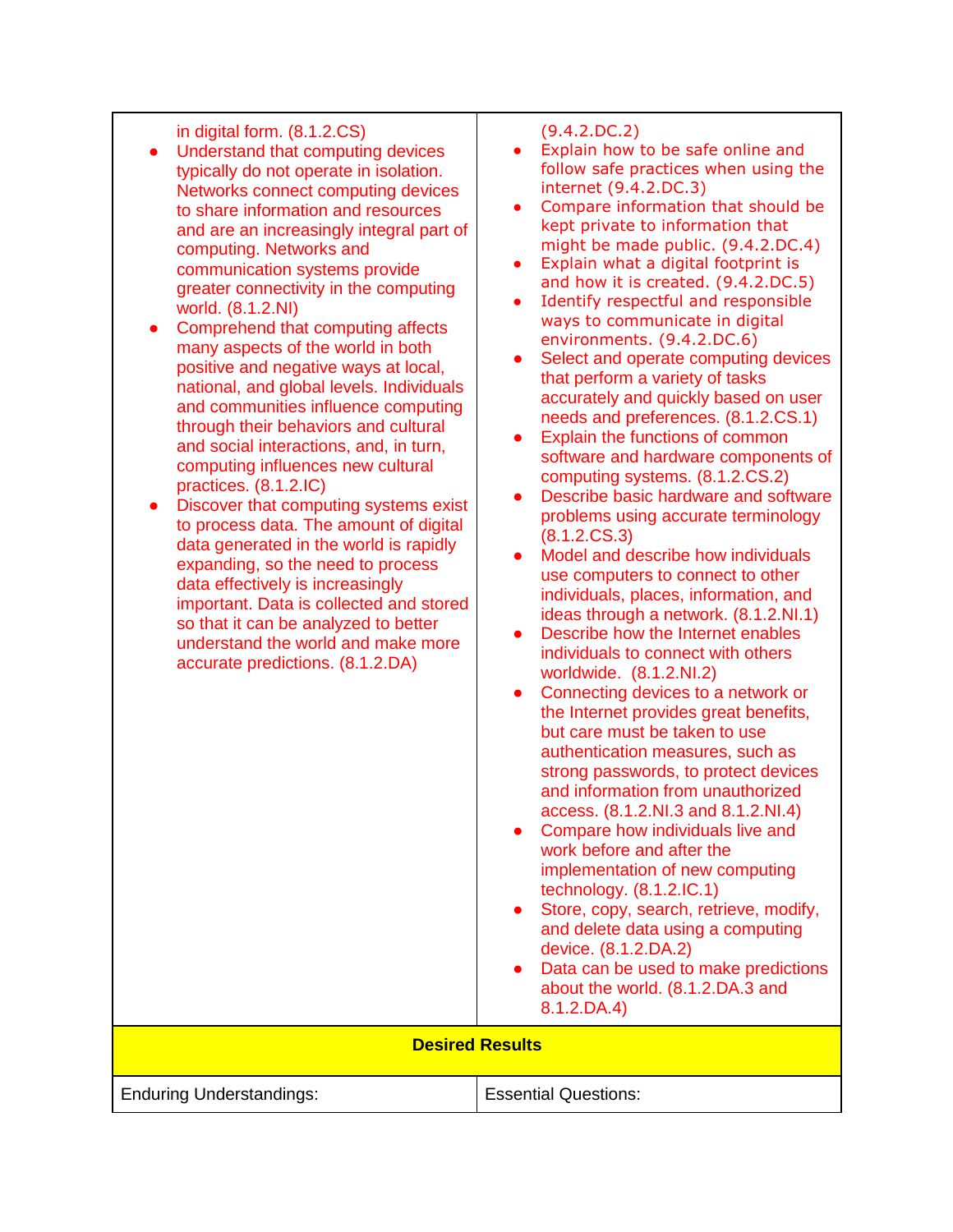| | |
|---|---|
| in digital form. (8.1.2.CS)<br>• Understand that computing devices typically do not operate in isolation. Networks connect computing devices to share information and resources and are an increasingly integral part of computing. Networks and communication systems provide greater connectivity in the computing world. (8.1.2.NI)<br>• Comprehend that computing affects many aspects of the world in both positive and negative ways at local, national, and global levels. Individuals and communities influence computing through their behaviors and cultural and social interactions, and, in turn, computing influences new cultural practices. (8.1.2.IC)<br>• Discover that computing systems exist to process data. The amount of digital data generated in the world is rapidly expanding, so the need to process data effectively is increasingly important. Data is collected and stored so that it can be analyzed to better understand the world and make more accurate predictions. (8.1.2.DA) | (9.4.2.DC.2)<br>• Explain how to be safe online and follow safe practices when using the internet (9.4.2.DC.3)<br>• Compare information that should be kept private to information that might be made public. (9.4.2.DC.4)<br>• Explain what a digital footprint is and how it is created. (9.4.2.DC.5)<br>• Identify respectful and responsible ways to communicate in digital environments. (9.4.2.DC.6)<br>• Select and operate computing devices that perform a variety of tasks accurately and quickly based on user needs and preferences. (8.1.2.CS.1)<br>• Explain the functions of common software and hardware components of computing systems. (8.1.2.CS.2)<br>• Describe basic hardware and software problems using accurate terminology (8.1.2.CS.3)<br>• Model and describe how individuals use computers to connect to other individuals, places, information, and ideas through a network. (8.1.2.NI.1)<br>• Describe how the Internet enables individuals to connect with others worldwide. (8.1.2.NI.2)<br>• Connecting devices to a network or the Internet provides great benefits, but care must be taken to use authentication measures, such as strong passwords, to protect devices and information from unauthorized access. (8.1.2.NI.3 and 8.1.2.NI.4)<br>• Compare how individuals live and work before and after the implementation of new computing technology. (8.1.2.IC.1)<br>• Store, copy, search, retrieve, modify, and delete data using a computing device. (8.1.2.DA.2)<br>• Data can be used to make predictions about the world. (8.1.2.DA.3 and 8.1.2.DA.4) |
| **Desired Results** | |
| Enduring Understandings: | Essential Questions: |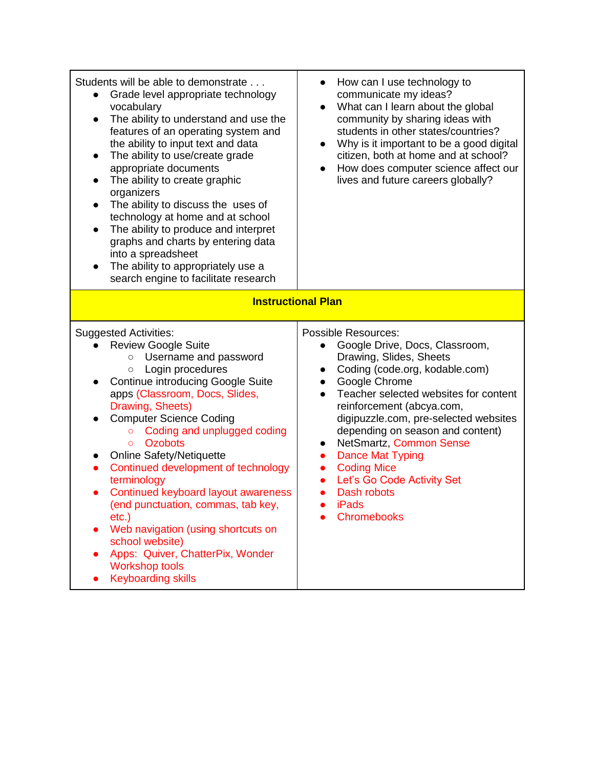| Students will be able to demonstrate . . . | |
| --- | --- |
| Students will be able to demonstrate . . .<br>• Grade level appropriate technology vocabulary<br>• The ability to understand and use the features of an operating system and the ability to input text and data<br>• The ability to use/create grade appropriate documents<br>• The ability to create graphic organizers<br>• The ability to discuss the uses of technology at home and at school<br>• The ability to produce and interpret graphs and charts by entering data into a spreadsheet<br>• The ability to appropriately use a search engine to facilitate research | • How can I use technology to communicate my ideas?<br>• What can I learn about the global community by sharing ideas with students in other states/countries?<br>• Why is it important to be a good digital citizen, both at home and at school?<br>• How does computer science affect our lives and future careers globally? |
| **Instructional Plan** | |
| Suggested Activities:<br>• Review Google Suite<br>  ○ Username and password<br>  ○ Login procedures<br>• Continue introducing Google Suite apps (Classroom, Docs, Slides, Drawing, Sheets)<br>• Computer Science Coding<br>  ○ Coding and unplugged coding<br>  ○ Ozobots<br>• Online Safety/Netiquette<br>• Continued development of technology terminology<br>• Continued keyboard layout awareness (end punctuation, commas, tab key, etc.)<br>• Web navigation (using shortcuts on school website)<br>• Apps: Quiver, ChatterPix, Wonder Workshop tools<br>• Keyboarding skills | Possible Resources:<br>• Google Drive, Docs, Classroom, Drawing, Slides, Sheets<br>• Coding (code.org, kodable.com)<br>• Google Chrome<br>• Teacher selected websites for content reinforcement (abcya.com, digipuzzle.com, pre-selected websites depending on season and content)<br>• NetSmartz, Common Sense<br>• Dance Mat Typing<br>• Coding Mice<br>• Let's Go Code Activity Set<br>• Dash robots<br>• iPads<br>• Chromebooks |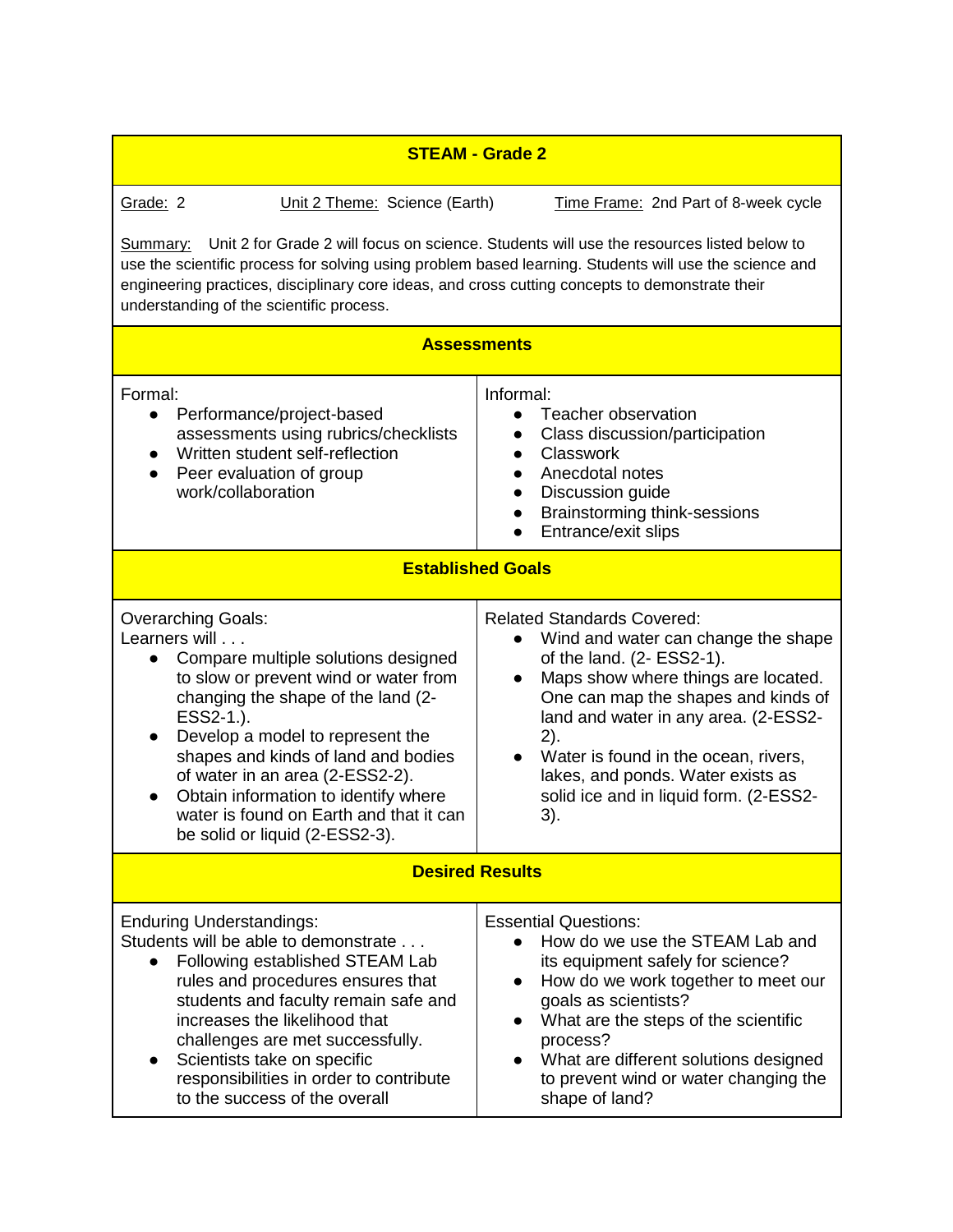## STEAM - Grade 2

Grade: 2 | Unit 2 Theme: Science (Earth) | Time Frame: 2nd Part of 8-week cycle

Summary: Unit 2 for Grade 2 will focus on science. Students will use the resources listed below to use the scientific process for solving using problem based learning. Students will use the science and engineering practices, disciplinary core ideas, and cross cutting concepts to demonstrate their understanding of the scientific process.

### Assessments

Formal:

- Performance/project-based assessments using rubrics/checklists
- Written student self-reflection
- Peer evaluation of group work/collaboration

Informal:

- Teacher observation
- Class discussion/participation
- Classwork
- Anecdotal notes
- Discussion guide
- Brainstorming think-sessions
- Entrance/exit slips

### Established Goals

Overarching Goals:
Learners will . . .

- Compare multiple solutions designed to slow or prevent wind or water from changing the shape of the land (2-ESS2-1.).
- Develop a model to represent the shapes and kinds of land and bodies of water in an area (2-ESS2-2).
- Obtain information to identify where water is found on Earth and that it can be solid or liquid (2-ESS2-3).

Related Standards Covered:

- Wind and water can change the shape of the land. (2- ESS2-1).
- Maps show where things are located. One can map the shapes and kinds of land and water in any area. (2-ESS2-2).
- Water is found in the ocean, rivers, lakes, and ponds. Water exists as solid ice and in liquid form. (2-ESS2-3).

### Desired Results

Enduring Understandings:
Students will be able to demonstrate . . .

- Following established STEAM Lab rules and procedures ensures that students and faculty remain safe and increases the likelihood that challenges are met successfully.
- Scientists take on specific responsibilities in order to contribute to the success of the overall

Essential Questions:

- How do we use the STEAM Lab and its equipment safely for science?
- How do we work together to meet our goals as scientists?
- What are the steps of the scientific process?
- What are different solutions designed to prevent wind or water changing the shape of land?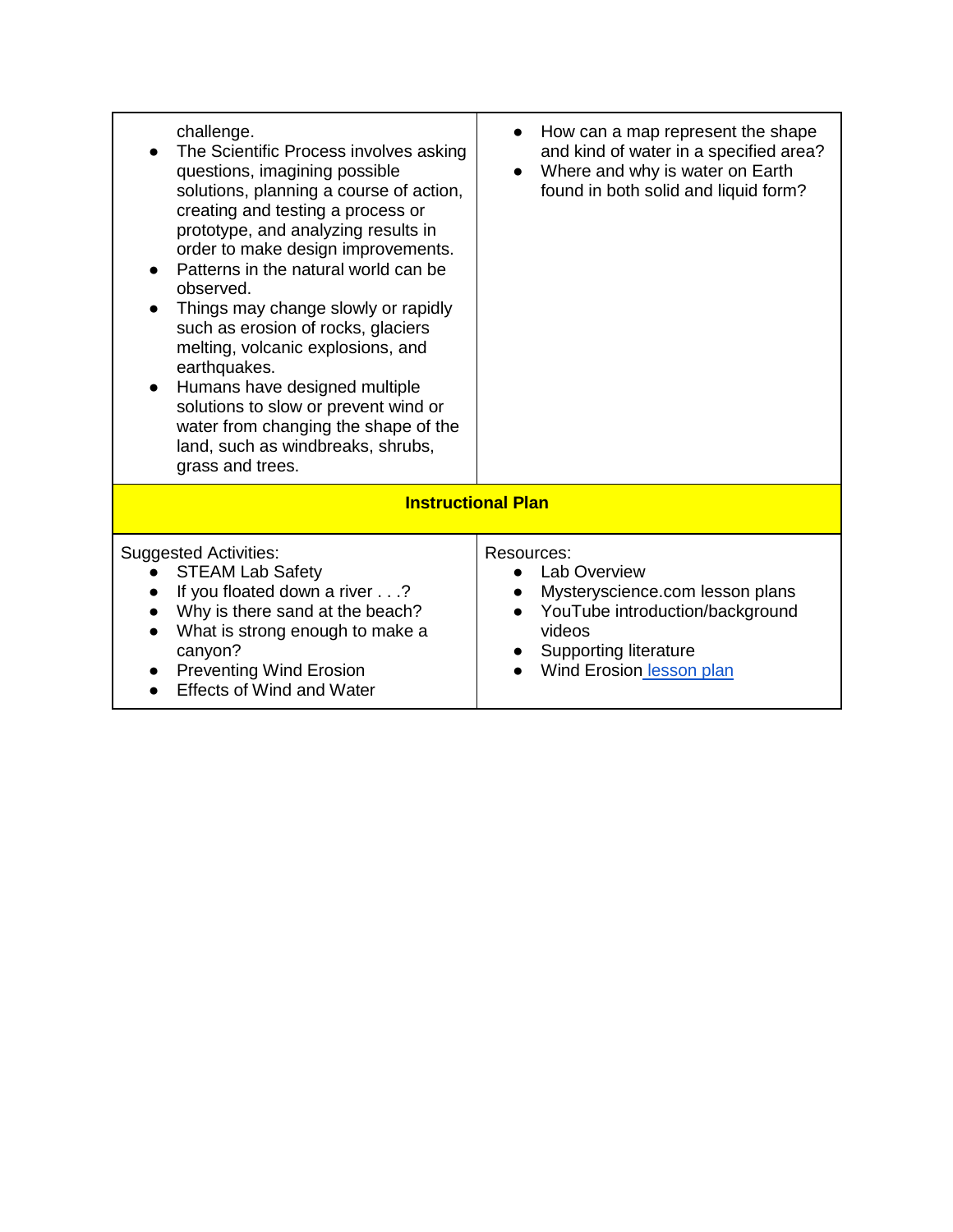| | |
|---|---|
| challenge.<br>• The Scientific Process involves asking questions, imagining possible solutions, planning a course of action, creating and testing a process or prototype, and analyzing results in order to make design improvements.<br>• Patterns in the natural world can be observed.<br>• Things may change slowly or rapidly such as erosion of rocks, glaciers melting, volcanic explosions, and earthquakes.<br>• Humans have designed multiple solutions to slow or prevent wind or water from changing the shape of the land, such as windbreaks, shrubs, grass and trees. | • How can a map represent the shape and kind of water in a specified area?<br>• Where and why is water on Earth found in both solid and liquid form? |
| **Instructional Plan** | |
| Suggested Activities:<br>• STEAM Lab Safety<br>• If you floated down a river . . .?<br>• Why is there sand at the beach?<br>• What is strong enough to make a canyon?<br>• Preventing Wind Erosion<br>• Effects of Wind and Water | Resources:<br>• Lab Overview<br>• Mysteryscience.com lesson plans<br>• YouTube introduction/background videos<br>• Supporting literature<br>• Wind Erosion lesson plan |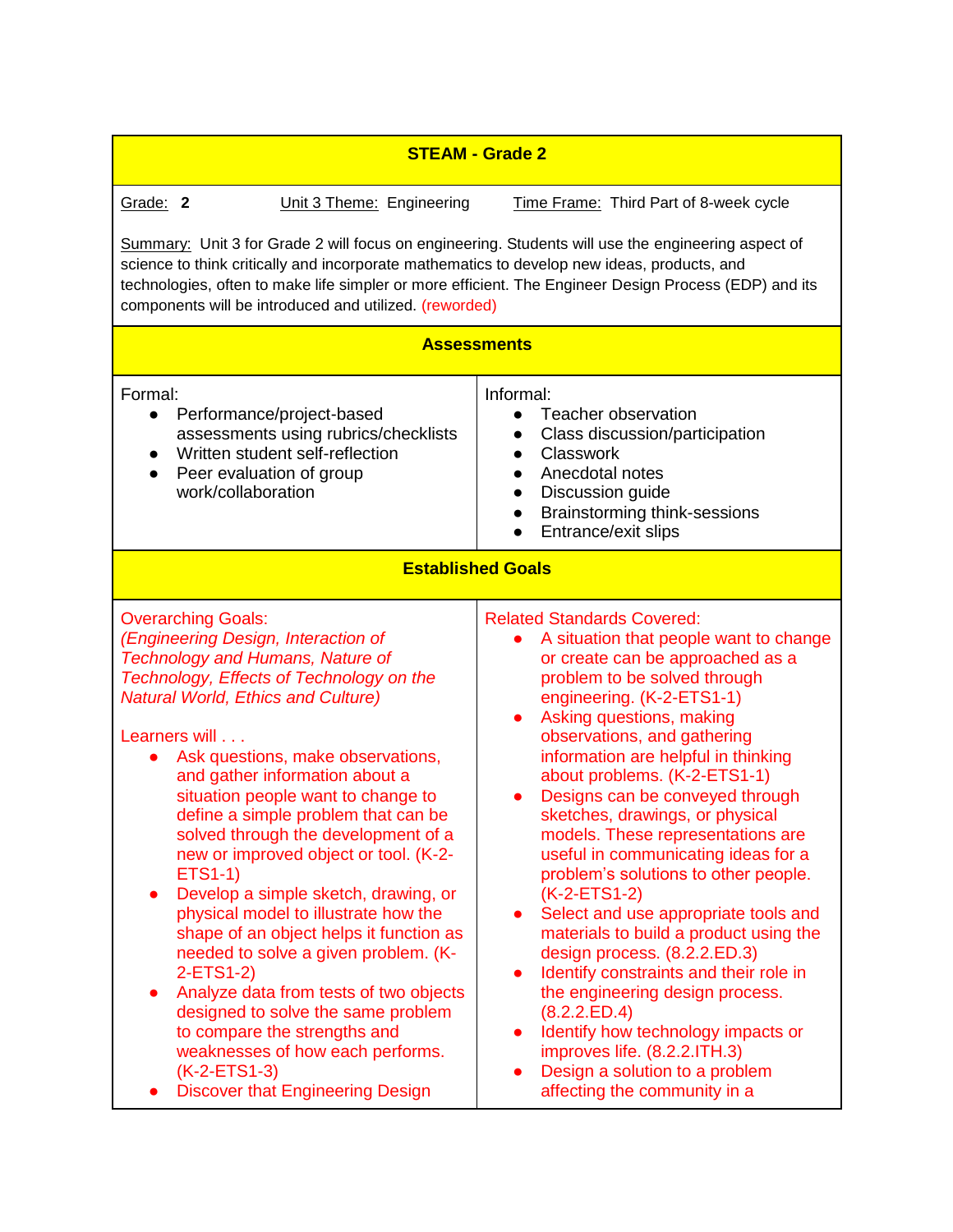**STEAM - Grade 2**

Grade: **2** | Unit 3 Theme: Engineering | Time Frame: Third Part of 8-week cycle

Summary: Unit 3 for Grade 2 will focus on engineering. Students will use the engineering aspect of science to think critically and incorporate mathematics to develop new ideas, products, and technologies, often to make life simpler or more efficient. The Engineer Design Process (EDP) and its components will be introduced and utilized. (reworded)

**Assessments**

| Formal: | Informal: |
|---|---|
| • Performance/project-based assessments using rubrics/checklists<br>• Written student self-reflection<br>• Peer evaluation of group work/collaboration | • Teacher observation<br>• Class discussion/participation<br>• Classwork<br>• Anecdotal notes<br>• Discussion guide<br>• Brainstorming think-sessions<br>• Entrance/exit slips |

**Established Goals**

| Overarching Goals: | Related Standards Covered: |
|---|---|
| *(Engineering Design, Interaction of Technology and Humans, Nature of Technology, Effects of Technology on the Natural World, Ethics and Culture)*<br><br>Learners will . . .<br>• Ask questions, make observations, and gather information about a situation people want to change to define a simple problem that can be solved through the development of a new or improved object or tool. (K-2-ETS1-1)<br>• Develop a simple sketch, drawing, or physical model to illustrate how the shape of an object helps it function as needed to solve a given problem. (K-2-ETS1-2)<br>• Analyze data from tests of two objects designed to solve the same problem to compare the strengths and weaknesses of how each performs. (K-2-ETS1-3)<br>• Discover that Engineering Design | • A situation that people want to change or create can be approached as a problem to be solved through engineering. (K-2-ETS1-1)<br>• Asking questions, making observations, and gathering information are helpful in thinking about problems. (K-2-ETS1-1)<br>• Designs can be conveyed through sketches, drawings, or physical models. These representations are useful in communicating ideas for a problem's solutions to other people. (K-2-ETS1-2)<br>• Select and use appropriate tools and materials to build a product using the design process. (8.2.2.ED.3)<br>• Identify constraints and their role in the engineering design process. (8.2.2.ED.4)<br>• Identify how technology impacts or improves life. (8.2.2.ITH.3)<br>• Design a solution to a problem affecting the community in a |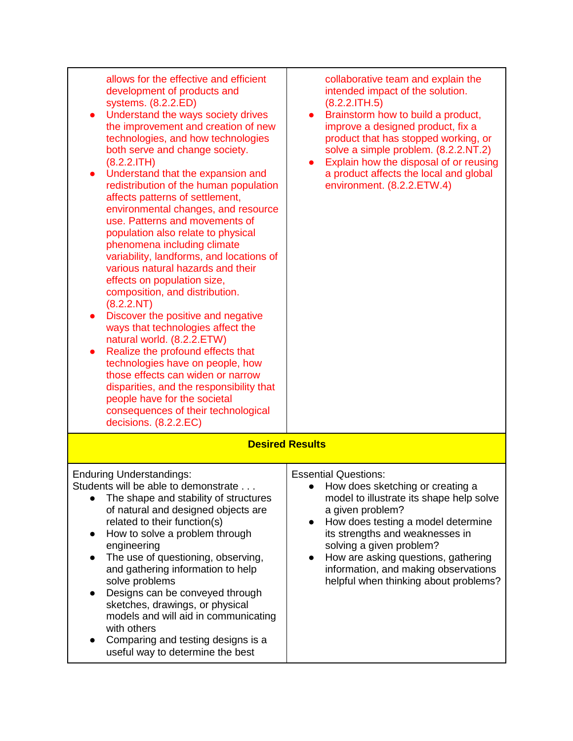| | |
|---|---|
| allows for the effective and efficient development of products and systems. (8.2.2.ED)<br>• Understand the ways society drives the improvement and creation of new technologies, and how technologies both serve and change society. (8.2.2.ITH)<br>• Understand that the expansion and redistribution of the human population affects patterns of settlement, environmental changes, and resource use. Patterns and movements of population also relate to physical phenomena including climate variability, landforms, and locations of various natural hazards and their effects on population size, composition, and distribution. (8.2.2.NT)<br>• Discover the positive and negative ways that technologies affect the natural world. (8.2.2.ETW)<br>• Realize the profound effects that technologies have on people, how those effects can widen or narrow disparities, and the responsibility that people have for the societal consequences of their technological decisions. (8.2.2.EC) | collaborative team and explain the intended impact of the solution. (8.2.2.ITH.5)<br>• Brainstorm how to build a product, improve a designed product, fix a product that has stopped working, or solve a simple problem. (8.2.2.NT.2)<br>• Explain how the disposal of or reusing a product affects the local and global environment. (8.2.2.ETW.4) |
| **Desired Results** | |
| Enduring Understandings:<br>Students will be able to demonstrate . . .<br>• The shape and stability of structures of natural and designed objects are related to their function(s)<br>• How to solve a problem through engineering<br>• The use of questioning, observing, and gathering information to help solve problems<br>• Designs can be conveyed through sketches, drawings, or physical models and will aid in communicating with others<br>• Comparing and testing designs is a useful way to determine the best | Essential Questions:<br>• How does sketching or creating a model to illustrate its shape help solve a given problem?<br>• How does testing a model determine its strengths and weaknesses in solving a given problem?<br>• How are asking questions, gathering information, and making observations helpful when thinking about problems? |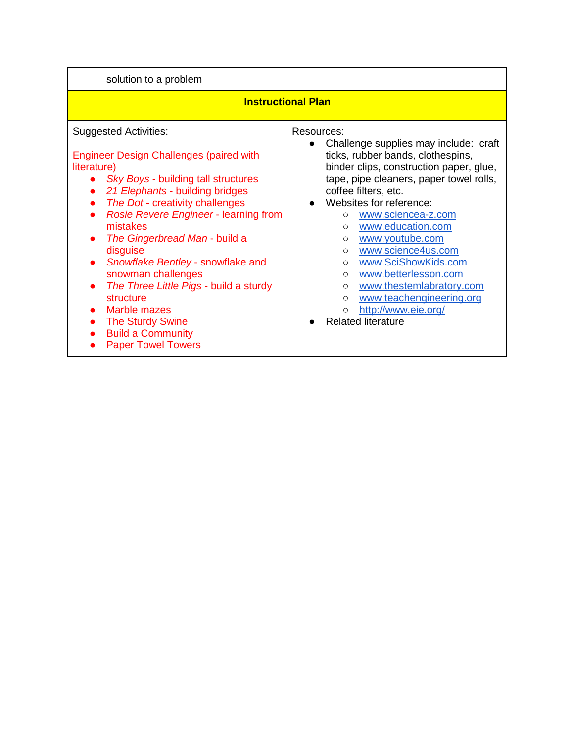| solution to a problem | |
|---|---|
| **Instructional Plan** | |
| Suggested Activities:<br><br>Engineer Design Challenges (paired with literature)<br>• *Sky Boys* - building tall structures<br>• *21 Elephants* - building bridges<br>• *The Dot* - creativity challenges<br>• *Rosie Revere Engineer* - learning from mistakes<br>• *The Gingerbread Man* - build a disguise<br>• *Snowflake Bentley* - snowflake and snowman challenges<br>• *The Three Little Pigs* - build a sturdy structure<br>• Marble mazes<br>• The Sturdy Swine<br>• Build a Community<br>• Paper Towel Towers | Resources:<br>• Challenge supplies may include: craft ticks, rubber bands, clothespins, binder clips, construction paper, glue, tape, pipe cleaners, paper towel rolls, coffee filters, etc.<br>• Websites for reference:<br>&nbsp;&nbsp;○ www.sciencea-z.com<br>&nbsp;&nbsp;○ www.education.com<br>&nbsp;&nbsp;○ www.youtube.com<br>&nbsp;&nbsp;○ www.science4us.com<br>&nbsp;&nbsp;○ www.SciShowKids.com<br>&nbsp;&nbsp;○ www.betterlesson.com<br>&nbsp;&nbsp;○ www.thestemlabratory.com<br>&nbsp;&nbsp;○ www.teachengineering.org<br>&nbsp;&nbsp;○ http://www.eie.org/<br>• Related literature |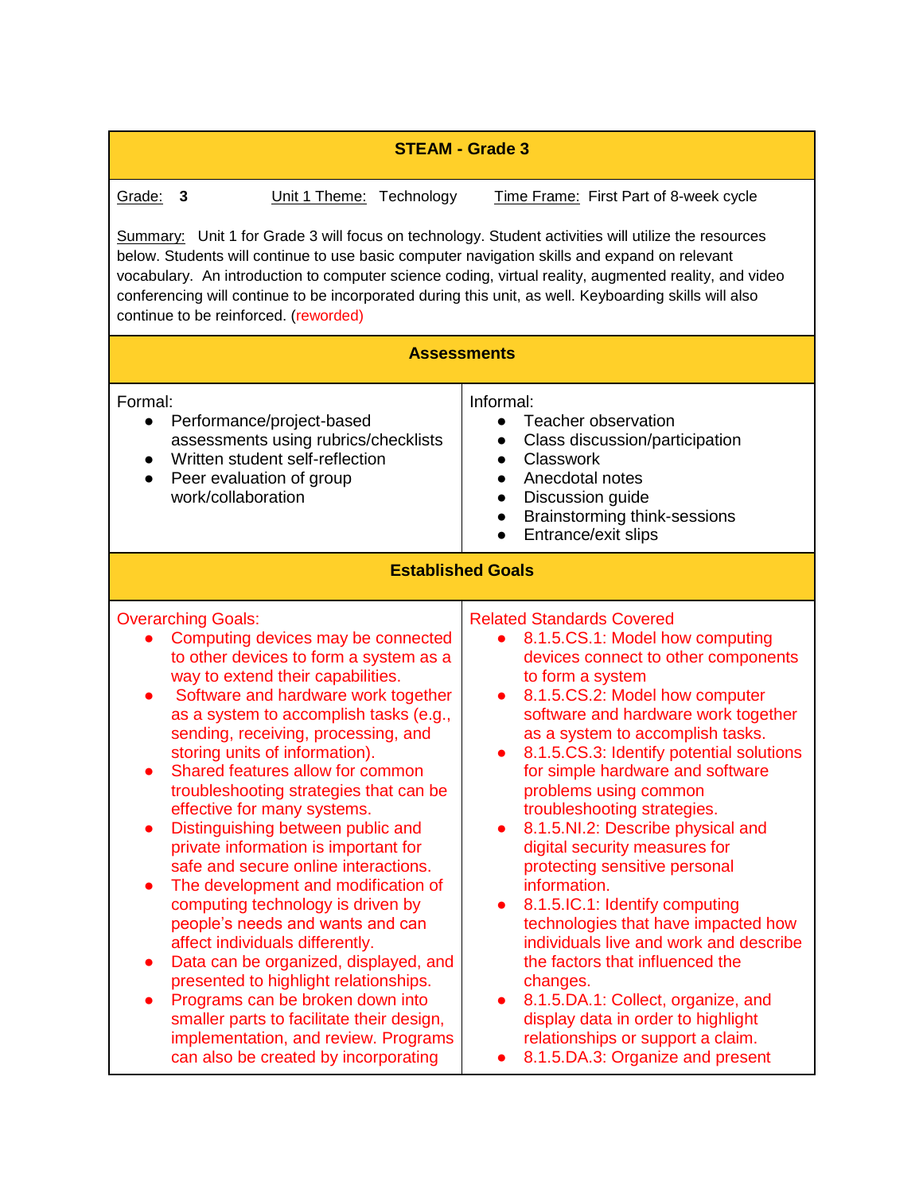## STEAM - Grade 3

Grade: **3** Unit 1 Theme: Technology Time Frame: First Part of 8-week cycle

Summary: Unit 1 for Grade 3 will focus on technology. Student activities will utilize the resources below. Students will continue to use basic computer navigation skills and expand on relevant vocabulary. An introduction to computer science coding, virtual reality, augmented reality, and video conferencing will continue to be incorporated during this unit, as well. Keyboarding skills will also continue to be reinforced. (reworded)

### Assessments

| Formal: | Informal: |
|---|---|
| • Performance/project-based assessments using rubrics/checklists<br>• Written student self-reflection<br>• Peer evaluation of group work/collaboration | • Teacher observation<br>• Class discussion/participation<br>• Classwork<br>• Anecdotal notes<br>• Discussion guide<br>• Brainstorming think-sessions<br>• Entrance/exit slips |

### Established Goals

| Overarching Goals: | Related Standards Covered |
|---|---|
| • Computing devices may be connected to other devices to form a system as a way to extend their capabilities.<br>• Software and hardware work together as a system to accomplish tasks (e.g., sending, receiving, processing, and storing units of information).<br>• Shared features allow for common troubleshooting strategies that can be effective for many systems.<br>• Distinguishing between public and private information is important for safe and secure online interactions.<br>• The development and modification of computing technology is driven by people's needs and wants and can affect individuals differently.<br>• Data can be organized, displayed, and presented to highlight relationships.<br>• Programs can be broken down into smaller parts to facilitate their design, implementation, and review. Programs can also be created by incorporating | • 8.1.5.CS.1: Model how computing devices connect to other components to form a system<br>• 8.1.5.CS.2: Model how computer software and hardware work together as a system to accomplish tasks.<br>• 8.1.5.CS.3: Identify potential solutions for simple hardware and software problems using common troubleshooting strategies.<br>• 8.1.5.NI.2: Describe physical and digital security measures for protecting sensitive personal information.<br>• 8.1.5.IC.1: Identify computing technologies that have impacted how individuals live and work and describe the factors that influenced the changes.<br>• 8.1.5.DA.1: Collect, organize, and display data in order to highlight relationships or support a claim.<br>• 8.1.5.DA.3: Organize and present |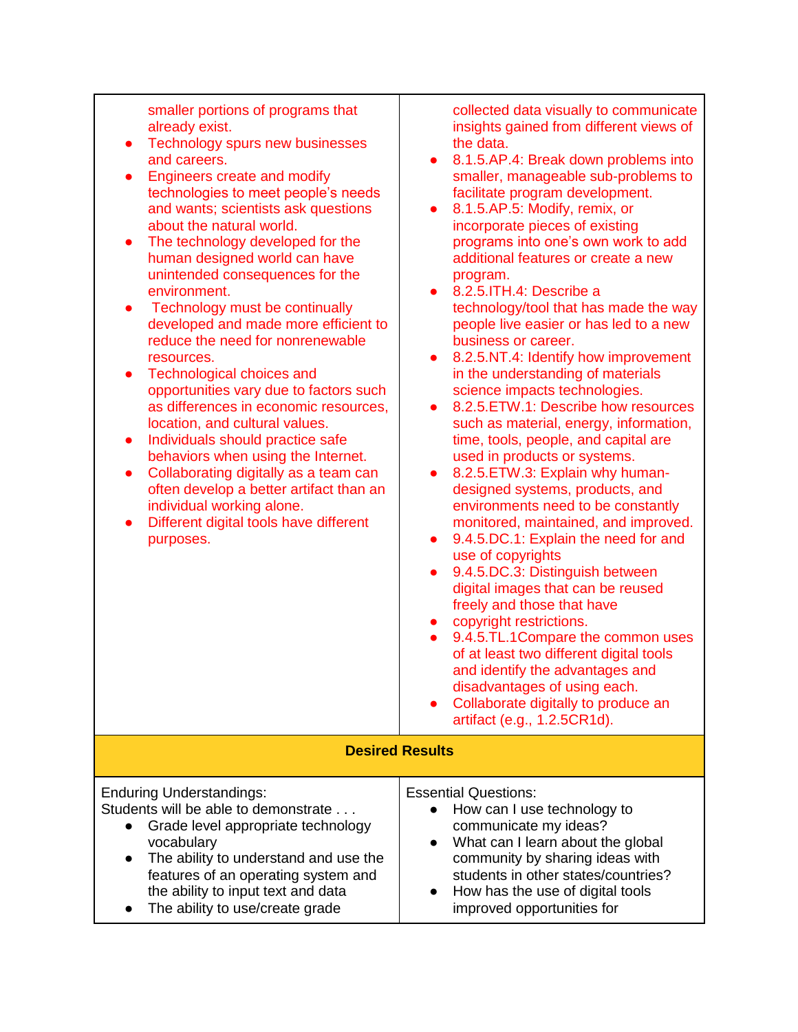| | |
|---|---|
| smaller portions of programs that already exist.<br>• Technology spurs new businesses and careers.<br>• Engineers create and modify technologies to meet people's needs and wants; scientists ask questions about the natural world.<br>• The technology developed for the human designed world can have unintended consequences for the environment.<br>• Technology must be continually developed and made more efficient to reduce the need for nonrenewable resources.<br>• Technological choices and opportunities vary due to factors such as differences in economic resources, location, and cultural values.<br>• Individuals should practice safe behaviors when using the Internet.<br>• Collaborating digitally as a team can often develop a better artifact than an individual working alone.<br>• Different digital tools have different purposes. | collected data visually to communicate insights gained from different views of the data.<br>• 8.1.5.AP.4: Break down problems into smaller, manageable sub-problems to facilitate program development.<br>• 8.1.5.AP.5: Modify, remix, or incorporate pieces of existing programs into one's own work to add additional features or create a new program.<br>• 8.2.5.ITH.4: Describe a technology/tool that has made the way people live easier or has led to a new business or career.<br>• 8.2.5.NT.4: Identify how improvement in the understanding of materials science impacts technologies.<br>• 8.2.5.ETW.1: Describe how resources such as material, energy, information, time, tools, people, and capital are used in products or systems.<br>• 8.2.5.ETW.3: Explain why human-designed systems, products, and environments need to be constantly monitored, maintained, and improved.<br>• 9.4.5.DC.1: Explain the need for and use of copyrights<br>• 9.4.5.DC.3: Distinguish between digital images that can be reused freely and those that have<br>• copyright restrictions.<br>• 9.4.5.TL.1Compare the common uses of at least two different digital tools and identify the advantages and disadvantages of using each.<br>• Collaborate digitally to produce an artifact (e.g., 1.2.5CR1d). |
| **Desired Results** | |
| Enduring Understandings:<br>Students will be able to demonstrate . . .<br>• Grade level appropriate technology vocabulary<br>• The ability to understand and use the features of an operating system and the ability to input text and data<br>• The ability to use/create grade | Essential Questions:<br>• How can I use technology to communicate my ideas?<br>• What can I learn about the global community by sharing ideas with students in other states/countries?<br>• How has the use of digital tools improved opportunities for |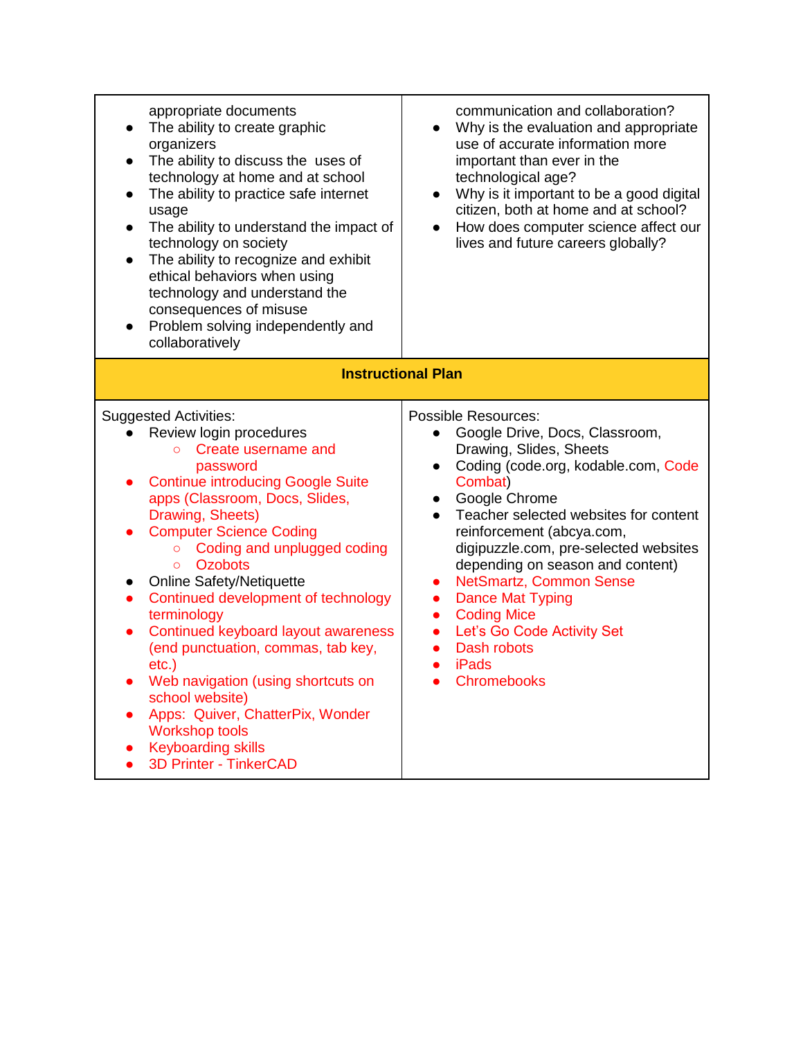| | |
|---|---|
| appropriate documents<br>• The ability to create graphic organizers<br>• The ability to discuss the uses of technology at home and at school<br>• The ability to practice safe internet usage<br>• The ability to understand the impact of technology on society<br>• The ability to recognize and exhibit ethical behaviors when using technology and understand the consequences of misuse<br>• Problem solving independently and collaboratively | communication and collaboration?<br>• Why is the evaluation and appropriate use of accurate information more important than ever in the technological age?<br>• Why is it important to be a good digital citizen, both at home and at school?<br>• How does computer science affect our lives and future careers globally? |
| **Instructional Plan** | |
| Suggested Activities:<br>• Review login procedures<br>&nbsp;&nbsp;&nbsp;&nbsp;○ Create username and password<br>• Continue introducing Google Suite apps (Classroom, Docs, Slides, Drawing, Sheets)<br>• Computer Science Coding<br>&nbsp;&nbsp;&nbsp;&nbsp;○ Coding and unplugged coding<br>&nbsp;&nbsp;&nbsp;&nbsp;○ Ozobots<br>• Online Safety/Netiquette<br>• Continued development of technology terminology<br>• Continued keyboard layout awareness (end punctuation, commas, tab key, etc.)<br>• Web navigation (using shortcuts on school website)<br>• Apps: Quiver, ChatterPix, Wonder Workshop tools<br>• Keyboarding skills<br>• 3D Printer - TinkerCAD | Possible Resources:<br>• Google Drive, Docs, Classroom, Drawing, Slides, Sheets<br>• Coding (code.org, kodable.com, Code Combat)<br>• Google Chrome<br>• Teacher selected websites for content reinforcement (abcya.com, digipuzzle.com, pre-selected websites depending on season and content)<br>• NetSmartz, Common Sense<br>• Dance Mat Typing<br>• Coding Mice<br>• Let's Go Code Activity Set<br>• Dash robots<br>• iPads<br>• Chromebooks |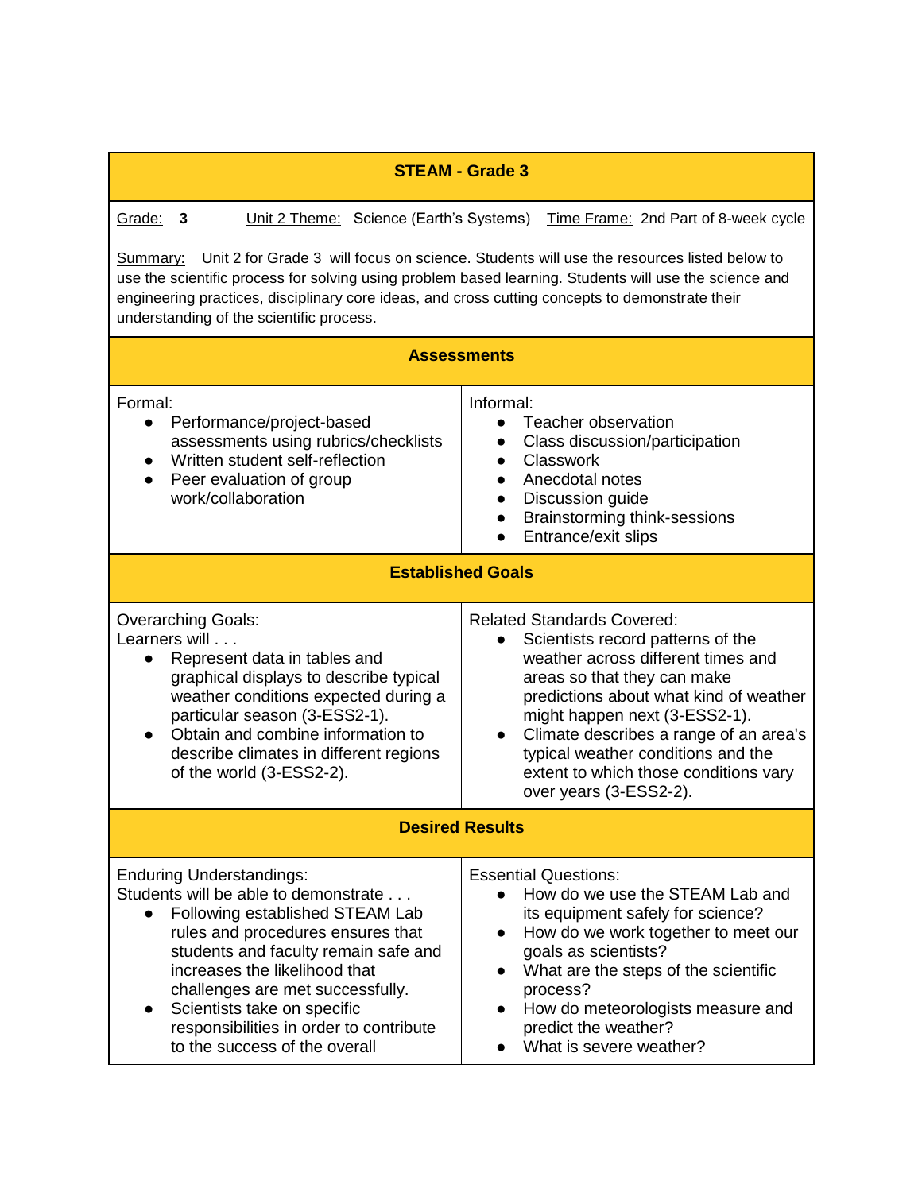## STEAM - Grade 3

Grade: **3** Unit 2 Theme: Science (Earth's Systems) Time Frame: 2nd Part of 8-week cycle

Summary: Unit 2 for Grade 3 will focus on science. Students will use the resources listed below to use the scientific process for solving using problem based learning. Students will use the science and engineering practices, disciplinary core ideas, and cross cutting concepts to demonstrate their understanding of the scientific process.

### Assessments

| Formal | Informal |
|---|---|
| Formal:<br>● Performance/project-based assessments using rubrics/checklists<br>● Written student self-reflection<br>● Peer evaluation of group work/collaboration | Informal:<br>● Teacher observation<br>● Class discussion/participation<br>● Classwork<br>● Anecdotal notes<br>● Discussion guide<br>● Brainstorming think-sessions<br>● Entrance/exit slips |

### Established Goals

| Overarching Goals | Related Standards Covered |
|---|---|
| Overarching Goals:<br>Learners will . . .<br>● Represent data in tables and graphical displays to describe typical weather conditions expected during a particular season (3-ESS2-1).<br>● Obtain and combine information to describe climates in different regions of the world (3-ESS2-2). | Related Standards Covered:<br>● Scientists record patterns of the weather across different times and areas so that they can make predictions about what kind of weather might happen next (3-ESS2-1).<br>● Climate describes a range of an area's typical weather conditions and the extent to which those conditions vary over years (3-ESS2-2). |

### Desired Results

| Enduring Understandings | Essential Questions |
|---|---|
| Enduring Understandings:<br>Students will be able to demonstrate . . .<br>● Following established STEAM Lab rules and procedures ensures that students and faculty remain safe and increases the likelihood that challenges are met successfully.<br>● Scientists take on specific responsibilities in order to contribute to the success of the overall | Essential Questions:<br>● How do we use the STEAM Lab and its equipment safely for science?<br>● How do we work together to meet our goals as scientists?<br>● What are the steps of the scientific process?<br>● How do meteorologists measure and predict the weather?<br>● What is severe weather? |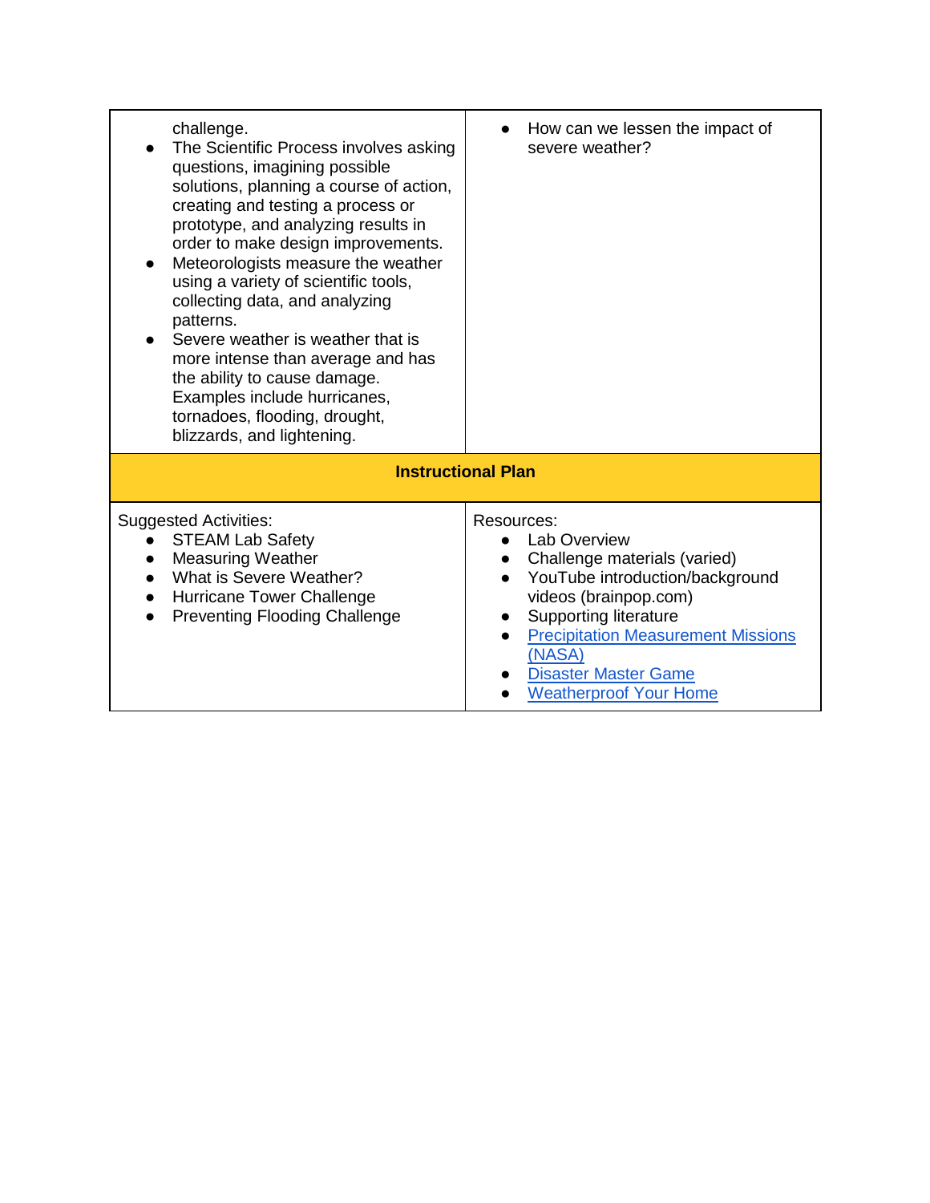| | |
|---|---|
| challenge.<br>● The Scientific Process involves asking questions, imagining possible solutions, planning a course of action, creating and testing a process or prototype, and analyzing results in order to make design improvements.<br>● Meteorologists measure the weather using a variety of scientific tools, collecting data, and analyzing patterns.<br>● Severe weather is weather that is more intense than average and has the ability to cause damage. Examples include hurricanes, tornadoes, flooding, drought, blizzards, and lightening. | ● How can we lessen the impact of severe weather? |
| **Instructional Plan** | |
| Suggested Activities:<br>● STEAM Lab Safety<br>● Measuring Weather<br>● What is Severe Weather?<br>● Hurricane Tower Challenge<br>● Preventing Flooding Challenge | Resources:<br>● Lab Overview<br>● Challenge materials (varied)<br>● YouTube introduction/background videos (brainpop.com)<br>● Supporting literature<br>● Precipitation Measurement Missions (NASA)<br>● Disaster Master Game<br>● Weatherproof Your Home |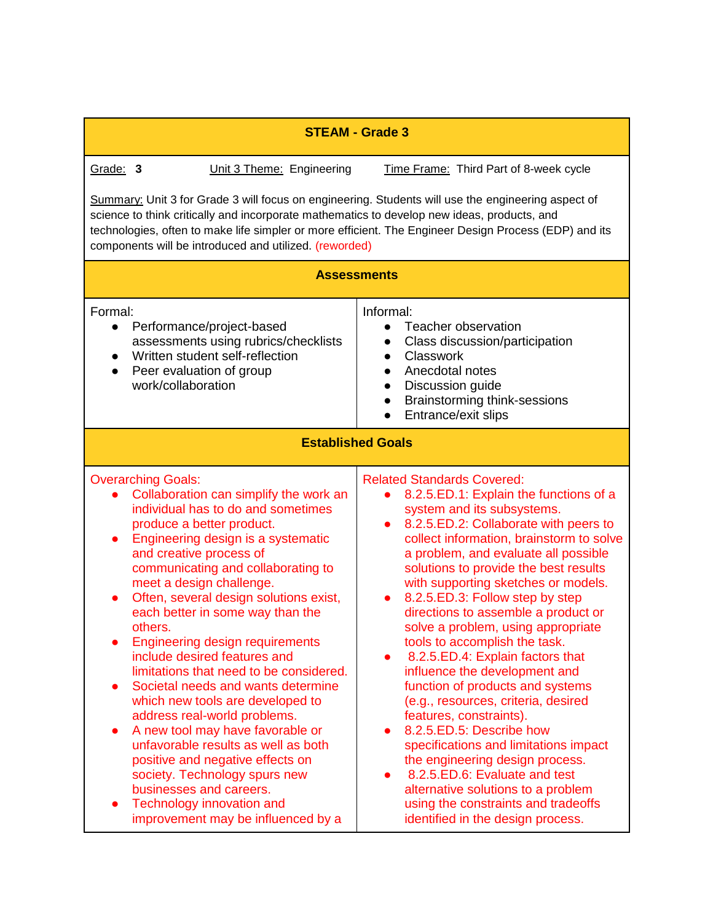## STEAM - Grade 3

Grade: **3** Unit 3 Theme: Engineering Time Frame: Third Part of 8-week cycle

Summary: Unit 3 for Grade 3 will focus on engineering. Students will use the engineering aspect of science to think critically and incorporate mathematics to develop new ideas, products, and technologies, often to make life simpler or more efficient. The Engineer Design Process (EDP) and its components will be introduced and utilized. (reworded)

### Assessments

| Formal: | Informal: |
| --- | --- |
| • Performance/project-based assessments using rubrics/checklists<br>• Written student self-reflection<br>• Peer evaluation of group work/collaboration | • Teacher observation<br>• Class discussion/participation<br>• Classwork<br>• Anecdotal notes<br>• Discussion guide<br>• Brainstorming think-sessions<br>• Entrance/exit slips |

### Established Goals

| Overarching Goals: | Related Standards Covered: |
| --- | --- |
| • Collaboration can simplify the work an individual has to do and sometimes produce a better product.<br>• Engineering design is a systematic and creative process of communicating and collaborating to meet a design challenge.<br>• Often, several design solutions exist, each better in some way than the others.<br>• Engineering design requirements include desired features and limitations that need to be considered.<br>• Societal needs and wants determine which new tools are developed to address real-world problems.<br>• A new tool may have favorable or unfavorable results as well as both positive and negative effects on society. Technology spurs new businesses and careers.<br>• Technology innovation and improvement may be influenced by a | • 8.2.5.ED.1: Explain the functions of a system and its subsystems.<br>• 8.2.5.ED.2: Collaborate with peers to collect information, brainstorm to solve a problem, and evaluate all possible solutions to provide the best results with supporting sketches or models.<br>• 8.2.5.ED.3: Follow step by step directions to assemble a product or solve a problem, using appropriate tools to accomplish the task.<br>• 8.2.5.ED.4: Explain factors that influence the development and function of products and systems (e.g., resources, criteria, desired features, constraints).<br>• 8.2.5.ED.5: Describe how specifications and limitations impact the engineering design process.<br>• 8.2.5.ED.6: Evaluate and test alternative solutions to a problem using the constraints and tradeoffs identified in the design process. |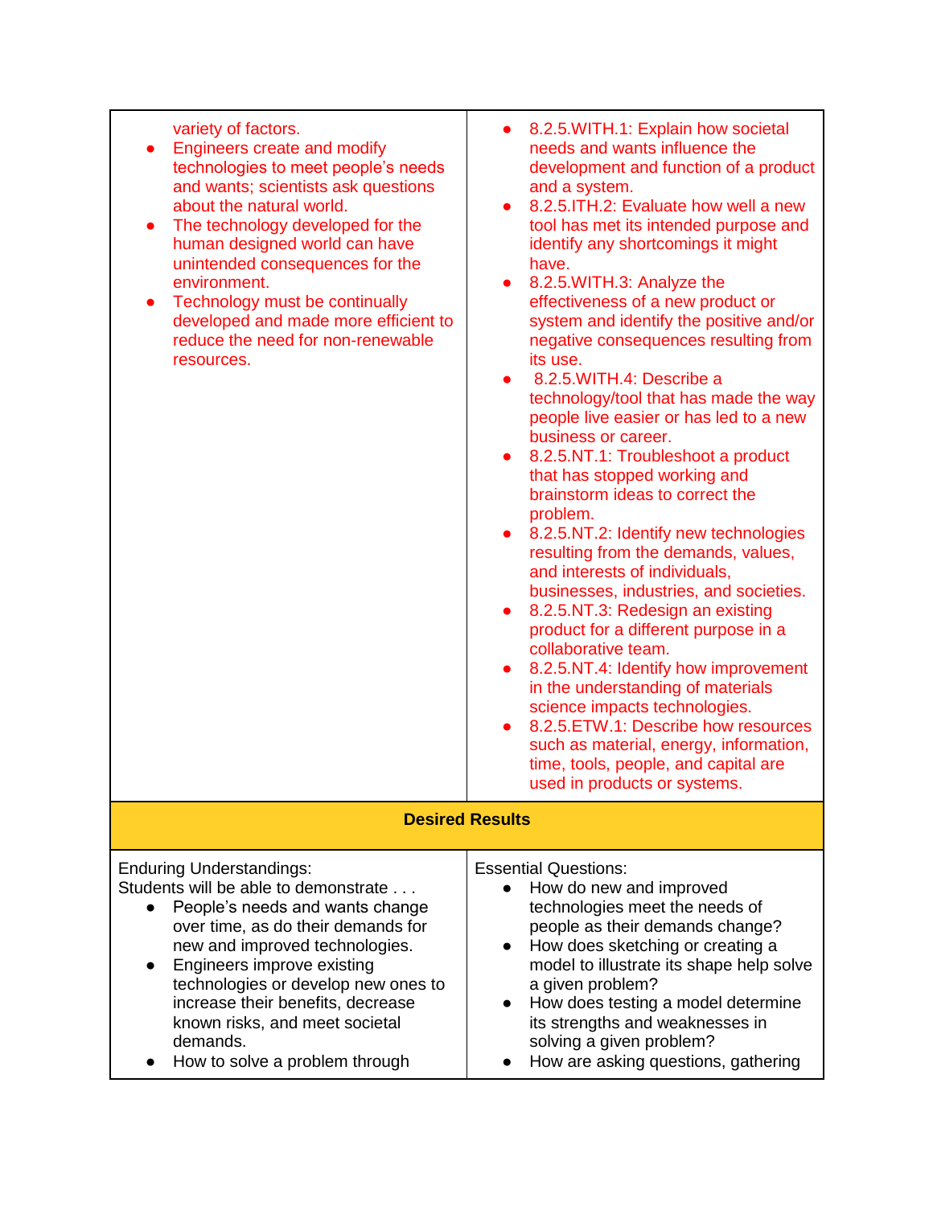| | |
|---|---|
| variety of factors.<br>• Engineers create and modify technologies to meet people's needs and wants; scientists ask questions about the natural world.<br>• The technology developed for the human designed world can have unintended consequences for the environment.<br>• Technology must be continually developed and made more efficient to reduce the need for non-renewable resources. | • 8.2.5.WITH.1: Explain how societal needs and wants influence the development and function of a product and a system.<br>• 8.2.5.ITH.2: Evaluate how well a new tool has met its intended purpose and identify any shortcomings it might have.<br>• 8.2.5.WITH.3: Analyze the effectiveness of a new product or system and identify the positive and/or negative consequences resulting from its use.<br>• 8.2.5.WITH.4: Describe a technology/tool that has made the way people live easier or has led to a new business or career.<br>• 8.2.5.NT.1: Troubleshoot a product that has stopped working and brainstorm ideas to correct the problem.<br>• 8.2.5.NT.2: Identify new technologies resulting from the demands, values, and interests of individuals, businesses, industries, and societies.<br>• 8.2.5.NT.3: Redesign an existing product for a different purpose in a collaborative team.<br>• 8.2.5.NT.4: Identify how improvement in the understanding of materials science impacts technologies.<br>• 8.2.5.ETW.1: Describe how resources such as material, energy, information, time, tools, people, and capital are used in products or systems. |
| **Desired Results** | |
| Enduring Understandings:<br>Students will be able to demonstrate . . .<br>• People's needs and wants change over time, as do their demands for new and improved technologies.<br>• Engineers improve existing technologies or develop new ones to increase their benefits, decrease known risks, and meet societal demands.<br>• How to solve a problem through | Essential Questions:<br>• How do new and improved technologies meet the needs of people as their demands change?<br>• How does sketching or creating a model to illustrate its shape help solve a given problem?<br>• How does testing a model determine its strengths and weaknesses in solving a given problem?<br>• How are asking questions, gathering |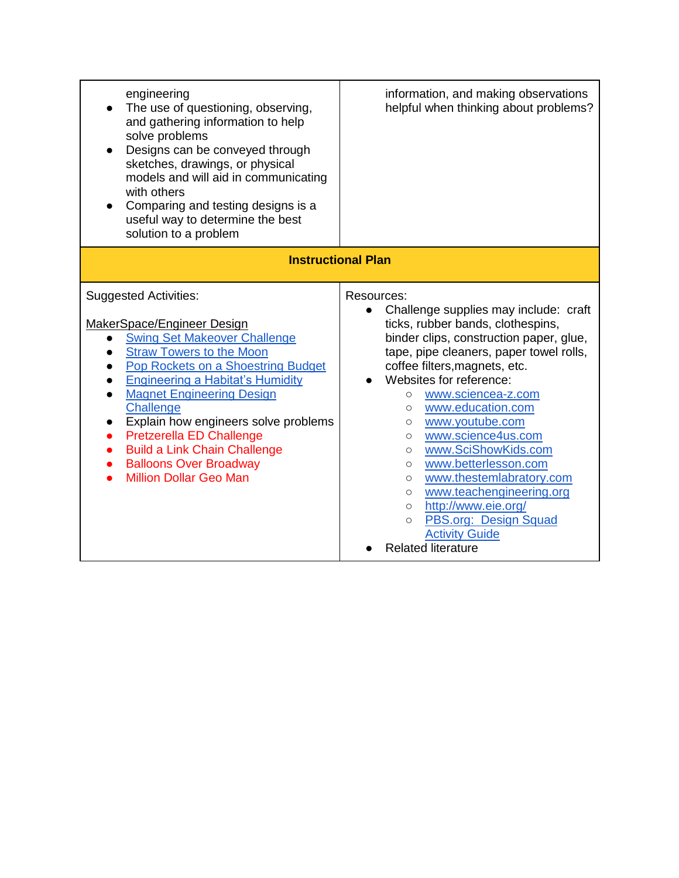| | |
|---|---|
| engineering<br>• The use of questioning, observing, and gathering information to help solve problems<br>• Designs can be conveyed through sketches, drawings, or physical models and will aid in communicating with others<br>• Comparing and testing designs is a useful way to determine the best solution to a problem | information, and making observations helpful when thinking about problems? |

**Instructional Plan**

| Suggested Activities: | Resources: |
|---|---|
| MakerSpace/Engineer Design<br>• Swing Set Makeover Challenge<br>• Straw Towers to the Moon<br>• Pop Rockets on a Shoestring Budget<br>• Engineering a Habitat's Humidity<br>• Magnet Engineering Design Challenge<br>• Explain how engineers solve problems<br>• Pretzerella ED Challenge<br>• Build a Link Chain Challenge<br>• Balloons Over Broadway<br>• Million Dollar Geo Man | • Challenge supplies may include: craft ticks, rubber bands, clothespins, binder clips, construction paper, glue, tape, pipe cleaners, paper towel rolls, coffee filters,magnets, etc.<br>• Websites for reference:<br>&nbsp;&nbsp;○ www.sciencea-z.com<br>&nbsp;&nbsp;○ www.education.com<br>&nbsp;&nbsp;○ www.youtube.com<br>&nbsp;&nbsp;○ www.science4us.com<br>&nbsp;&nbsp;○ www.SciShowKids.com<br>&nbsp;&nbsp;○ www.betterlesson.com<br>&nbsp;&nbsp;○ www.thestemlabratory.com<br>&nbsp;&nbsp;○ www.teachengineering.org<br>&nbsp;&nbsp;○ http://www.eie.org/<br>&nbsp;&nbsp;○ PBS.org: Design Squad Activity Guide<br>• Related literature |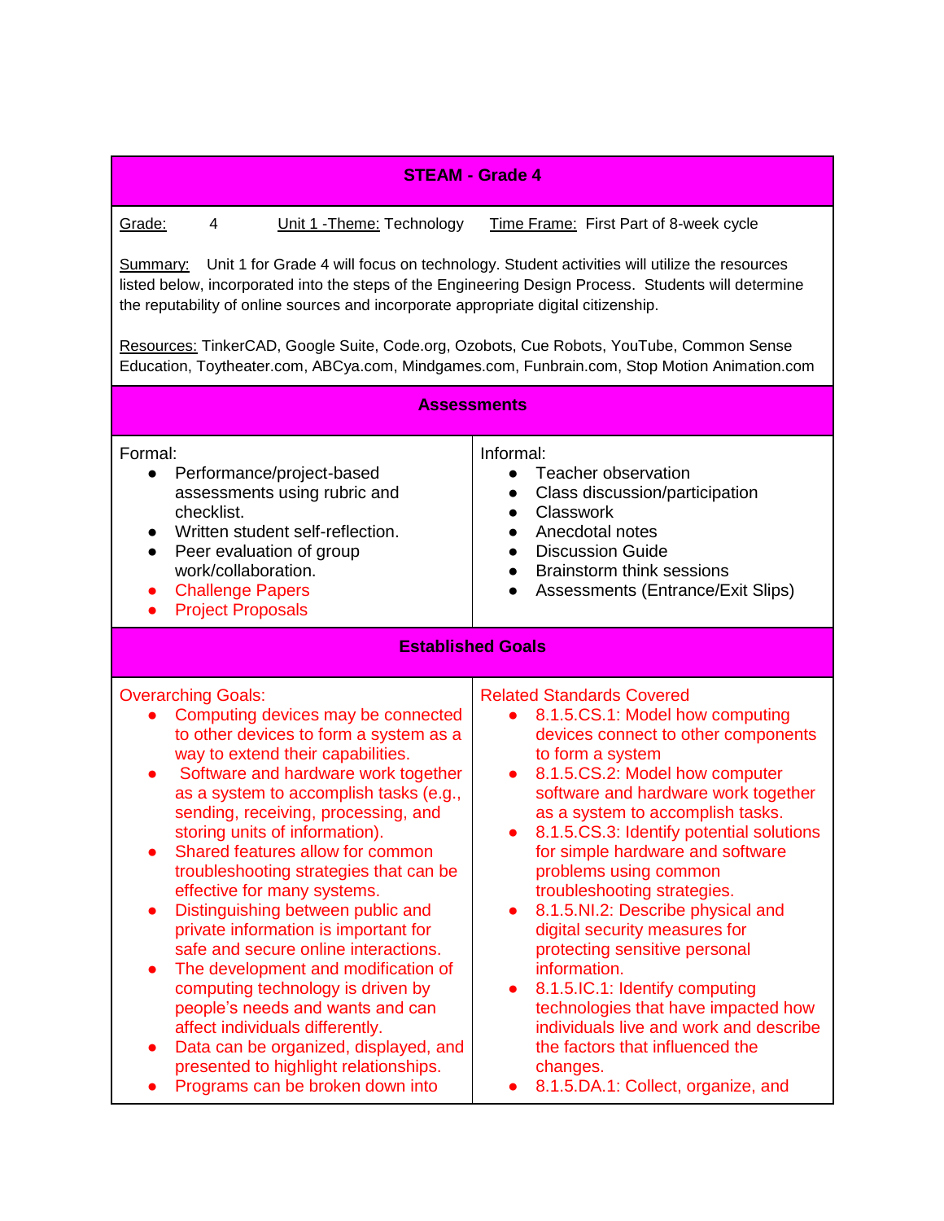## STEAME - Grade 4

Grade: 4 Unit 1 -Theme: Technology Time Frame: First Part of 8-week cycle

Summary: Unit 1 for Grade 4 will focus on technology. Student activities will utilize the resources listed below, incorporated into the steps of the Engineering Design Process. Students will determine the reputability of online sources and incorporate appropriate digital citizenship.

Resources: TinkerCAD, Google Suite, Code.org, Ozobots, Cue Robots, YouTube, Common Sense Education, Toytheater.com, ABCya.com, Mindgames.com, Funbrain.com, Stop Motion Animation.com

### Assessments

| Formal: | Informal: |
|---|---|
| • Performance/project-based assessments using rubric and checklist.<br>• Written student self-reflection.<br>• Peer evaluation of group work/collaboration.<br>• Challenge Papers<br>• Project Proposals | • Teacher observation<br>• Class discussion/participation<br>• Classwork<br>• Anecdotal notes<br>• Discussion Guide<br>• Brainstorm think sessions<br>• Assessments (Entrance/Exit Slips) |

### Established Goals

| Overarching Goals: | Related Standards Covered |
|---|---|
| • Computing devices may be connected to other devices to form a system as a way to extend their capabilities.<br>• Software and hardware work together as a system to accomplish tasks (e.g., sending, receiving, processing, and storing units of information).<br>• Shared features allow for common troubleshooting strategies that can be effective for many systems.<br>• Distinguishing between public and private information is important for safe and secure online interactions.<br>• The development and modification of computing technology is driven by people's needs and wants and can affect individuals differently.<br>• Data can be organized, displayed, and presented to highlight relationships.<br>• Programs can be broken down into | • 8.1.5.CS.1: Model how computing devices connect to other components to form a system<br>• 8.1.5.CS.2: Model how computer software and hardware work together as a system to accomplish tasks.<br>• 8.1.5.CS.3: Identify potential solutions for simple hardware and software problems using common troubleshooting strategies.<br>• 8.1.5.NI.2: Describe physical and digital security measures for protecting sensitive personal information.<br>• 8.1.5.IC.1: Identify computing technologies that have impacted how individuals live and work and describe the factors that influenced the changes.<br>• 8.1.5.DA.1: Collect, organize, and |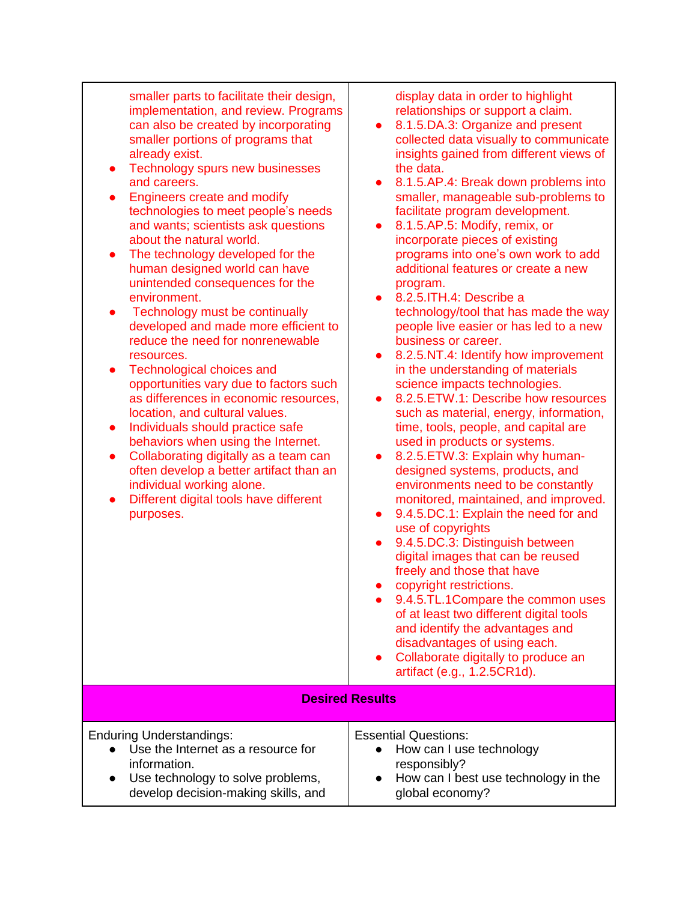| | |
|---|---|
| smaller parts to facilitate their design, implementation, and review. Programs can also be created by incorporating smaller portions of programs that already exist.<br>• Technology spurs new businesses and careers.<br>• Engineers create and modify technologies to meet people's needs and wants; scientists ask questions about the natural world.<br>• The technology developed for the human designed world can have unintended consequences for the environment.<br>• Technology must be continually developed and made more efficient to reduce the need for nonrenewable resources.<br>• Technological choices and opportunities vary due to factors such as differences in economic resources, location, and cultural values.<br>• Individuals should practice safe behaviors when using the Internet.<br>• Collaborating digitally as a team can often develop a better artifact than an individual working alone.<br>• Different digital tools have different purposes. | display data in order to highlight relationships or support a claim.<br>• 8.1.5.DA.3: Organize and present collected data visually to communicate insights gained from different views of the data.<br>• 8.1.5.AP.4: Break down problems into smaller, manageable sub-problems to facilitate program development.<br>• 8.1.5.AP.5: Modify, remix, or incorporate pieces of existing programs into one's own work to add additional features or create a new program.<br>• 8.2.5.ITH.4: Describe a technology/tool that has made the way people live easier or has led to a new business or career.<br>• 8.2.5.NT.4: Identify how improvement in the understanding of materials science impacts technologies.<br>• 8.2.5.ETW.1: Describe how resources such as material, energy, information, time, tools, people, and capital are used in products or systems.<br>• 8.2.5.ETW.3: Explain why human-designed systems, products, and environments need to be constantly monitored, maintained, and improved.<br>• 9.4.5.DC.1: Explain the need for and use of copyrights<br>• 9.4.5.DC.3: Distinguish between digital images that can be reused freely and those that have<br>• copyright restrictions.<br>• 9.4.5.TL.1Compare the common uses of at least two different digital tools and identify the advantages and disadvantages of using each.<br>• Collaborate digitally to produce an artifact (e.g., 1.2.5CR1d). |
| **Desired Results** | |
| Enduring Understandings:<br>• Use the Internet as a resource for information.<br>• Use technology to solve problems, develop decision-making skills, and | Essential Questions:<br>• How can I use technology responsibly?<br>• How can I best use technology in the global economy? |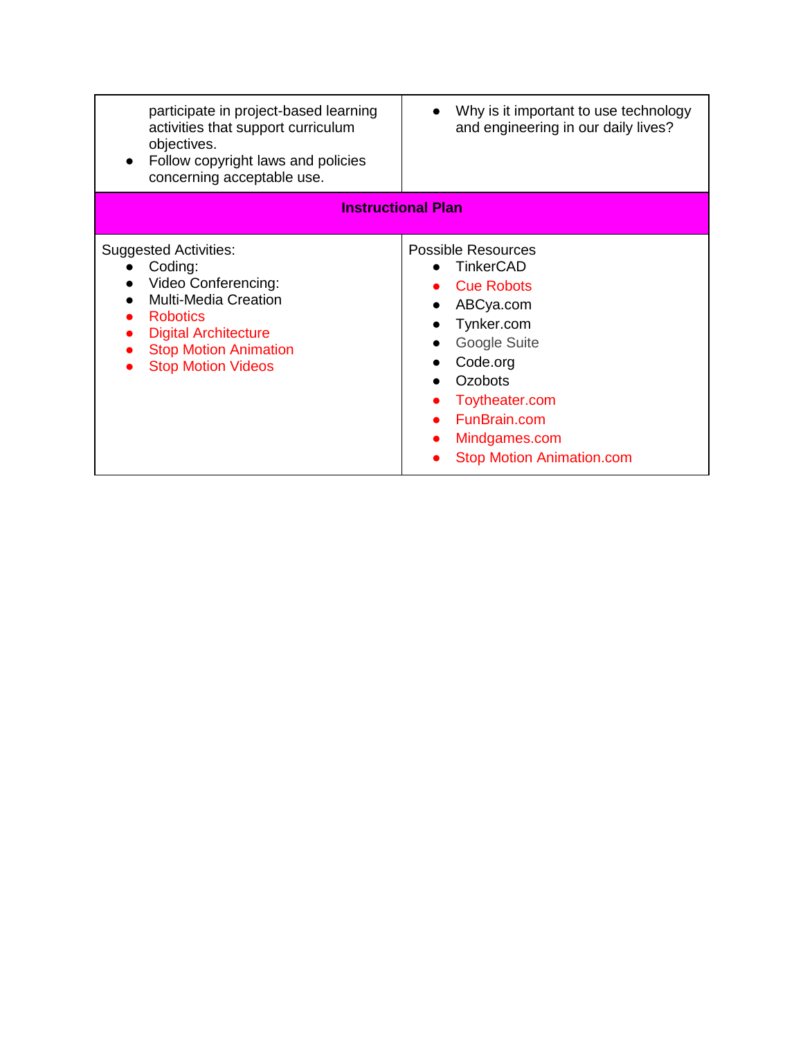| | |
|---|---|
| participate in project-based learning activities that support curriculum objectives.<br>• Follow copyright laws and policies concerning acceptable use. | • Why is it important to use technology and engineering in our daily lives? |
| **Instructional Plan** | |
| Suggested Activities:<br>• Coding:<br>• Video Conferencing:<br>• Multi-Media Creation<br>• Robotics<br>• Digital Architecture<br>• Stop Motion Animation<br>• Stop Motion Videos | Possible Resources<br>• TinkerCAD<br>• Cue Robots<br>• ABCya.com<br>• Tynker.com<br>• Google Suite<br>• Code.org<br>• Ozobots<br>• Toytheater.com<br>• FunBrain.com<br>• Mindgames.com<br>• Stop Motion Animation.com |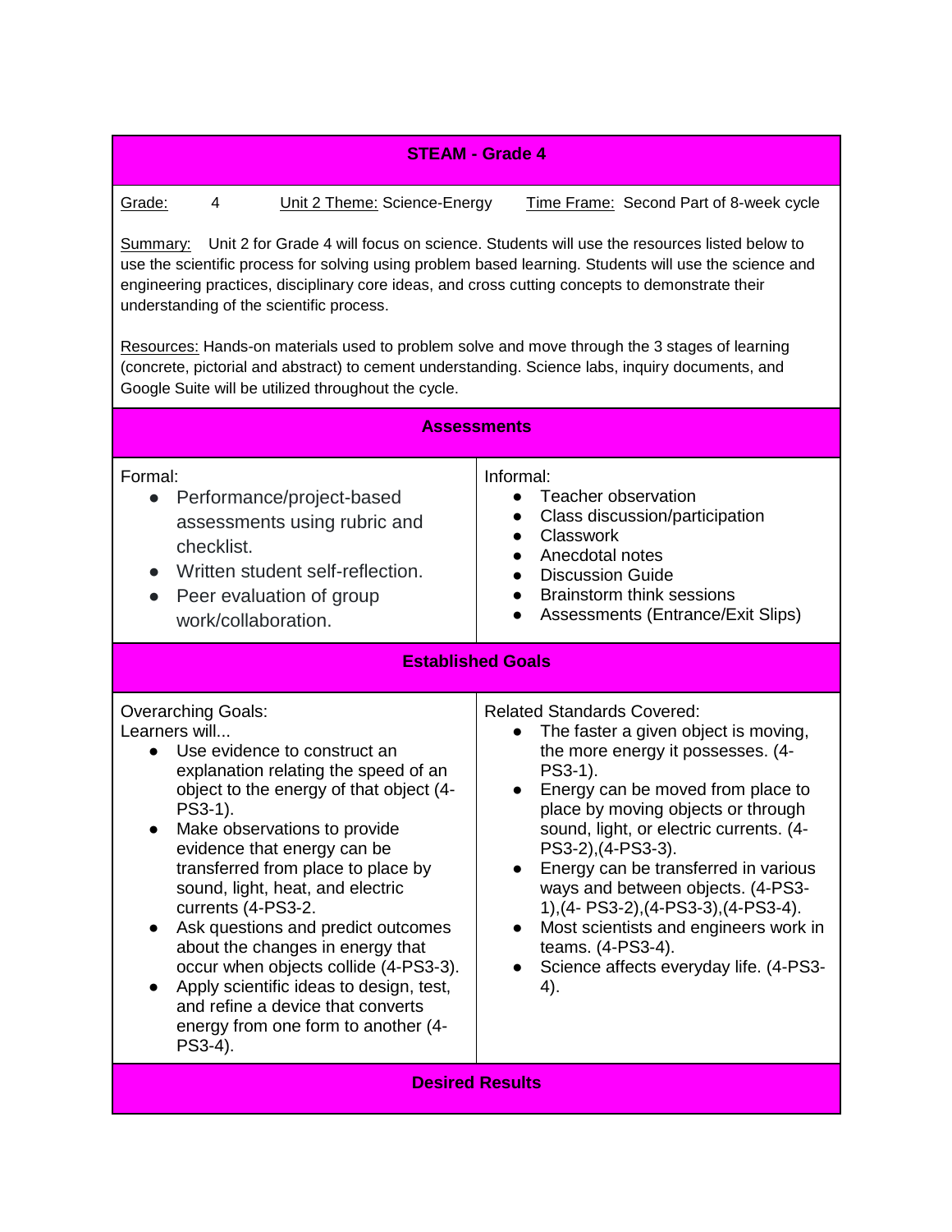## STEAM - Grade 4

Grade: 4 &nbsp;&nbsp;&nbsp; Unit 2 Theme: Science-Energy &nbsp;&nbsp;&nbsp; Time Frame: Second Part of 8-week cycle

Summary: Unit 2 for Grade 4 will focus on science. Students will use the resources listed below to use the scientific process for solving using problem based learning. Students will use the science and engineering practices, disciplinary core ideas, and cross cutting concepts to demonstrate their understanding of the scientific process.

Resources: Hands-on materials used to problem solve and move through the 3 stages of learning (concrete, pictorial and abstract) to cement understanding. Science labs, inquiry documents, and Google Suite will be utilized throughout the cycle.

### Assessments

| Formal | Informal |
|---|---|
| <ul><li>Performance/project-based assessments using rubric and checklist.</li><li>Written student self-reflection.</li><li>Peer evaluation of group work/collaboration.</li></ul> | <ul><li>Teacher observation</li><li>Class discussion/participation</li><li>Classwork</li><li>Anecdotal notes</li><li>Discussion Guide</li><li>Brainstorm think sessions</li><li>Assessments (Entrance/Exit Slips)</li></ul> |

### Established Goals

| Overarching Goals: | Related Standards Covered: |
|---|---|
| Learners will...<ul><li>Use evidence to construct an explanation relating the speed of an object to the energy of that object (4-PS3-1).</li><li>Make observations to provide evidence that energy can be transferred from place to place by sound, light, heat, and electric currents (4-PS3-2.</li><li>Ask questions and predict outcomes about the changes in energy that occur when objects collide (4-PS3-3).</li><li>Apply scientific ideas to design, test, and refine a device that converts energy from one form to another (4-PS3-4).</li></ul> | <ul><li>The faster a given object is moving, the more energy it possesses. (4-PS3-1).</li><li>Energy can be moved from place to place by moving objects or through sound, light, or electric currents. (4-PS3-2),(4-PS3-3).</li><li>Energy can be transferred in various ways and between objects. (4-PS3-1),(4- PS3-2),(4-PS3-3),(4-PS3-4).</li><li>Most scientists and engineers work in teams. (4-PS3-4).</li><li>Science affects everyday life. (4-PS3-4).</li></ul> |

### Desired Results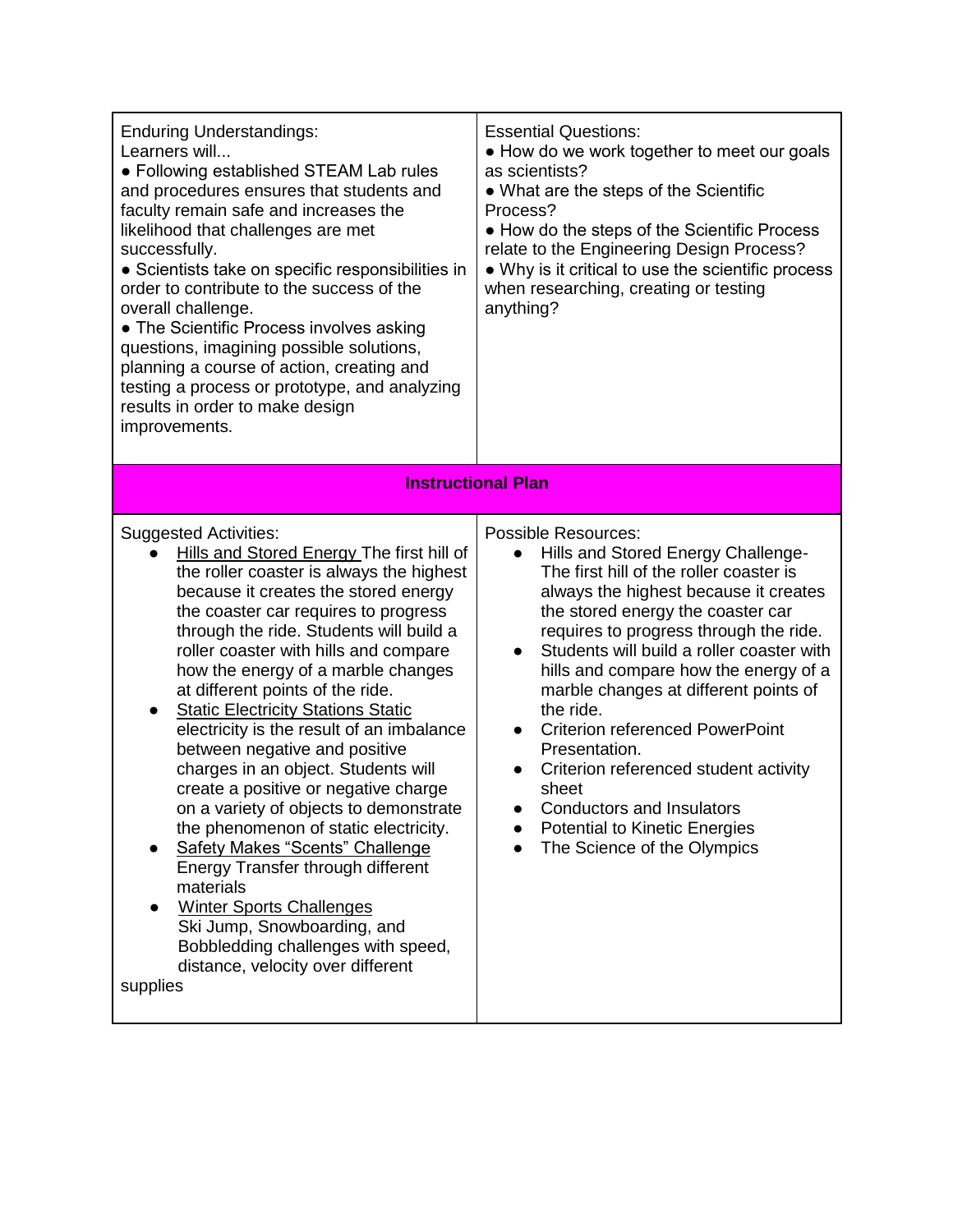| Enduring Understandings:<br>Learners will...<br>● Following established STEAM Lab rules and procedures ensures that students and faculty remain safe and increases the likelihood that challenges are met successfully.<br>● Scientists take on specific responsibilities in order to contribute to the success of the overall challenge.<br>● The Scientific Process involves asking questions, imagining possible solutions, planning a course of action, creating and testing a process or prototype, and analyzing results in order to make design improvements. | Essential Questions:<br>● How do we work together to meet our goals as scientists?<br>● What are the steps of the Scientific Process?<br>● How do the steps of the Scientific Process relate to the Engineering Design Process?<br>● Why is it critical to use the scientific process when researching, creating or testing anything? |
|---|---|
| **Instructional Plan** | |
| Suggested Activities:<br>● Hills and Stored Energy The first hill of the roller coaster is always the highest because it creates the stored energy the coaster car requires to progress through the ride. Students will build a roller coaster with hills and compare how the energy of a marble changes at different points of the ride.<br>● Static Electricity Stations Static electricity is the result of an imbalance between negative and positive charges in an object. Students will create a positive or negative charge on a variety of objects to demonstrate the phenomenon of static electricity.<br>● Safety Makes "Scents" Challenge Energy Transfer through different materials<br>● Winter Sports Challenges Ski Jump, Snowboarding, and Bobbledding challenges with speed, distance, velocity over different supplies | Possible Resources:<br>● Hills and Stored Energy Challenge- The first hill of the roller coaster is always the highest because it creates the stored energy the coaster car requires to progress through the ride.<br>● Students will build a roller coaster with hills and compare how the energy of a marble changes at different points of the ride.<br>● Criterion referenced PowerPoint Presentation.<br>● Criterion referenced student activity sheet<br>● Conductors and Insulators<br>● Potential to Kinetic Energies<br>● The Science of the Olympics |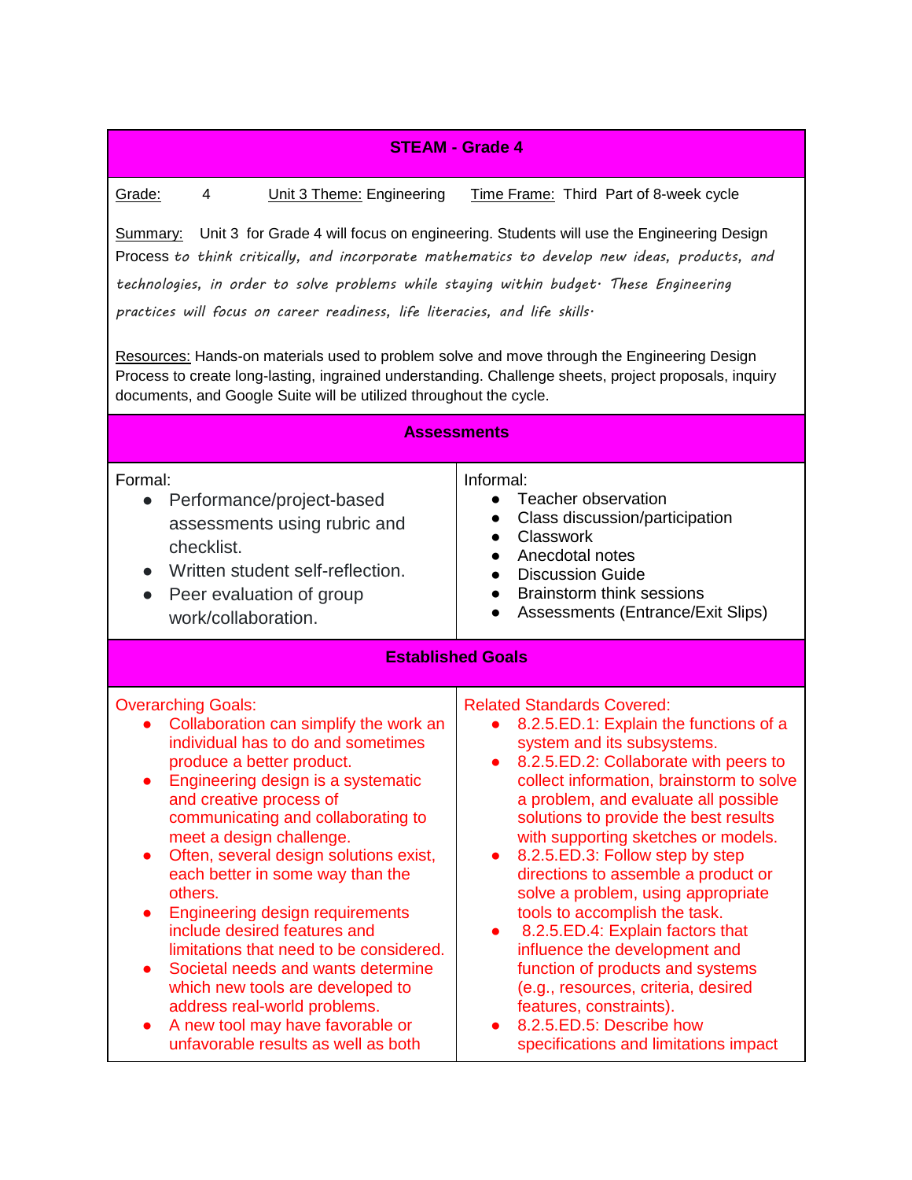## STEAM - Grade 4

Grade: 4 Unit 3 Theme: Engineering Time Frame: Third Part of 8-week cycle

Summary: Unit 3 for Grade 4 will focus on engineering. Students will use the Engineering Design Process *to think critically, and incorporate mathematics to develop new ideas, products, and technologies, in order to solve problems while staying within budget. These Engineering practices will focus on career readiness, life literacies, and life skills.*

Resources: Hands-on materials used to problem solve and move through the Engineering Design Process to create long-lasting, ingrained understanding. Challenge sheets, project proposals, inquiry documents, and Google Suite will be utilized throughout the cycle.

### Assessments

| Formal: | Informal: |
| --- | --- |
| • Performance/project-based assessments using rubric and checklist.<br>• Written student self-reflection.<br>• Peer evaluation of group work/collaboration. | • Teacher observation<br>• Class discussion/participation<br>• Classwork<br>• Anecdotal notes<br>• Discussion Guide<br>• Brainstorm think sessions<br>• Assessments (Entrance/Exit Slips) |

### Established Goals

| Overarching Goals: | Related Standards Covered: |
| --- | --- |
| • Collaboration can simplify the work an individual has to do and sometimes produce a better product.<br>• Engineering design is a systematic and creative process of communicating and collaborating to meet a design challenge.<br>• Often, several design solutions exist, each better in some way than the others.<br>• Engineering design requirements include desired features and limitations that need to be considered.<br>• Societal needs and wants determine which new tools are developed to address real-world problems.<br>• A new tool may have favorable or unfavorable results as well as both | • 8.2.5.ED.1: Explain the functions of a system and its subsystems.<br>• 8.2.5.ED.2: Collaborate with peers to collect information, brainstorm to solve a problem, and evaluate all possible solutions to provide the best results with supporting sketches or models.<br>• 8.2.5.ED.3: Follow step by step directions to assemble a product or solve a problem, using appropriate tools to accomplish the task.<br>• 8.2.5.ED.4: Explain factors that influence the development and function of products and systems (e.g., resources, criteria, desired features, constraints).<br>• 8.2.5.ED.5: Describe how specifications and limitations impact |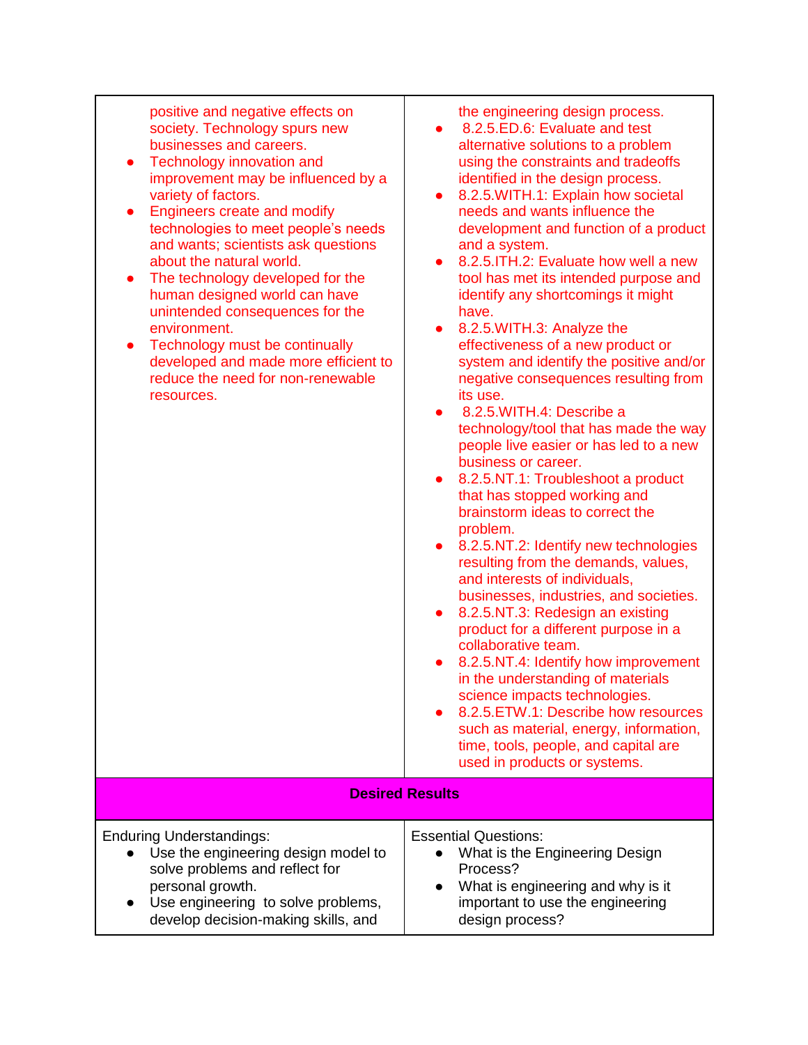| | |
|---|---|
| positive and negative effects on society. Technology spurs new businesses and careers.<br>● Technology innovation and improvement may be influenced by a variety of factors.<br>● Engineers create and modify technologies to meet people's needs and wants; scientists ask questions about the natural world.<br>● The technology developed for the human designed world can have unintended consequences for the environment.<br>● Technology must be continually developed and made more efficient to reduce the need for non-renewable resources. | the engineering design process.<br>● 8.2.5.ED.6: Evaluate and test alternative solutions to a problem using the constraints and tradeoffs identified in the design process.<br>● 8.2.5.WITH.1: Explain how societal needs and wants influence the development and function of a product and a system.<br>● 8.2.5.ITH.2: Evaluate how well a new tool has met its intended purpose and identify any shortcomings it might have.<br>● 8.2.5.WITH.3: Analyze the effectiveness of a new product or system and identify the positive and/or negative consequences resulting from its use.<br>● 8.2.5.WITH.4: Describe a technology/tool that has made the way people live easier or has led to a new business or career.<br>● 8.2.5.NT.1: Troubleshoot a product that has stopped working and brainstorm ideas to correct the problem.<br>● 8.2.5.NT.2: Identify new technologies resulting from the demands, values, and interests of individuals, businesses, industries, and societies.<br>● 8.2.5.NT.3: Redesign an existing product for a different purpose in a collaborative team.<br>● 8.2.5.NT.4: Identify how improvement in the understanding of materials science impacts technologies.<br>● 8.2.5.ETW.1: Describe how resources such as material, energy, information, time, tools, people, and capital are used in products or systems. |
| **Desired Results** | |
| Enduring Understandings:<br>● Use the engineering design model to solve problems and reflect for personal growth.<br>● Use engineering to solve problems, develop decision-making skills, and | Essential Questions:<br>● What is the Engineering Design Process?<br>● What is engineering and why is it important to use the engineering design process? |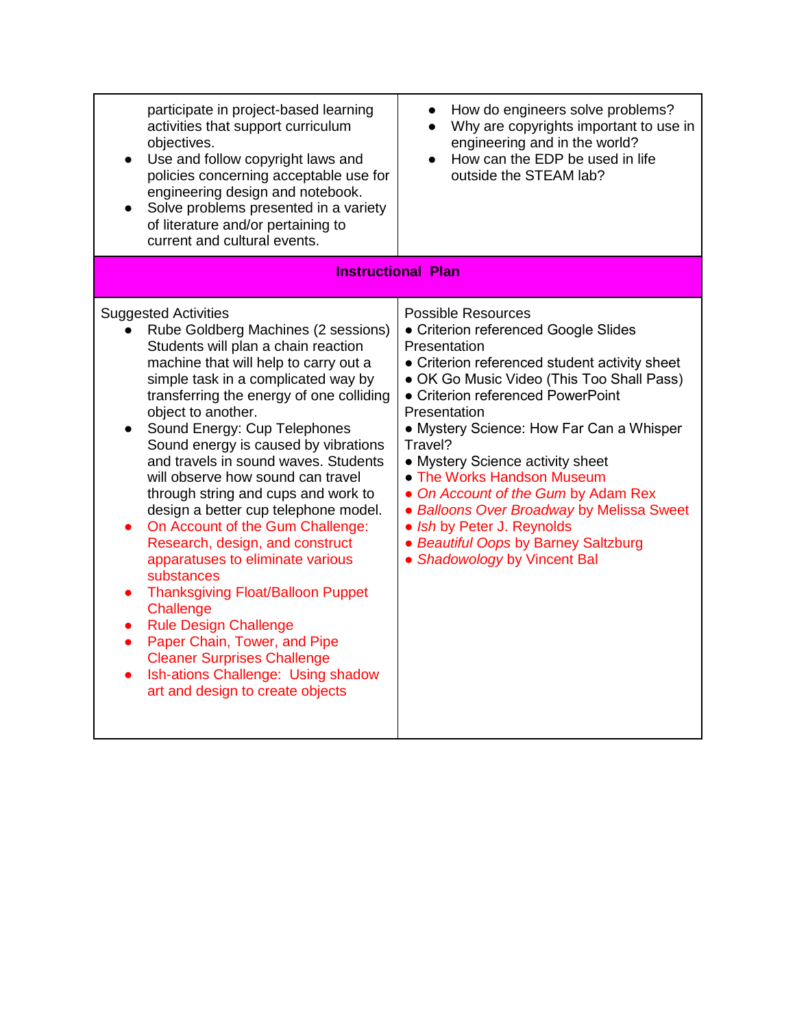| | |
|---|---|
| participate in project-based learning activities that support curriculum objectives.<br>• Use and follow copyright laws and policies concerning acceptable use for engineering design and notebook.<br>• Solve problems presented in a variety of literature and/or pertaining to current and cultural events. | • How do engineers solve problems?<br>• Why are copyrights important to use in engineering and in the world?<br>• How can the EDP be used in life outside the STEAM lab? |
| **Instructional Plan** | |
| Suggested Activities<br>• Rube Goldberg Machines (2 sessions) Students will plan a chain reaction machine that will help to carry out a simple task in a complicated way by transferring the energy of one colliding object to another.<br>• Sound Energy: Cup Telephones Sound energy is caused by vibrations and travels in sound waves. Students will observe how sound can travel through string and cups and work to design a better cup telephone model.<br>• On Account of the Gum Challenge: Research, design, and construct apparatuses to eliminate various substances<br>• Thanksgiving Float/Balloon Puppet Challenge<br>• Rule Design Challenge<br>• Paper Chain, Tower, and Pipe Cleaner Surprises Challenge<br>• Ish-ations Challenge: Using shadow art and design to create objects | Possible Resources<br>• Criterion referenced Google Slides Presentation<br>• Criterion referenced student activity sheet<br>• OK Go Music Video (This Too Shall Pass)<br>• Criterion referenced PowerPoint Presentation<br>• Mystery Science: How Far Can a Whisper Travel?<br>• Mystery Science activity sheet<br>• The Works Handson Museum<br>• *On Account of the Gum* by Adam Rex<br>• *Balloons Over Broadway* by Melissa Sweet<br>• *Ish* by Peter J. Reynolds<br>• *Beautiful Oops* by Barney Saltzburg<br>• *Shadowology* by Vincent Bal |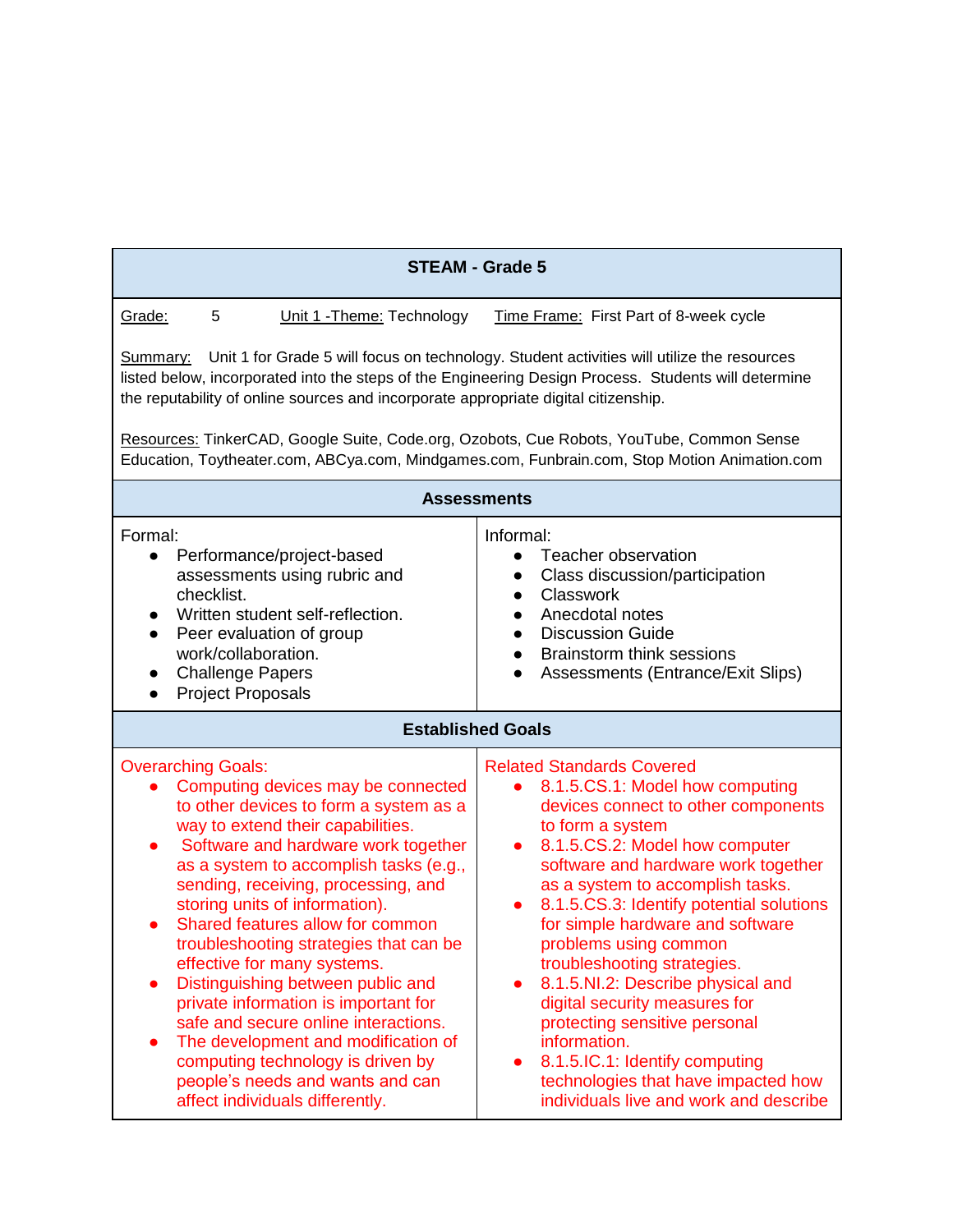## STEAME - Grade 5

Grade: 5 &nbsp;&nbsp;&nbsp; Unit 1 -Theme: Technology &nbsp;&nbsp;&nbsp; Time Frame: First Part of 8-week cycle

Summary: Unit 1 for Grade 5 will focus on technology. Student activities will utilize the resources listed below, incorporated into the steps of the Engineering Design Process. Students will determine the reputability of online sources and incorporate appropriate digital citizenship.

Resources: TinkerCAD, Google Suite, Code.org, Ozobots, Cue Robots, YouTube, Common Sense Education, Toytheater.com, ABCya.com, Mindgames.com, Funbrain.com, Stop Motion Animation.com

### Assessments

Formal:

- Performance/project-based assessments using rubric and checklist.
- Written student self-reflection.
- Peer evaluation of group work/collaboration.
- Challenge Papers
- Project Proposals

Informal:

- Teacher observation
- Class discussion/participation
- Classwork
- Anecdotal notes
- Discussion Guide
- Brainstorm think sessions
- Assessments (Entrance/Exit Slips)

### Established Goals

Overarching Goals:

- Computing devices may be connected to other devices to form a system as a way to extend their capabilities.
- Software and hardware work together as a system to accomplish tasks (e.g., sending, receiving, processing, and storing units of information).
- Shared features allow for common troubleshooting strategies that can be effective for many systems.
- Distinguishing between public and private information is important for safe and secure online interactions.
- The development and modification of computing technology is driven by people's needs and wants and can affect individuals differently.

Related Standards Covered

- 8.1.5.CS.1: Model how computing devices connect to other components to form a system
- 8.1.5.CS.2: Model how computer software and hardware work together as a system to accomplish tasks.
- 8.1.5.CS.3: Identify potential solutions for simple hardware and software problems using common troubleshooting strategies.
- 8.1.5.NI.2: Describe physical and digital security measures for protecting sensitive personal information.
- 8.1.5.IC.1: Identify computing technologies that have impacted how individuals live and work and describe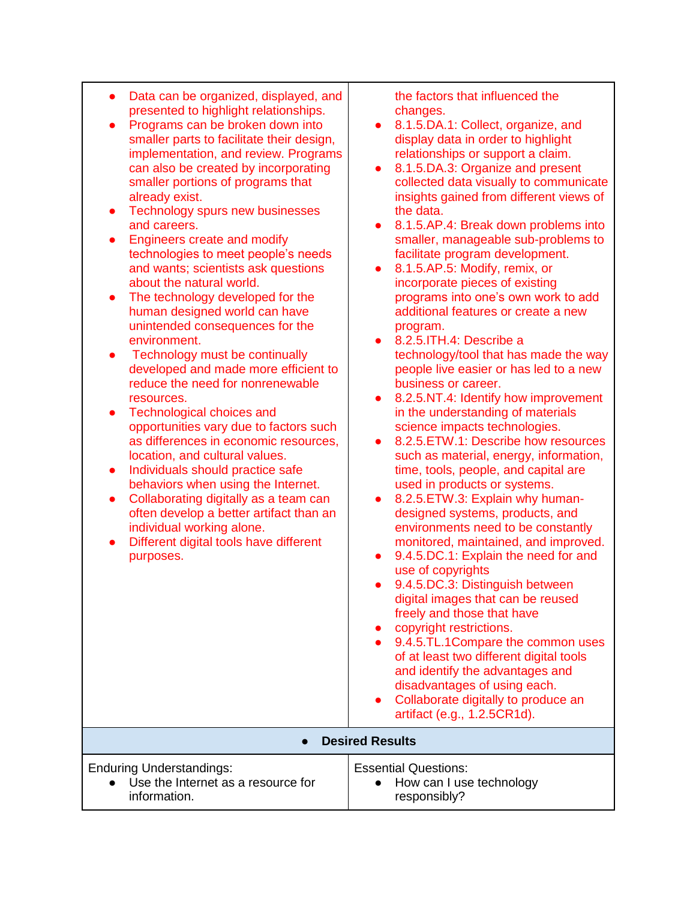| | |
|---|---|
| • Data can be organized, displayed, and presented to highlight relationships.<br>• Programs can be broken down into smaller parts to facilitate their design, implementation, and review. Programs can also be created by incorporating smaller portions of programs that already exist.<br>• Technology spurs new businesses and careers.<br>• Engineers create and modify technologies to meet people's needs and wants; scientists ask questions about the natural world.<br>• The technology developed for the human designed world can have unintended consequences for the environment.<br>• Technology must be continually developed and made more efficient to reduce the need for nonrenewable resources.<br>• Technological choices and opportunities vary due to factors such as differences in economic resources, location, and cultural values.<br>• Individuals should practice safe behaviors when using the Internet.<br>• Collaborating digitally as a team can often develop a better artifact than an individual working alone.<br>• Different digital tools have different purposes. | the factors that influenced the changes.<br>• 8.1.5.DA.1: Collect, organize, and display data in order to highlight relationships or support a claim.<br>• 8.1.5.DA.3: Organize and present collected data visually to communicate insights gained from different views of the data.<br>• 8.1.5.AP.4: Break down problems into smaller, manageable sub-problems to facilitate program development.<br>• 8.1.5.AP.5: Modify, remix, or incorporate pieces of existing programs into one's own work to add additional features or create a new program.<br>• 8.2.5.ITH.4: Describe a technology/tool that has made the way people live easier or has led to a new business or career.<br>• 8.2.5.NT.4: Identify how improvement in the understanding of materials science impacts technologies.<br>• 8.2.5.ETW.1: Describe how resources such as material, energy, information, time, tools, people, and capital are used in products or systems.<br>• 8.2.5.ETW.3: Explain why human-designed systems, products, and environments need to be constantly monitored, maintained, and improved.<br>• 9.4.5.DC.1: Explain the need for and use of copyrights<br>• 9.4.5.DC.3: Distinguish between digital images that can be reused freely and those that have<br>• copyright restrictions.<br>• 9.4.5.TL.1Compare the common uses of at least two different digital tools and identify the advantages and disadvantages of using each.<br>• Collaborate digitally to produce an artifact (e.g., 1.2.5CR1d). |
| **• Desired Results** | |
| Enduring Understandings:<br>• Use the Internet as a resource for information. | Essential Questions:<br>• How can I use technology responsibly? |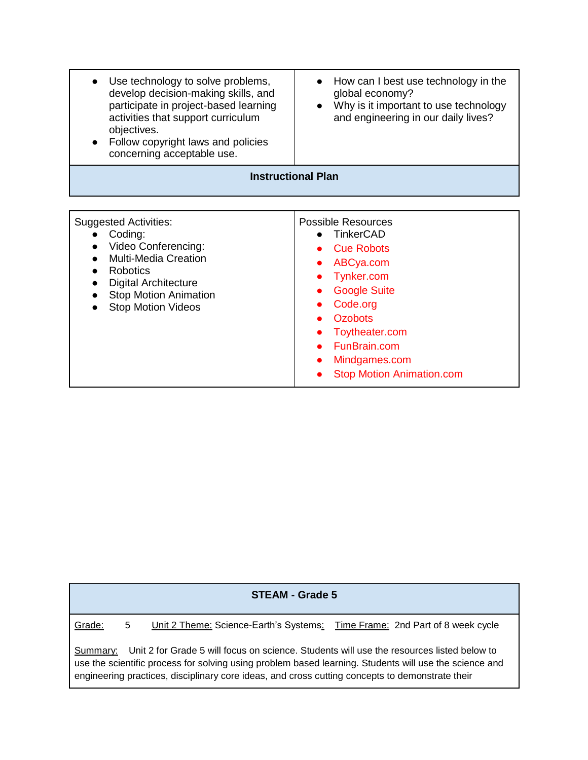| | |
|---|---|
| • Use technology to solve problems, develop decision-making skills, and participate in project-based learning activities that support curriculum objectives.<br>• Follow copyright laws and policies concerning acceptable use. | • How can I best use technology in the global economy?<br>• Why is it important to use technology and engineering in our daily lives? |

**Instructional Plan**

| Suggested Activities: | Possible Resources |
|---|---|
| • Coding:<br>• Video Conferencing:<br>• Multi-Media Creation<br>• Robotics<br>• Digital Architecture<br>• Stop Motion Animation<br>• Stop Motion Videos | • TinkerCAD<br>• Cue Robots<br>• ABCya.com<br>• Tynker.com<br>• Google Suite<br>• Code.org<br>• Ozobots<br>• Toytheater.com<br>• FunBrain.com<br>• Mindgames.com<br>• Stop Motion Animation.com |

**STEAM - Grade 5**

Grade: 5 Unit 2 Theme: Science-Earth's Systems: Time Frame: 2nd Part of 8 week cycle

Summary: Unit 2 for Grade 5 will focus on science. Students will use the resources listed below to use the scientific process for solving using problem based learning. Students will use the science and engineering practices, disciplinary core ideas, and cross cutting concepts to demonstrate their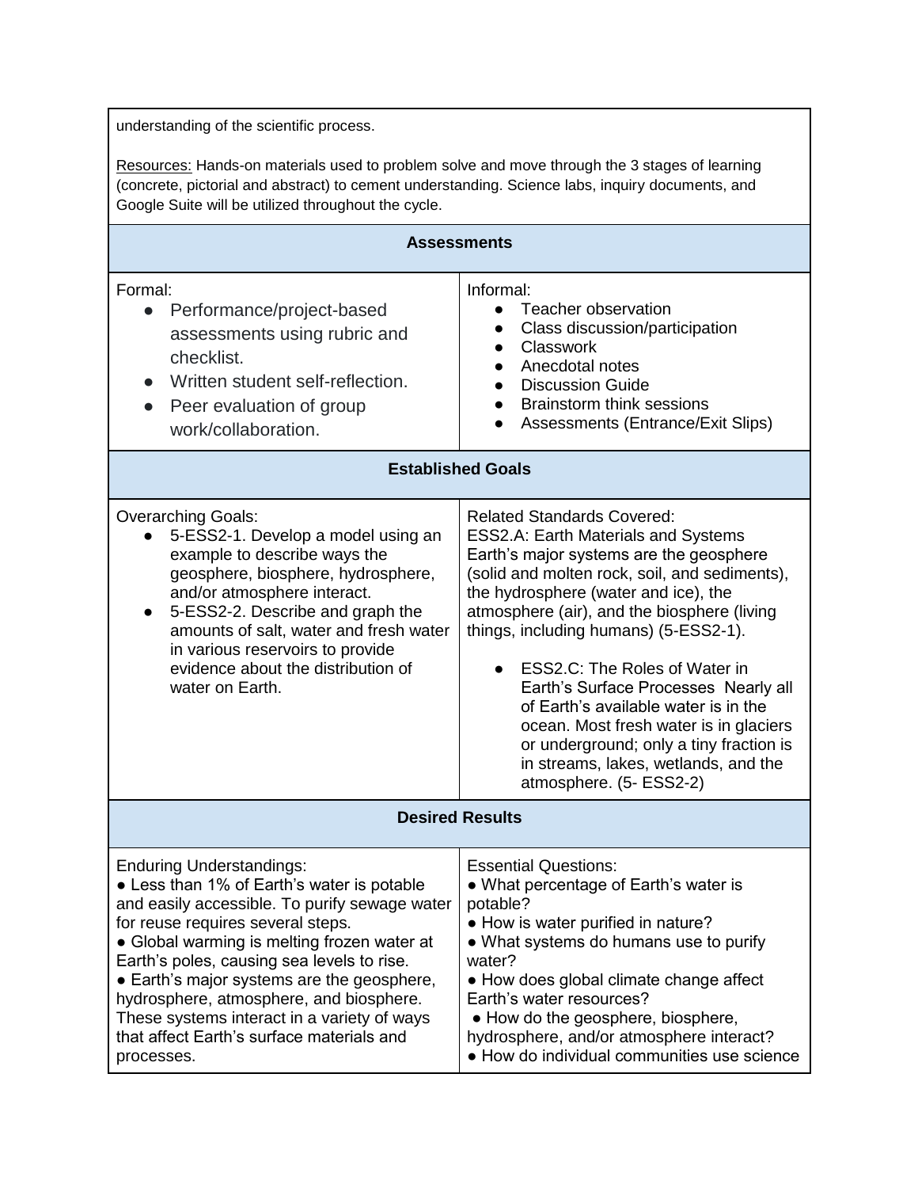understanding of the scientific process.

Resources: Hands-on materials used to problem solve and move through the 3 stages of learning (concrete, pictorial and abstract) to cement understanding. Science labs, inquiry documents, and Google Suite will be utilized throughout the cycle.

| **Assessments** | |
|---|---|
| Formal:<br>● Performance/project-based assessments using rubric and checklist.<br>● Written student self-reflection.<br>● Peer evaluation of group work/collaboration. | Informal:<br>● Teacher observation<br>● Class discussion/participation<br>● Classwork<br>● Anecdotal notes<br>● Discussion Guide<br>● Brainstorm think sessions<br>● Assessments (Entrance/Exit Slips) |
| **Established Goals** | |
| Overarching Goals:<br>● 5-ESS2-1. Develop a model using an example to describe ways the geosphere, biosphere, hydrosphere, and/or atmosphere interact.<br>● 5-ESS2-2. Describe and graph the amounts of salt, water and fresh water in various reservoirs to provide evidence about the distribution of water on Earth. | Related Standards Covered:<br>ESS2.A: Earth Materials and Systems Earth's major systems are the geosphere (solid and molten rock, soil, and sediments), the hydrosphere (water and ice), the atmosphere (air), and the biosphere (living things, including humans) (5-ESS2-1).<br>● ESS2.C: The Roles of Water in Earth's Surface Processes Nearly all of Earth's available water is in the ocean. Most fresh water is in glaciers or underground; only a tiny fraction is in streams, lakes, wetlands, and the atmosphere. (5- ESS2-2) |
| **Desired Results** | |
| Enduring Understandings:<br>● Less than 1% of Earth's water is potable and easily accessible. To purify sewage water for reuse requires several steps.<br>● Global warming is melting frozen water at Earth's poles, causing sea levels to rise.<br>● Earth's major systems are the geosphere, hydrosphere, atmosphere, and biosphere. These systems interact in a variety of ways that affect Earth's surface materials and processes. | Essential Questions:<br>● What percentage of Earth's water is potable?<br>● How is water purified in nature?<br>● What systems do humans use to purify water?<br>● How does global climate change affect Earth's water resources?<br>● How do the geosphere, biosphere, hydrosphere, and/or atmosphere interact?<br>● How do individual communities use science |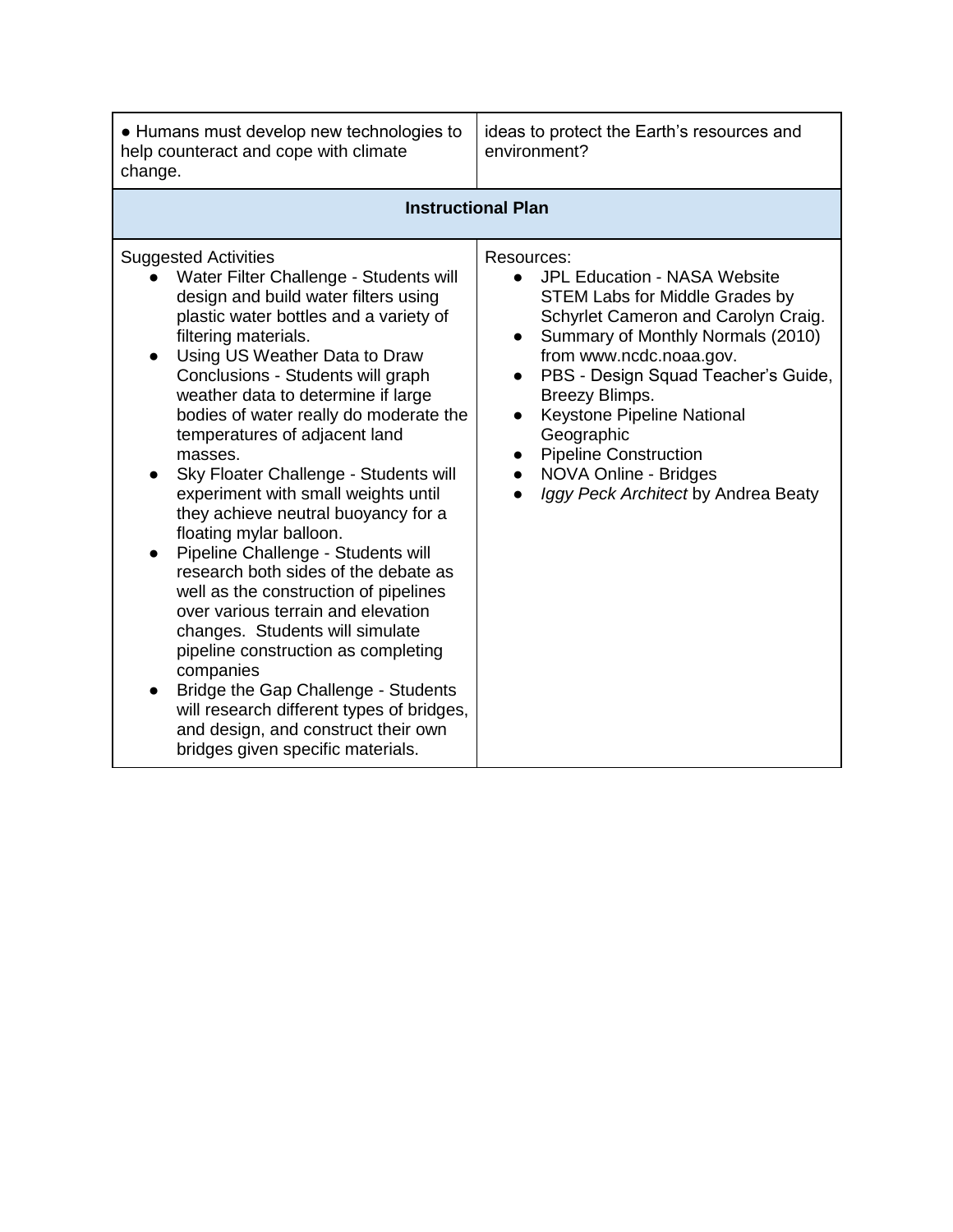| | |
|---|---|
| • Humans must develop new technologies to help counteract and cope with climate change. | ideas to protect the Earth's resources and environment? |
| **Instructional Plan** | |
| Suggested Activities<br>• Water Filter Challenge - Students will design and build water filters using plastic water bottles and a variety of filtering materials.<br>• Using US Weather Data to Draw Conclusions - Students will graph weather data to determine if large bodies of water really do moderate the temperatures of adjacent land masses.<br>• Sky Floater Challenge - Students will experiment with small weights until they achieve neutral buoyancy for a floating mylar balloon.<br>• Pipeline Challenge - Students will research both sides of the debate as well as the construction of pipelines over various terrain and elevation changes. Students will simulate pipeline construction as completing companies<br>• Bridge the Gap Challenge - Students will research different types of bridges, and design, and construct their own bridges given specific materials. | Resources:<br>• JPL Education - NASA Website STEM Labs for Middle Grades by Schyrlet Cameron and Carolyn Craig.<br>• Summary of Monthly Normals (2010) from www.ncdc.noaa.gov.<br>• PBS - Design Squad Teacher's Guide, Breezy Blimps.<br>• Keystone Pipeline National Geographic<br>• Pipeline Construction<br>• NOVA Online - Bridges<br>• *Iggy Peck Architect* by Andrea Beaty |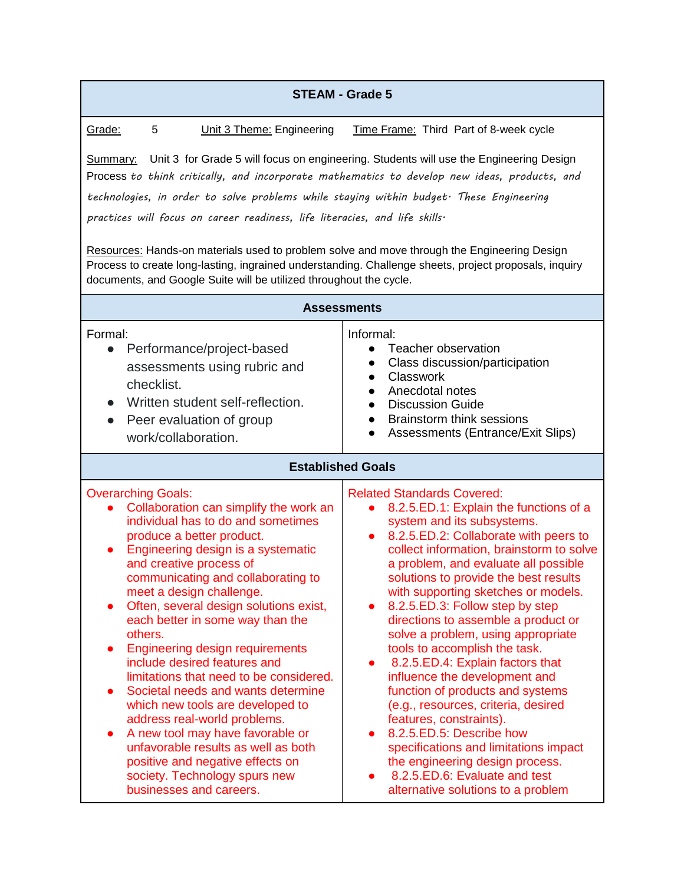## STEAM - Grade 5

Grade: 5 | Unit 3 Theme: Engineering | Time Frame: Third Part of 8-week cycle

Summary: Unit 3 for Grade 5 will focus on engineering. Students will use the Engineering Design Process *to think critically, and incorporate mathematics to develop new ideas, products, and technologies, in order to solve problems while staying within budget. These Engineering practices will focus on career readiness, life literacies, and life skills.*

Resources: Hands-on materials used to problem solve and move through the Engineering Design Process to create long-lasting, ingrained understanding. Challenge sheets, project proposals, inquiry documents, and Google Suite will be utilized throughout the cycle.

### Assessments

| Formal: | Informal: |
|---|---|
| • Performance/project-based assessments using rubric and checklist.<br>• Written student self-reflection.<br>• Peer evaluation of group work/collaboration. | • Teacher observation<br>• Class discussion/participation<br>• Classwork<br>• Anecdotal notes<br>• Discussion Guide<br>• Brainstorm think sessions<br>• Assessments (Entrance/Exit Slips) |

### Established Goals

| Overarching Goals: | Related Standards Covered: |
|---|---|
| • Collaboration can simplify the work an individual has to do and sometimes produce a better product.<br>• Engineering design is a systematic and creative process of communicating and collaborating to meet a design challenge.<br>• Often, several design solutions exist, each better in some way than the others.<br>• Engineering design requirements include desired features and limitations that need to be considered.<br>• Societal needs and wants determine which new tools are developed to address real-world problems.<br>• A new tool may have favorable or unfavorable results as well as both positive and negative effects on society. Technology spurs new businesses and careers. | • 8.2.5.ED.1: Explain the functions of a system and its subsystems.<br>• 8.2.5.ED.2: Collaborate with peers to collect information, brainstorm to solve a problem, and evaluate all possible solutions to provide the best results with supporting sketches or models.<br>• 8.2.5.ED.3: Follow step by step directions to assemble a product or solve a problem, using appropriate tools to accomplish the task.<br>• 8.2.5.ED.4: Explain factors that influence the development and function of products and systems (e.g., resources, criteria, desired features, constraints).<br>• 8.2.5.ED.5: Describe how specifications and limitations impact the engineering design process.<br>• 8.2.5.ED.6: Evaluate and test alternative solutions to a problem |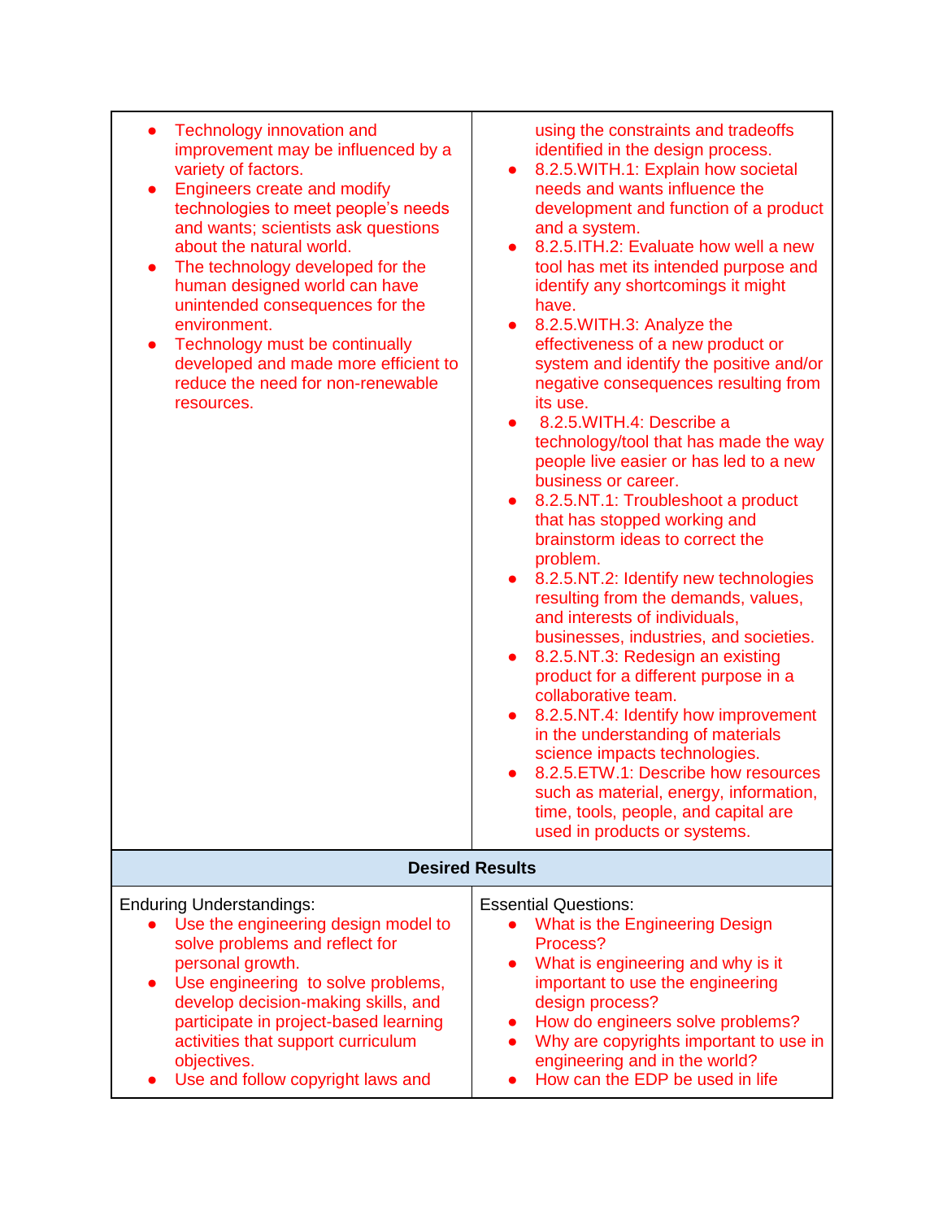| | |
|---|---|
| • Technology innovation and improvement may be influenced by a variety of factors.<br>• Engineers create and modify technologies to meet people's needs and wants; scientists ask questions about the natural world.<br>• The technology developed for the human designed world can have unintended consequences for the environment.<br>• Technology must be continually developed and made more efficient to reduce the need for non-renewable resources. | using the constraints and tradeoffs identified in the design process.<br>• 8.2.5.WITH.1: Explain how societal needs and wants influence the development and function of a product and a system.<br>• 8.2.5.ITH.2: Evaluate how well a new tool has met its intended purpose and identify any shortcomings it might have.<br>• 8.2.5.WITH.3: Analyze the effectiveness of a new product or system and identify the positive and/or negative consequences resulting from its use.<br>• 8.2.5.WITH.4: Describe a technology/tool that has made the way people live easier or has led to a new business or career.<br>• 8.2.5.NT.1: Troubleshoot a product that has stopped working and brainstorm ideas to correct the problem.<br>• 8.2.5.NT.2: Identify new technologies resulting from the demands, values, and interests of individuals, businesses, industries, and societies.<br>• 8.2.5.NT.3: Redesign an existing product for a different purpose in a collaborative team.<br>• 8.2.5.NT.4: Identify how improvement in the understanding of materials science impacts technologies.<br>• 8.2.5.ETW.1: Describe how resources such as material, energy, information, time, tools, people, and capital are used in products or systems. |
| **Desired Results** | |
| Enduring Understandings:<br>• Use the engineering design model to solve problems and reflect for personal growth.<br>• Use engineering to solve problems, develop decision-making skills, and participate in project-based learning activities that support curriculum objectives.<br>• Use and follow copyright laws and | Essential Questions:<br>• What is the Engineering Design Process?<br>• What is engineering and why is it important to use the engineering design process?<br>• How do engineers solve problems?<br>• Why are copyrights important to use in engineering and in the world?<br>• How can the EDP be used in life |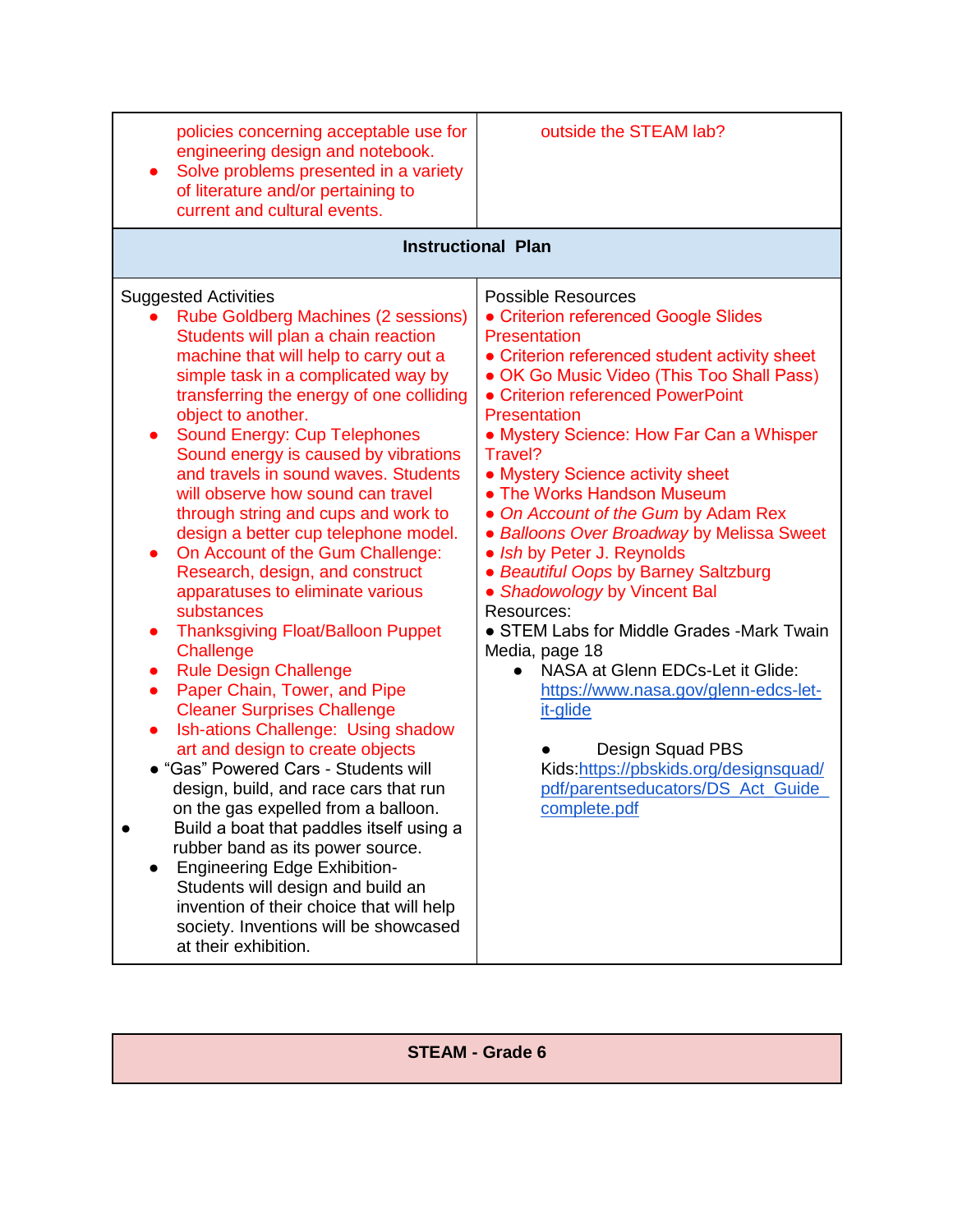| | |
|---|---|
| policies concerning acceptable use for engineering design and notebook.<br>• Solve problems presented in a variety of literature and/or pertaining to current and cultural events. | outside the STEAM lab? |

| **Instructional Plan** | |
|---|---|
| Suggested Activities<br>• Rube Goldberg Machines (2 sessions) Students will plan a chain reaction machine that will help to carry out a simple task in a complicated way by transferring the energy of one colliding object to another.<br>• Sound Energy: Cup Telephones Sound energy is caused by vibrations and travels in sound waves. Students will observe how sound can travel through string and cups and work to design a better cup telephone model.<br>• On Account of the Gum Challenge: Research, design, and construct apparatuses to eliminate various substances<br>• Thanksgiving Float/Balloon Puppet Challenge<br>• Rule Design Challenge<br>• Paper Chain, Tower, and Pipe Cleaner Surprises Challenge<br>• Ish-ations Challenge: Using shadow art and design to create objects<br>• "Gas" Powered Cars - Students will design, build, and race cars that run on the gas expelled from a balloon.<br>• Build a boat that paddles itself using a rubber band as its power source.<br>• Engineering Edge Exhibition- Students will design and build an invention of their choice that will help society. Inventions will be showcased at their exhibition. | Possible Resources<br>• Criterion referenced Google Slides Presentation<br>• Criterion referenced student activity sheet<br>• OK Go Music Video (This Too Shall Pass)<br>• Criterion referenced PowerPoint Presentation<br>• Mystery Science: How Far Can a Whisper Travel?<br>• Mystery Science activity sheet<br>• The Works Handson Museum<br>• *On Account of the Gum* by Adam Rex<br>• *Balloons Over Broadway* by Melissa Sweet<br>• *Ish* by Peter J. Reynolds<br>• *Beautiful Oops* by Barney Saltzburg<br>• *Shadowology* by Vincent Bal<br>Resources:<br>• STEM Labs for Middle Grades -Mark Twain Media, page 18<br>• NASA at Glenn EDCs-Let it Glide: https://www.nasa.gov/glenn-edcs-let-it-glide<br>• Design Squad PBS Kids:https://pbskids.org/designsquad/pdf/parentseducators/DS_Act_Guide_complete.pdf |

| **STEAM - Grade 6** |
|---|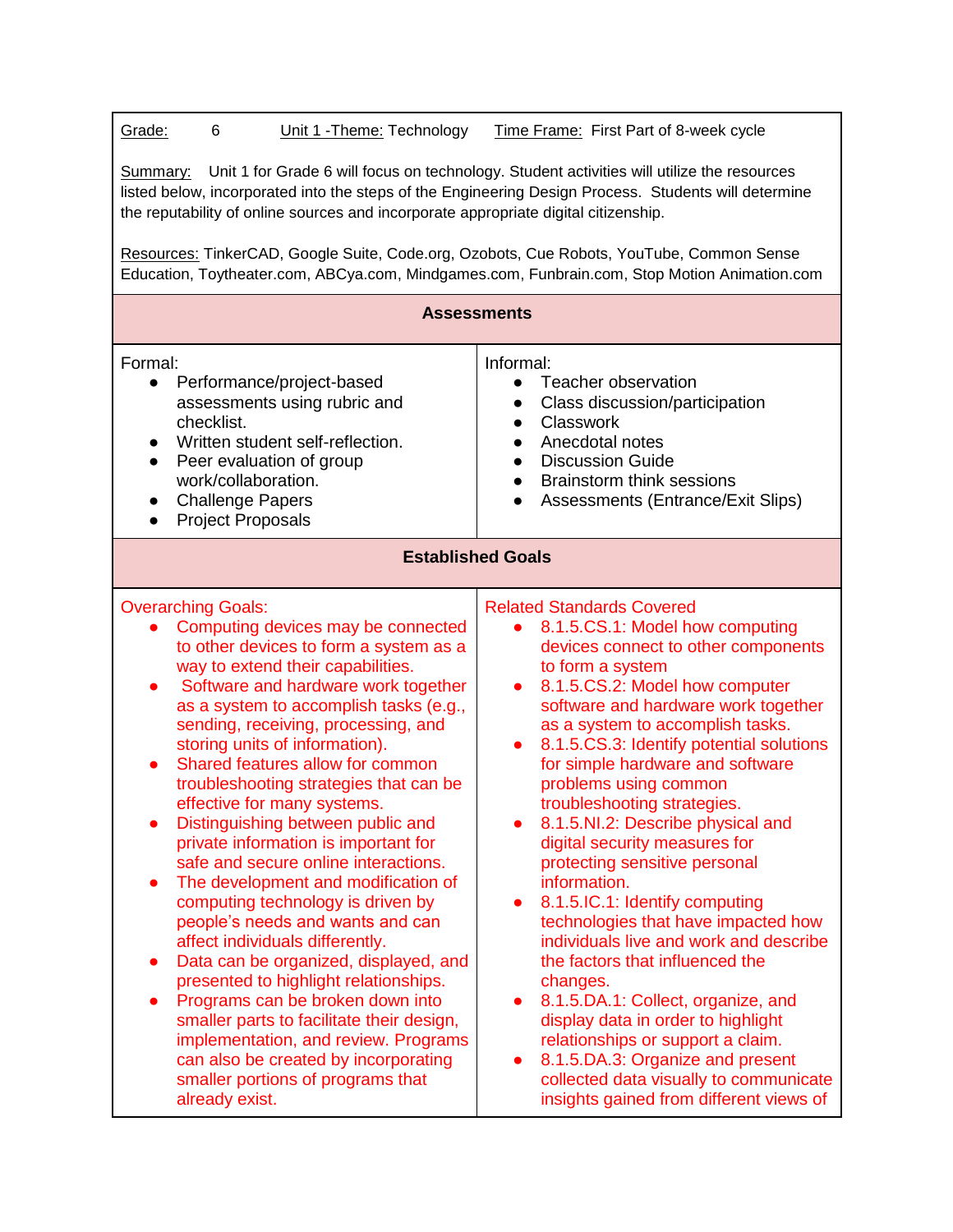Grade: 6 Unit 1 -Theme: Technology Time Frame: First Part of 8-week cycle

Summary: Unit 1 for Grade 6 will focus on technology. Student activities will utilize the resources listed below, incorporated into the steps of the Engineering Design Process. Students will determine the reputability of online sources and incorporate appropriate digital citizenship.

Resources: TinkerCAD, Google Suite, Code.org, Ozobots, Cue Robots, YouTube, Common Sense Education, Toytheater.com, ABCya.com, Mindgames.com, Funbrain.com, Stop Motion Animation.com

## Assessments

| Formal | Informal |
|---|---|
| • Performance/project-based assessments using rubric and checklist.<br>• Written student self-reflection.<br>• Peer evaluation of group work/collaboration.<br>• Challenge Papers<br>• Project Proposals | • Teacher observation<br>• Class discussion/participation<br>• Classwork<br>• Anecdotal notes<br>• Discussion Guide<br>• Brainstorm think sessions<br>• Assessments (Entrance/Exit Slips) |

## Established Goals

| Overarching Goals: | Related Standards Covered |
|---|---|
| • Computing devices may be connected to other devices to form a system as a way to extend their capabilities.<br>• Software and hardware work together as a system to accomplish tasks (e.g., sending, receiving, processing, and storing units of information).<br>• Shared features allow for common troubleshooting strategies that can be effective for many systems.<br>• Distinguishing between public and private information is important for safe and secure online interactions.<br>• The development and modification of computing technology is driven by people's needs and wants and can affect individuals differently.<br>• Data can be organized, displayed, and presented to highlight relationships.<br>• Programs can be broken down into smaller parts to facilitate their design, implementation, and review. Programs can also be created by incorporating smaller portions of programs that already exist. | • 8.1.5.CS.1: Model how computing devices connect to other components to form a system<br>• 8.1.5.CS.2: Model how computer software and hardware work together as a system to accomplish tasks.<br>• 8.1.5.CS.3: Identify potential solutions for simple hardware and software problems using common troubleshooting strategies.<br>• 8.1.5.NI.2: Describe physical and digital security measures for protecting sensitive personal information.<br>• 8.1.5.IC.1: Identify computing technologies that have impacted how individuals live and work and describe the factors that influenced the changes.<br>• 8.1.5.DA.1: Collect, organize, and display data in order to highlight relationships or support a claim.<br>• 8.1.5.DA.3: Organize and present collected data visually to communicate insights gained from different views of |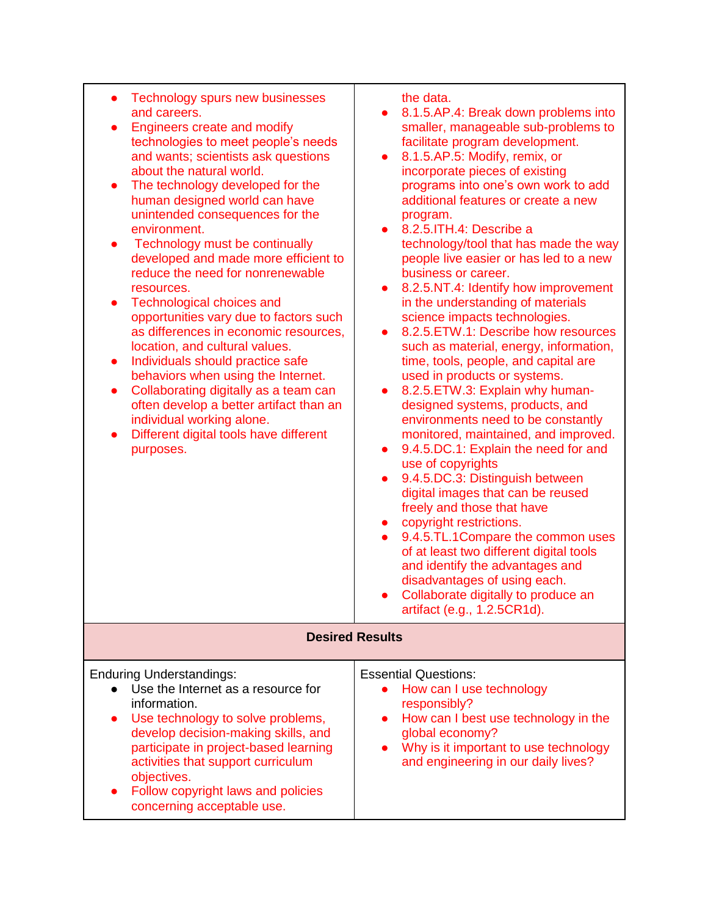| | |
|---|---|
| • Technology spurs new businesses and careers.<br>• Engineers create and modify technologies to meet people's needs and wants; scientists ask questions about the natural world.<br>• The technology developed for the human designed world can have unintended consequences for the environment.<br>• Technology must be continually developed and made more efficient to reduce the need for nonrenewable resources.<br>• Technological choices and opportunities vary due to factors such as differences in economic resources, location, and cultural values.<br>• Individuals should practice safe behaviors when using the Internet.<br>• Collaborating digitally as a team can often develop a better artifact than an individual working alone.<br>• Different digital tools have different purposes. | the data.<br>• 8.1.5.AP.4: Break down problems into smaller, manageable sub-problems to facilitate program development.<br>• 8.1.5.AP.5: Modify, remix, or incorporate pieces of existing programs into one's own work to add additional features or create a new program.<br>• 8.2.5.ITH.4: Describe a technology/tool that has made the way people live easier or has led to a new business or career.<br>• 8.2.5.NT.4: Identify how improvement in the understanding of materials science impacts technologies.<br>• 8.2.5.ETW.1: Describe how resources such as material, energy, information, time, tools, people, and capital are used in products or systems.<br>• 8.2.5.ETW.3: Explain why human-designed systems, products, and environments need to be constantly monitored, maintained, and improved.<br>• 9.4.5.DC.1: Explain the need for and use of copyrights<br>• 9.4.5.DC.3: Distinguish between digital images that can be reused freely and those that have<br>• copyright restrictions.<br>• 9.4.5.TL.1Compare the common uses of at least two different digital tools and identify the advantages and disadvantages of using each.<br>• Collaborate digitally to produce an artifact (e.g., 1.2.5CR1d). |
| **Desired Results** | |
| Enduring Understandings:<br>• Use the Internet as a resource for information.<br>• Use technology to solve problems, develop decision-making skills, and participate in project-based learning activities that support curriculum objectives.<br>• Follow copyright laws and policies concerning acceptable use. | Essential Questions:<br>• How can I use technology responsibly?<br>• How can I best use technology in the global economy?<br>• Why is it important to use technology and engineering in our daily lives? |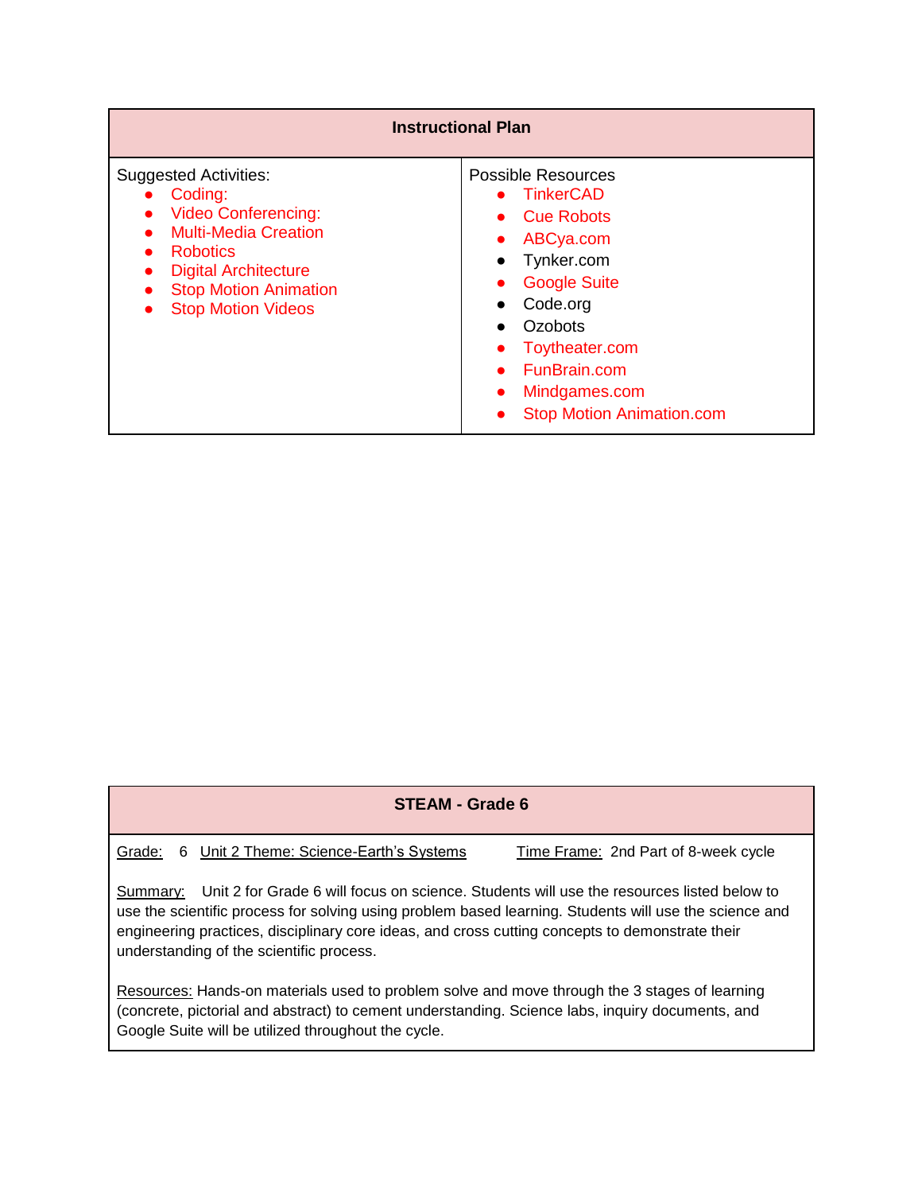| Instructional Plan | |
|---|---|
| Suggested Activities:<br>• Coding:<br>• Video Conferencing:<br>• Multi-Media Creation<br>• Robotics<br>• Digital Architecture<br>• Stop Motion Animation<br>• Stop Motion Videos | Possible Resources<br>• TinkerCAD<br>• Cue Robots<br>• ABCya.com<br>• Tynker.com<br>• Google Suite<br>• Code.org<br>• Ozobots<br>• Toytheater.com<br>• FunBrain.com<br>• Mindgames.com<br>• Stop Motion Animation.com |

| STEAM - Grade 6 |
|---|
| Grade: 6 Unit 2 Theme: Science-Earth's Systems Time Frame: 2nd Part of 8-week cycle<br><br>Summary: Unit 2 for Grade 6 will focus on science. Students will use the resources listed below to use the scientific process for solving using problem based learning. Students will use the science and engineering practices, disciplinary core ideas, and cross cutting concepts to demonstrate their understanding of the scientific process.<br><br>Resources: Hands-on materials used to problem solve and move through the 3 stages of learning (concrete, pictorial and abstract) to cement understanding. Science labs, inquiry documents, and Google Suite will be utilized throughout the cycle. |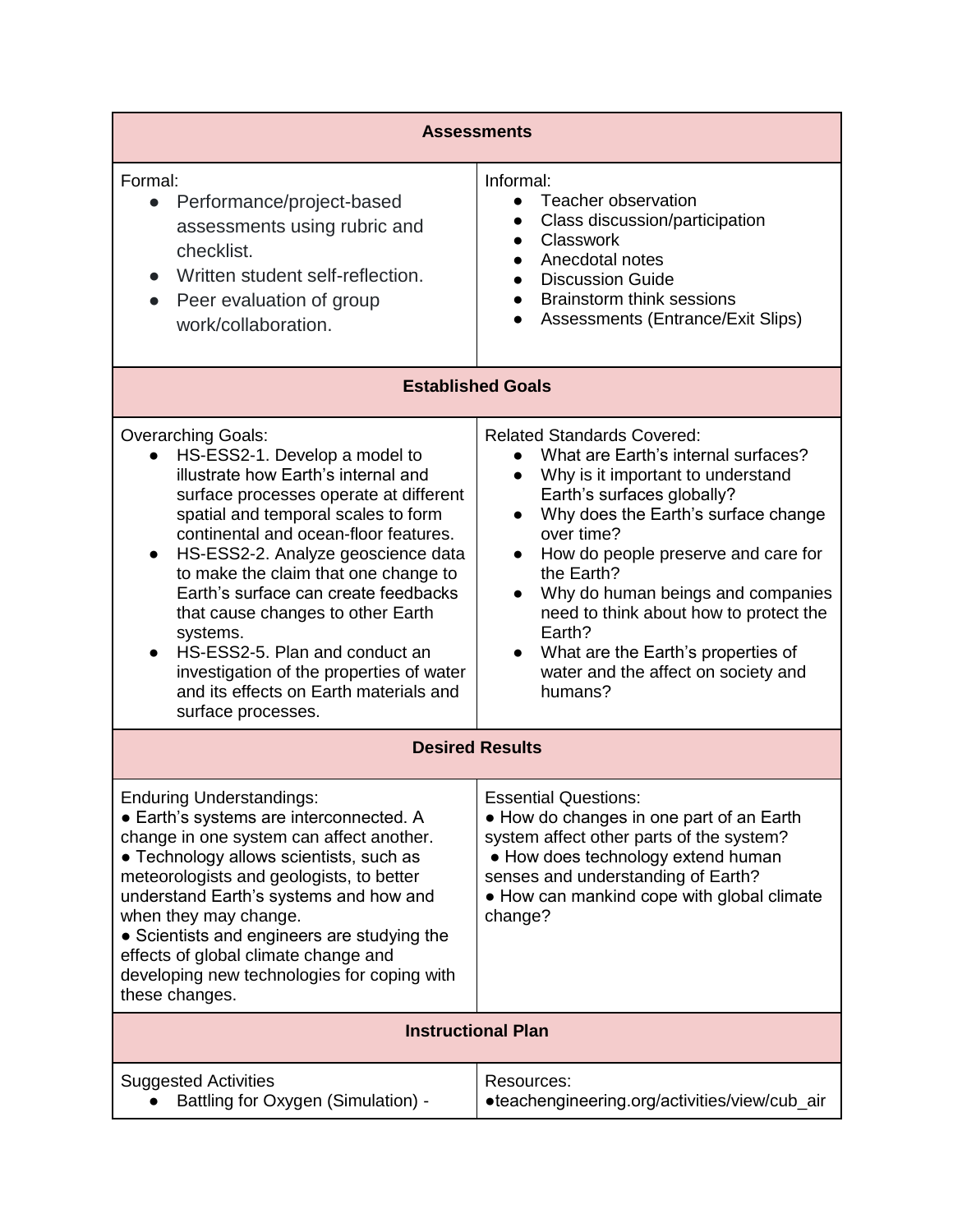| Assessments | |
|---|---|
| Formal:<br>● Performance/project-based assessments using rubric and checklist.<br>● Written student self-reflection.<br>● Peer evaluation of group work/collaboration. | Informal:<br>● Teacher observation<br>● Class discussion/participation<br>● Classwork<br>● Anecdotal notes<br>● Discussion Guide<br>● Brainstorm think sessions<br>● Assessments (Entrance/Exit Slips) |
| **Established Goals** | |
| Overarching Goals:<br>● HS-ESS2-1. Develop a model to illustrate how Earth's internal and surface processes operate at different spatial and temporal scales to form continental and ocean-floor features.<br>● HS-ESS2-2. Analyze geoscience data to make the claim that one change to Earth's surface can create feedbacks that cause changes to other Earth systems.<br>● HS-ESS2-5. Plan and conduct an investigation of the properties of water and its effects on Earth materials and surface processes. | Related Standards Covered:<br>● What are Earth's internal surfaces?<br>● Why is it important to understand Earth's surfaces globally?<br>● Why does the Earth's surface change over time?<br>● How do people preserve and care for the Earth?<br>● Why do human beings and companies need to think about how to protect the Earth?<br>● What are the Earth's properties of water and the affect on society and humans? |
| **Desired Results** | |
| Enduring Understandings:<br>● Earth's systems are interconnected. A change in one system can affect another.<br>● Technology allows scientists, such as meteorologists and geologists, to better understand Earth's systems and how and when they may change.<br>● Scientists and engineers are studying the effects of global climate change and developing new technologies for coping with these changes. | Essential Questions:<br>● How do changes in one part of an Earth system affect other parts of the system?<br>● How does technology extend human senses and understanding of Earth?<br>● How can mankind cope with global climate change? |
| **Instructional Plan** | |
| Suggested Activities<br>● Battling for Oxygen (Simulation) - | Resources:<br>●teachengineering.org/activities/view/cub_air |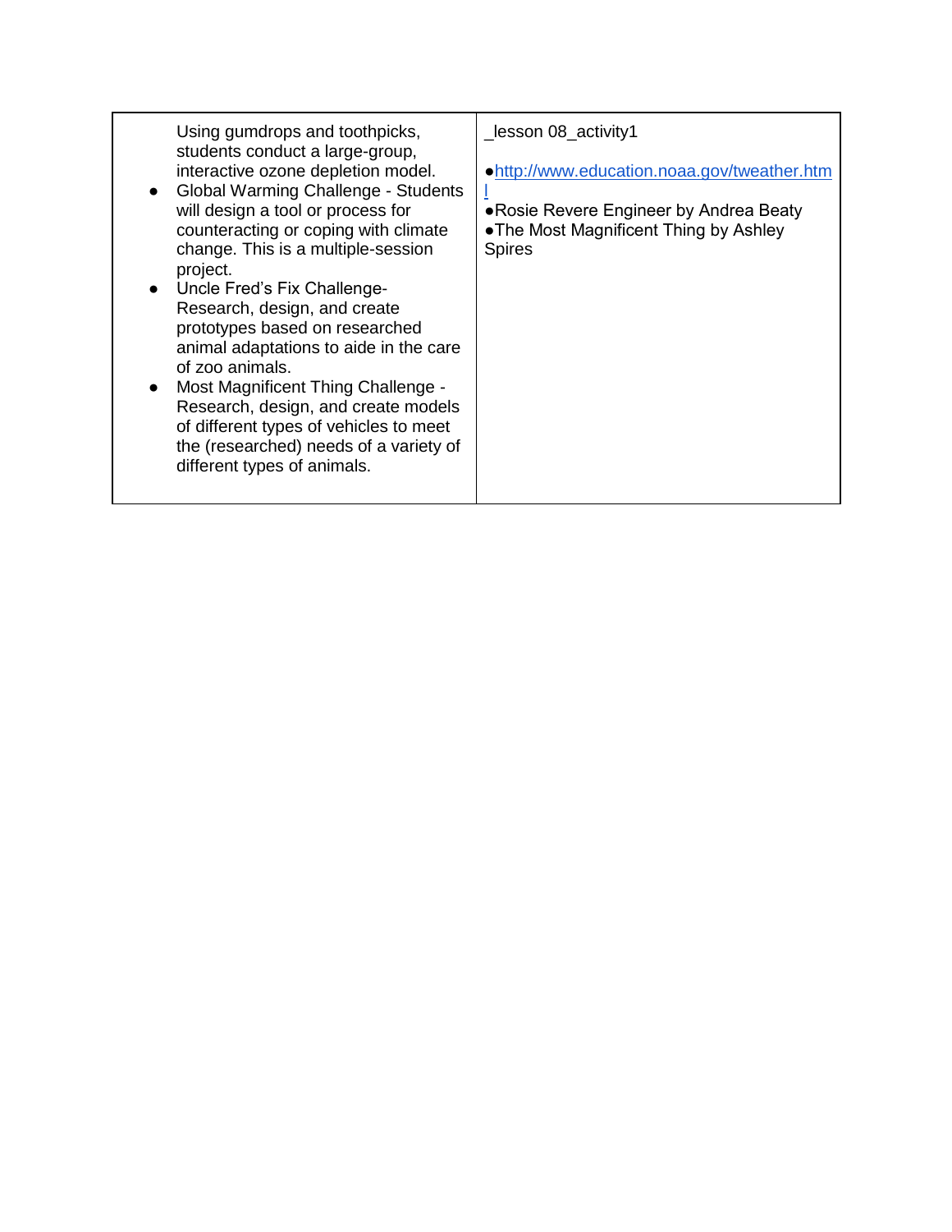| | |
|---|---|
| Using gumdrops and toothpicks, students conduct a large-group, interactive ozone depletion model.<br>• Global Warming Challenge - Students will design a tool or process for counteracting or coping with climate change. This is a multiple-session project.<br>• Uncle Fred's Fix Challenge- Research, design, and create prototypes based on researched animal adaptations to aide in the care of zoo animals.<br>• Most Magnificent Thing Challenge - Research, design, and create models of different types of vehicles to meet the (researched) needs of a variety of different types of animals. | _lesson 08_activity1<br><br>•http://www.education.noaa.gov/tweather.html<br>•Rosie Revere Engineer by Andrea Beaty<br>•The Most Magnificent Thing by Ashley Spires |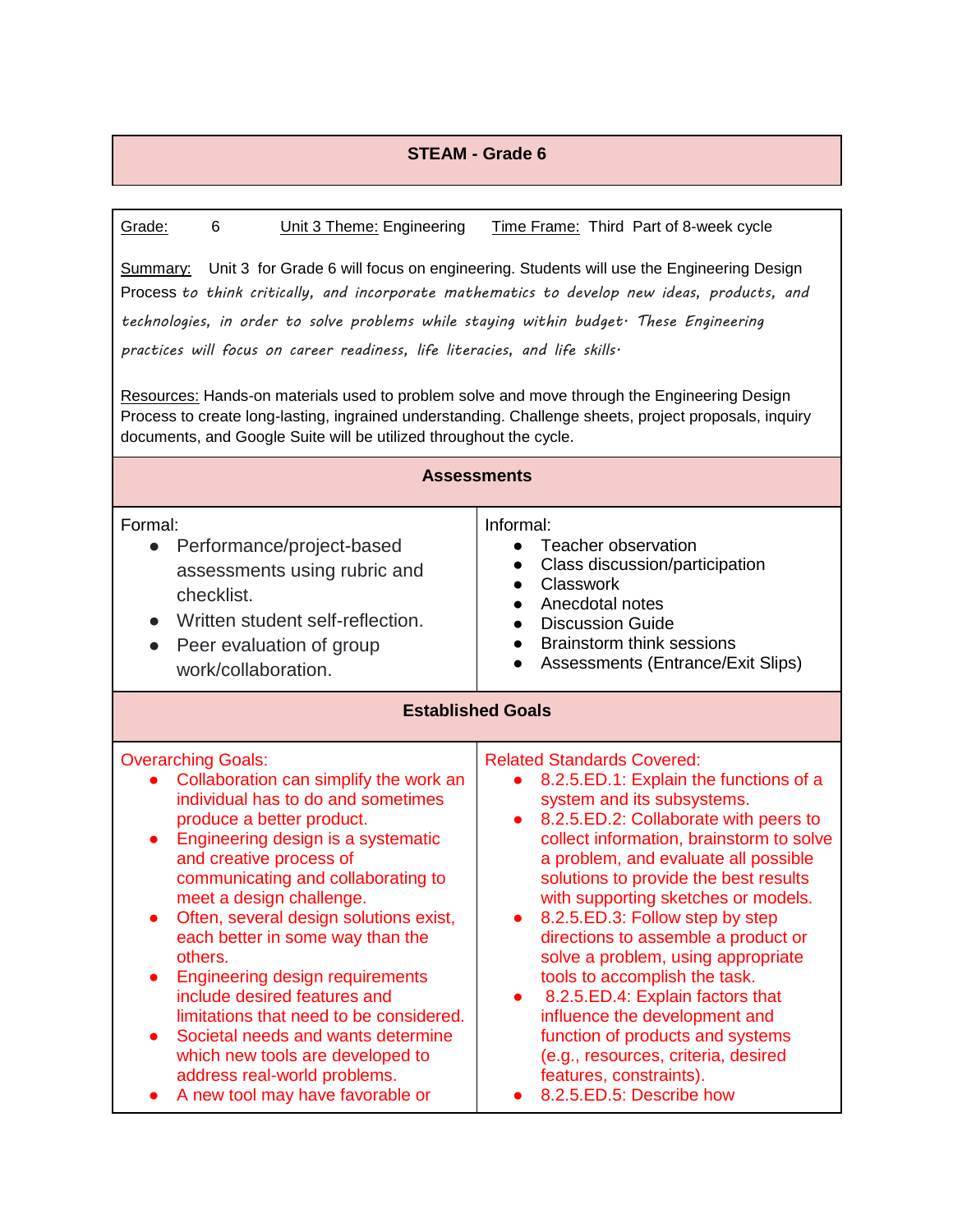## STEAM - Grade 6

Grade: 6 &nbsp;&nbsp;&nbsp; Unit 3 Theme: Engineering &nbsp;&nbsp;&nbsp; Time Frame: Third Part of 8-week cycle

Summary: Unit 3 for Grade 6 will focus on engineering. Students will use the Engineering Design Process *to think critically, and incorporate mathematics to develop new ideas, products, and technologies, in order to solve problems while staying within budget. These Engineering practices will focus on career readiness, life literacies, and life skills.*

Resources: Hands-on materials used to problem solve and move through the Engineering Design Process to create long-lasting, ingrained understanding. Challenge sheets, project proposals, inquiry documents, and Google Suite will be utilized throughout the cycle.

### Assessments

| Formal: | Informal: |
|---|---|
| • Performance/project-based assessments using rubric and checklist.<br>• Written student self-reflection.<br>• Peer evaluation of group work/collaboration. | • Teacher observation<br>• Class discussion/participation<br>• Classwork<br>• Anecdotal notes<br>• Discussion Guide<br>• Brainstorm think sessions<br>• Assessments (Entrance/Exit Slips) |

### Established Goals

| Overarching Goals: | Related Standards Covered: |
|---|---|
| • Collaboration can simplify the work an individual has to do and sometimes produce a better product.<br>• Engineering design is a systematic and creative process of communicating and collaborating to meet a design challenge.<br>• Often, several design solutions exist, each better in some way than the others.<br>• Engineering design requirements include desired features and limitations that need to be considered.<br>• Societal needs and wants determine which new tools are developed to address real-world problems.<br>• A new tool may have favorable or | • 8.2.5.ED.1: Explain the functions of a system and its subsystems.<br>• 8.2.5.ED.2: Collaborate with peers to collect information, brainstorm to solve a problem, and evaluate all possible solutions to provide the best results with supporting sketches or models.<br>• 8.2.5.ED.3: Follow step by step directions to assemble a product or solve a problem, using appropriate tools to accomplish the task.<br>• 8.2.5.ED.4: Explain factors that influence the development and function of products and systems (e.g., resources, criteria, desired features, constraints).<br>• 8.2.5.ED.5: Describe how |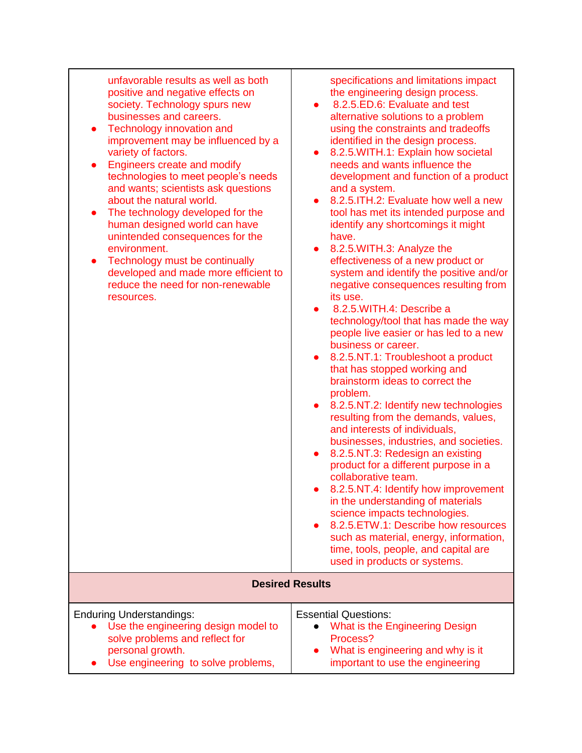| | |
|---|---|
| unfavorable results as well as both positive and negative effects on society. Technology spurs new businesses and careers.<br>• Technology innovation and improvement may be influenced by a variety of factors.<br>• Engineers create and modify technologies to meet people's needs and wants; scientists ask questions about the natural world.<br>• The technology developed for the human designed world can have unintended consequences for the environment.<br>• Technology must be continually developed and made more efficient to reduce the need for non-renewable resources. | specifications and limitations impact the engineering design process.<br>• 8.2.5.ED.6: Evaluate and test alternative solutions to a problem using the constraints and tradeoffs identified in the design process.<br>• 8.2.5.WITH.1: Explain how societal needs and wants influence the development and function of a product and a system.<br>• 8.2.5.ITH.2: Evaluate how well a new tool has met its intended purpose and identify any shortcomings it might have.<br>• 8.2.5.WITH.3: Analyze the effectiveness of a new product or system and identify the positive and/or negative consequences resulting from its use.<br>• 8.2.5.WITH.4: Describe a technology/tool that has made the way people live easier or has led to a new business or career.<br>• 8.2.5.NT.1: Troubleshoot a product that has stopped working and brainstorm ideas to correct the problem.<br>• 8.2.5.NT.2: Identify new technologies resulting from the demands, values, and interests of individuals, businesses, industries, and societies.<br>• 8.2.5.NT.3: Redesign an existing product for a different purpose in a collaborative team.<br>• 8.2.5.NT.4: Identify how improvement in the understanding of materials science impacts technologies.<br>• 8.2.5.ETW.1: Describe how resources such as material, energy, information, time, tools, people, and capital are used in products or systems. |
| **Desired Results** | |
| Enduring Understandings:<br>• Use the engineering design model to solve problems and reflect for personal growth.<br>• Use engineering to solve problems, | Essential Questions:<br>• What is the Engineering Design Process?<br>• What is engineering and why is it important to use the engineering |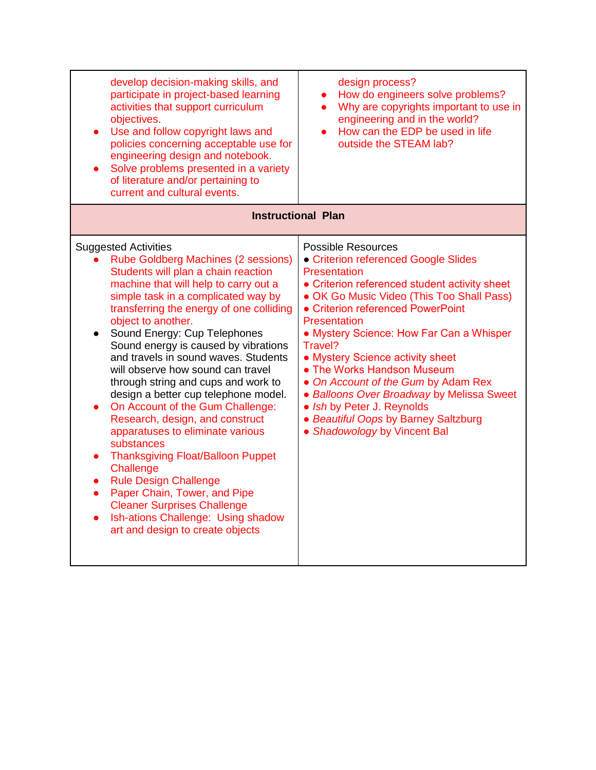| | |
|---|---|
| develop decision-making skills, and participate in project-based learning activities that support curriculum objectives.<br>• Use and follow copyright laws and policies concerning acceptable use for engineering design and notebook.<br>• Solve problems presented in a variety of literature and/or pertaining to current and cultural events. | design process?<br>• How do engineers solve problems?<br>• Why are copyrights important to use in engineering and in the world?<br>• How can the EDP be used in life outside the STEAM lab? |
| **Instructional Plan** | |
| Suggested Activities<br>• Rube Goldberg Machines (2 sessions) Students will plan a chain reaction machine that will help to carry out a simple task in a complicated way by transferring the energy of one colliding object to another.<br>• Sound Energy: Cup Telephones Sound energy is caused by vibrations and travels in sound waves. Students will observe how sound can travel through string and cups and work to design a better cup telephone model.<br>• On Account of the Gum Challenge: Research, design, and construct apparatuses to eliminate various substances<br>• Thanksgiving Float/Balloon Puppet Challenge<br>• Rule Design Challenge<br>• Paper Chain, Tower, and Pipe Cleaner Surprises Challenge<br>• Ish-ations Challenge: Using shadow art and design to create objects | Possible Resources<br>• Criterion referenced Google Slides Presentation<br>• Criterion referenced student activity sheet<br>• OK Go Music Video (This Too Shall Pass)<br>• Criterion referenced PowerPoint Presentation<br>• Mystery Science: How Far Can a Whisper Travel?<br>• Mystery Science activity sheet<br>• The Works Handson Museum<br>• *On Account of the Gum* by Adam Rex<br>• *Balloons Over Broadway* by Melissa Sweet<br>• *Ish* by Peter J. Reynolds<br>• *Beautiful Oops* by Barney Saltzburg<br>• *Shadowology* by Vincent Bal |